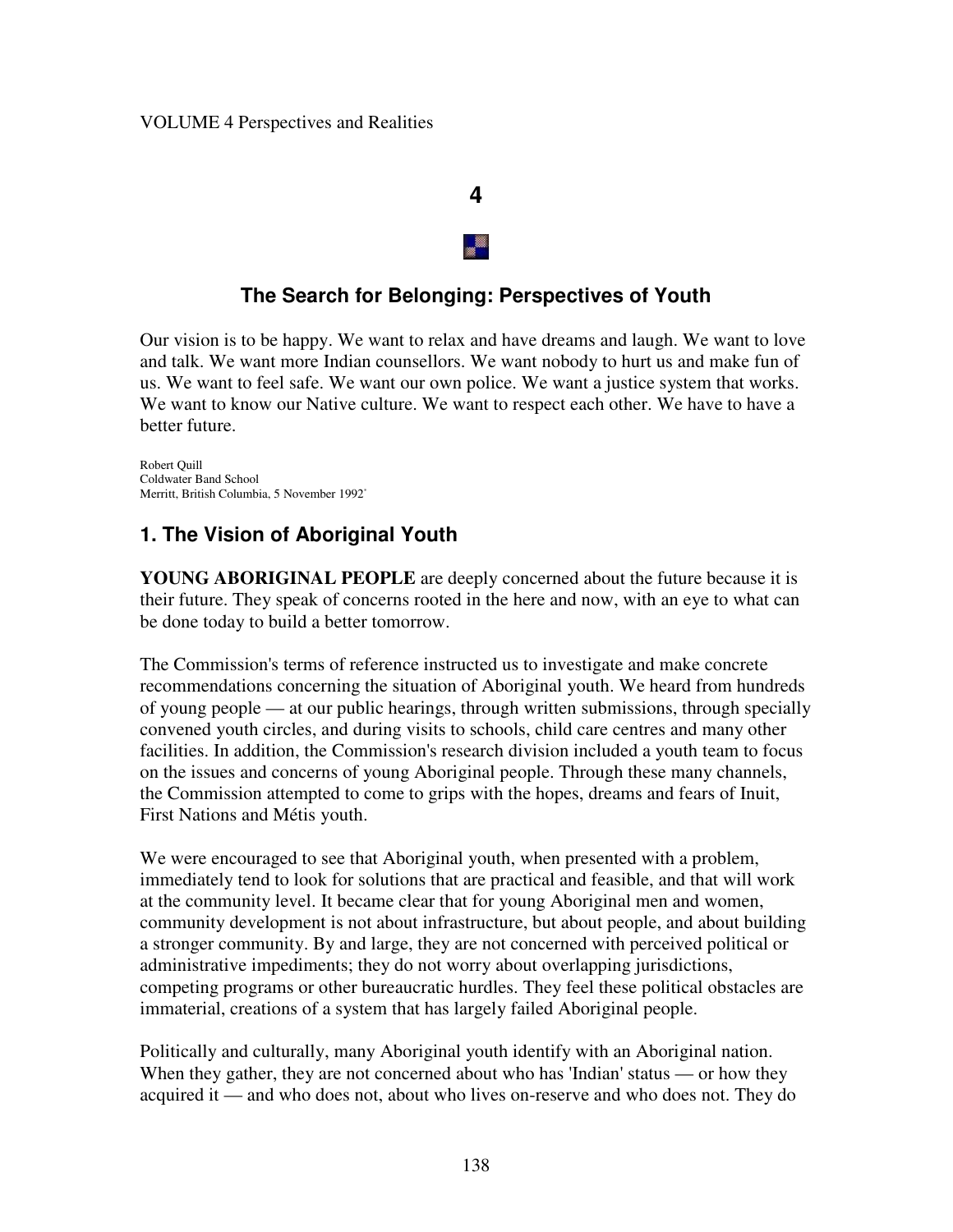VOLUME 4 Perspectives and Realities

# 4

## The Search for Belonging: Perspectives of Youth

Our vision is to be happy. We want to relax and have dreams and laugh. We want to love and talk. We want more Indian counsellors. We want nobody to hurt us and make fun of us. We want to feel safe. We want our own police. We want a justice system that works. We want to know our Native culture. We want to respect each other. We have to have a better future.

Robert Quill
Coldwater Band School
Merritt, British Columbia, 5 November 1992[*]

## 1. The Vision of Aboriginal Youth

**YOUNG ABORIGINAL PEOPLE** are deeply concerned about the future because it is their future. They speak of concerns rooted in the here and now, with an eye to what can be done today to build a better tomorrow.

The Commission's terms of reference instructed us to investigate and make concrete recommendations concerning the situation of Aboriginal youth. We heard from hundreds of young people — at our public hearings, through written submissions, through specially convened youth circles, and during visits to schools, child care centres and many other facilities. In addition, the Commission's research division included a youth team to focus on the issues and concerns of young Aboriginal people. Through these many channels, the Commission attempted to come to grips with the hopes, dreams and fears of Inuit, First Nations and Métis youth.

We were encouraged to see that Aboriginal youth, when presented with a problem, immediately tend to look for solutions that are practical and feasible, and that will work at the community level. It became clear that for young Aboriginal men and women, community development is not about infrastructure, but about people, and about building a stronger community. By and large, they are not concerned with perceived political or administrative impediments; they do not worry about overlapping jurisdictions, competing programs or other bureaucratic hurdles. They feel these political obstacles are immaterial, creations of a system that has largely failed Aboriginal people.

Politically and culturally, many Aboriginal youth identify with an Aboriginal nation. When they gather, they are not concerned about who has 'Indian' status — or how they acquired it — and who does not, about who lives on-reserve and who does not. They do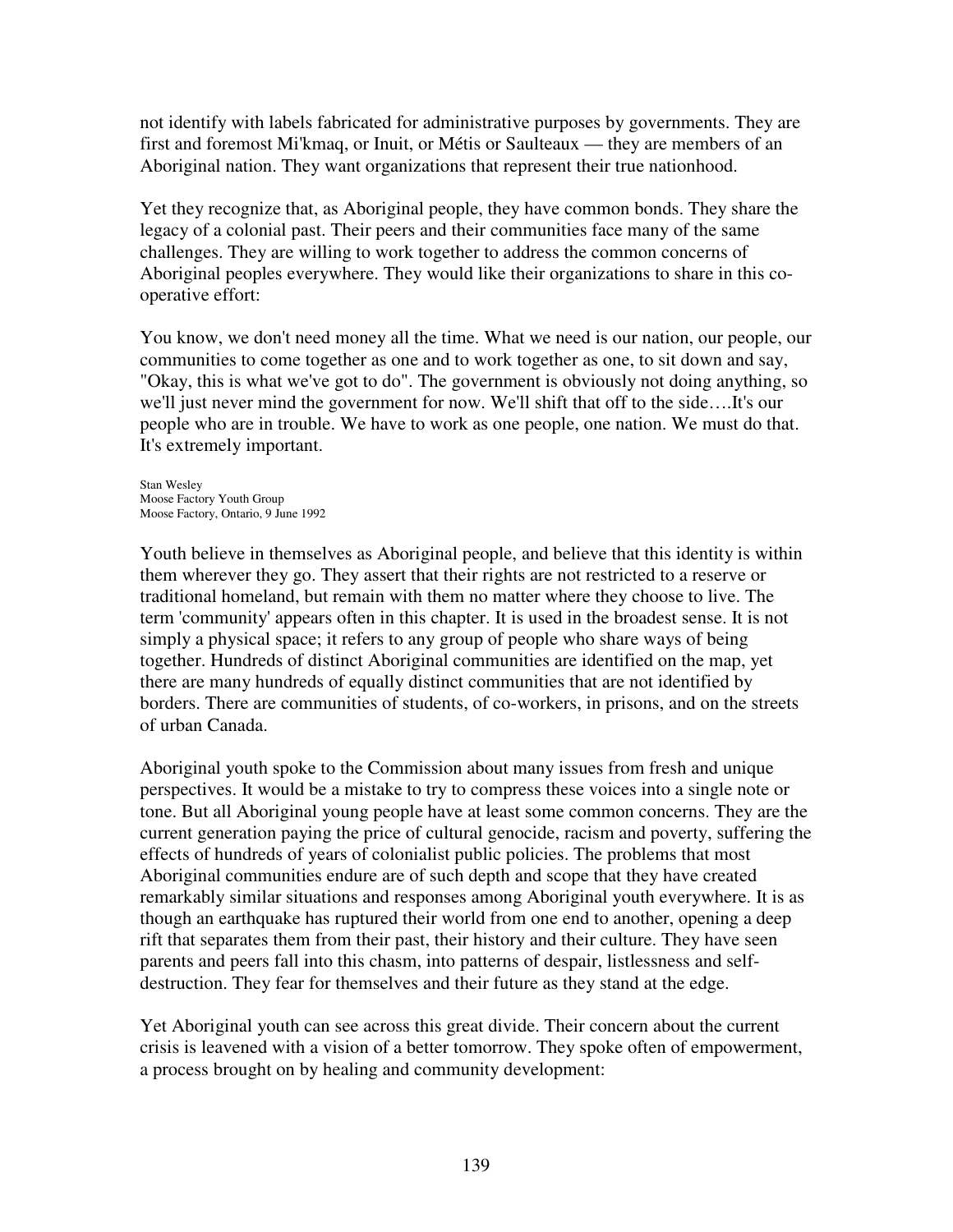not identify with labels fabricated for administrative purposes by governments. They are first and foremost Mi'kmaq, or Inuit, or Métis or Saulteaux — they are members of an Aboriginal nation. They want organizations that represent their true nationhood.

Yet they recognize that, as Aboriginal people, they have common bonds. They share the legacy of a colonial past. Their peers and their communities face many of the same challenges. They are willing to work together to address the common concerns of Aboriginal peoples everywhere. They would like their organizations to share in this co-operative effort:

> You know, we don't need money all the time. What we need is our nation, our people, our communities to come together as one and to work together as one, to sit down and say, "Okay, this is what we've got to do". The government is obviously not doing anything, so we'll just never mind the government for now. We'll shift that off to the side….It's our people who are in trouble. We have to work as one people, one nation. We must do that. It's extremely important.
>
> Stan Wesley
> Moose Factory Youth Group
> Moose Factory, Ontario, 9 June 1992

Youth believe in themselves as Aboriginal people, and believe that this identity is within them wherever they go. They assert that their rights are not restricted to a reserve or traditional homeland, but remain with them no matter where they choose to live. The term 'community' appears often in this chapter. It is used in the broadest sense. It is not simply a physical space; it refers to any group of people who share ways of being together. Hundreds of distinct Aboriginal communities are identified on the map, yet there are many hundreds of equally distinct communities that are not identified by borders. There are communities of students, of co-workers, in prisons, and on the streets of urban Canada.

Aboriginal youth spoke to the Commission about many issues from fresh and unique perspectives. It would be a mistake to try to compress these voices into a single note or tone. But all Aboriginal young people have at least some common concerns. They are the current generation paying the price of cultural genocide, racism and poverty, suffering the effects of hundreds of years of colonialist public policies. The problems that most Aboriginal communities endure are of such depth and scope that they have created remarkably similar situations and responses among Aboriginal youth everywhere. It is as though an earthquake has ruptured their world from one end to another, opening a deep rift that separates them from their past, their history and their culture. They have seen parents and peers fall into this chasm, into patterns of despair, listlessness and self-destruction. They fear for themselves and their future as they stand at the edge.

Yet Aboriginal youth can see across this great divide. Their concern about the current crisis is leavened with a vision of a better tomorrow. They spoke often of empowerment, a process brought on by healing and community development: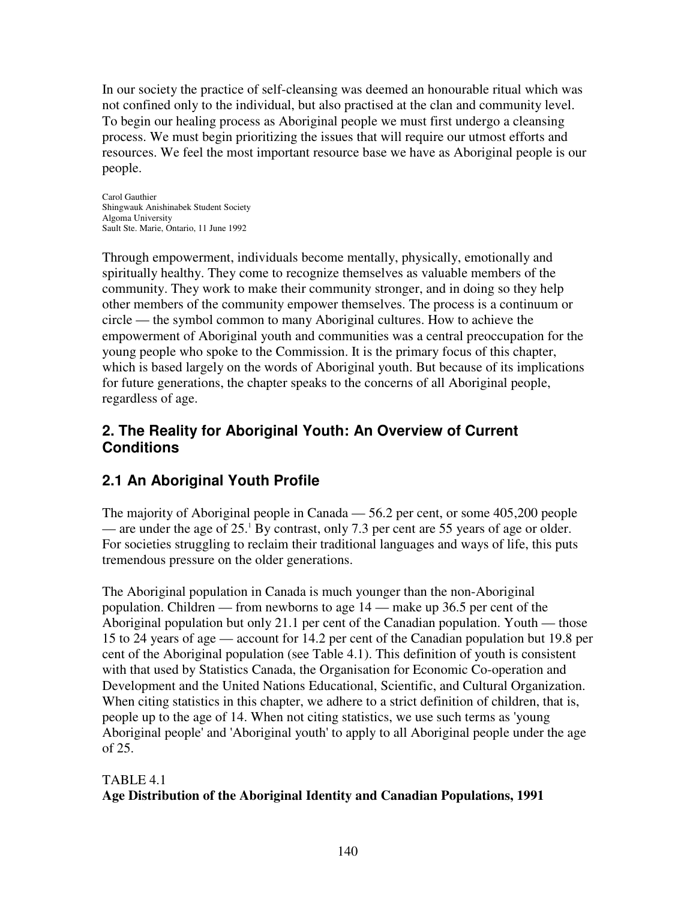In our society the practice of self-cleansing was deemed an honourable ritual which was not confined only to the individual, but also practised at the clan and community level. To begin our healing process as Aboriginal people we must first undergo a cleansing process. We must begin prioritizing the issues that will require our utmost efforts and resources. We feel the most important resource base we have as Aboriginal people is our people.

Carol Gauthier
Shingwauk Anishinabek Student Society
Algoma University
Sault Ste. Marie, Ontario, 11 June 1992

Through empowerment, individuals become mentally, physically, emotionally and spiritually healthy. They come to recognize themselves as valuable members of the community. They work to make their community stronger, and in doing so they help other members of the community empower themselves. The process is a continuum or circle — the symbol common to many Aboriginal cultures. How to achieve the empowerment of Aboriginal youth and communities was a central preoccupation for the young people who spoke to the Commission. It is the primary focus of this chapter, which is based largely on the words of Aboriginal youth. But because of its implications for future generations, the chapter speaks to the concerns of all Aboriginal people, regardless of age.

## 2. The Reality for Aboriginal Youth: An Overview of Current Conditions

### 2.1 An Aboriginal Youth Profile

The majority of Aboriginal people in Canada — 56.2 per cent, or some 405,200 people — are under the age of 25.[1] By contrast, only 7.3 per cent are 55 years of age or older. For societies struggling to reclaim their traditional languages and ways of life, this puts tremendous pressure on the older generations.

The Aboriginal population in Canada is much younger than the non-Aboriginal population. Children — from newborns to age 14 — make up 36.5 per cent of the Aboriginal population but only 21.1 per cent of the Canadian population. Youth — those 15 to 24 years of age — account for 14.2 per cent of the Canadian population but 19.8 per cent of the Aboriginal population (see Table 4.1). This definition of youth is consistent with that used by Statistics Canada, the Organisation for Economic Co-operation and Development and the United Nations Educational, Scientific, and Cultural Organization. When citing statistics in this chapter, we adhere to a strict definition of children, that is, people up to the age of 14. When not citing statistics, we use such terms as 'young Aboriginal people' and 'Aboriginal youth' to apply to all Aboriginal people under the age of 25.

TABLE 4.1
**Age Distribution of the Aboriginal Identity and Canadian Populations, 1991**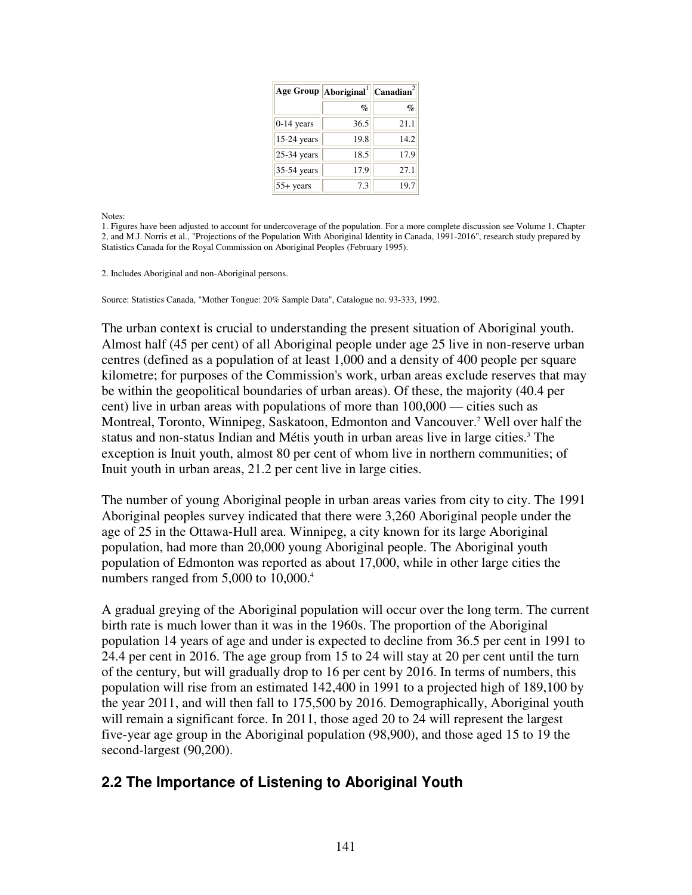| Age Group | Aboriginal[1] | Canadian[2] |
|---|---|---|
| | % | % |
| 0-14 years | 36.5 | 21.1 |
| 15-24 years | 19.8 | 14.2 |
| 25-34 years | 18.5 | 17.9 |
| 35-54 years | 17.9 | 27.1 |
| 55+ years | 7.3 | 19.7 |

Notes:

1. Figures have been adjusted to account for undercoverage of the population. For a more complete discussion see Volume 1, Chapter 2, and M.J. Norris et al., "Projections of the Population With Aboriginal Identity in Canada, 1991-2016", research study prepared by Statistics Canada for the Royal Commission on Aboriginal Peoples (February 1995).

2. Includes Aboriginal and non-Aboriginal persons.

Source: Statistics Canada, "Mother Tongue: 20% Sample Data", Catalogue no. 93-333, 1992.

The urban context is crucial to understanding the present situation of Aboriginal youth. Almost half (45 per cent) of all Aboriginal people under age 25 live in non-reserve urban centres (defined as a population of at least 1,000 and a density of 400 people per square kilometre; for purposes of the Commission's work, urban areas exclude reserves that may be within the geopolitical boundaries of urban areas). Of these, the majority (40.4 per cent) live in urban areas with populations of more than 100,000 — cities such as Montreal, Toronto, Winnipeg, Saskatoon, Edmonton and Vancouver.[2] Well over half the status and non-status Indian and Métis youth in urban areas live in large cities.[3] The exception is Inuit youth, almost 80 per cent of whom live in northern communities; of Inuit youth in urban areas, 21.2 per cent live in large cities.

The number of young Aboriginal people in urban areas varies from city to city. The 1991 Aboriginal peoples survey indicated that there were 3,260 Aboriginal people under the age of 25 in the Ottawa-Hull area. Winnipeg, a city known for its large Aboriginal population, had more than 20,000 young Aboriginal people. The Aboriginal youth population of Edmonton was reported as about 17,000, while in other large cities the numbers ranged from 5,000 to 10,000.[4]

A gradual greying of the Aboriginal population will occur over the long term. The current birth rate is much lower than it was in the 1960s. The proportion of the Aboriginal population 14 years of age and under is expected to decline from 36.5 per cent in 1991 to 24.4 per cent in 2016. The age group from 15 to 24 will stay at 20 per cent until the turn of the century, but will gradually drop to 16 per cent by 2016. In terms of numbers, this population will rise from an estimated 142,400 in 1991 to a projected high of 189,100 by the year 2011, and will then fall to 175,500 by 2016. Demographically, Aboriginal youth will remain a significant force. In 2011, those aged 20 to 24 will represent the largest five-year age group in the Aboriginal population (98,900), and those aged 15 to 19 the second-largest (90,200).

## 2.2 The Importance of Listening to Aboriginal Youth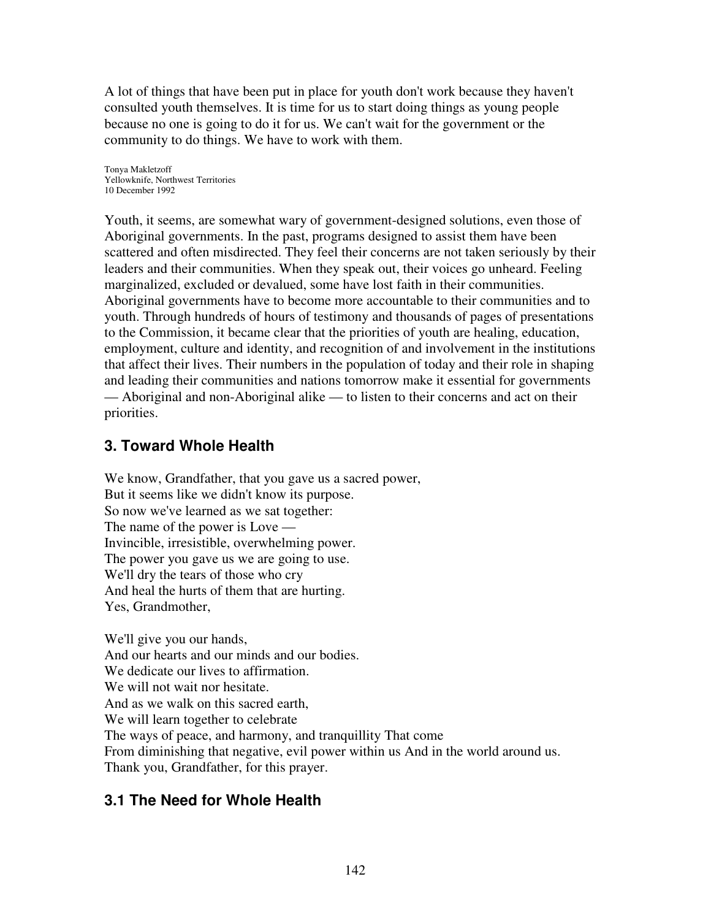A lot of things that have been put in place for youth don't work because they haven't consulted youth themselves. It is time for us to start doing things as young people because no one is going to do it for us. We can't wait for the government or the community to do things. We have to work with them.

Tonya Makletzoff
Yellowknife, Northwest Territories
10 December 1992

Youth, it seems, are somewhat wary of government-designed solutions, even those of Aboriginal governments. In the past, programs designed to assist them have been scattered and often misdirected. They feel their concerns are not taken seriously by their leaders and their communities. When they speak out, their voices go unheard. Feeling marginalized, excluded or devalued, some have lost faith in their communities. Aboriginal governments have to become more accountable to their communities and to youth. Through hundreds of hours of testimony and thousands of pages of presentations to the Commission, it became clear that the priorities of youth are healing, education, employment, culture and identity, and recognition of and involvement in the institutions that affect their lives. Their numbers in the population of today and their role in shaping and leading their communities and nations tomorrow make it essential for governments — Aboriginal and non-Aboriginal alike — to listen to their concerns and act on their priorities.

## 3. Toward Whole Health

We know, Grandfather, that you gave us a sacred power,
But it seems like we didn't know its purpose.
So now we've learned as we sat together:
The name of the power is Love —
Invincible, irresistible, overwhelming power.
The power you gave us we are going to use.
We'll dry the tears of those who cry
And heal the hurts of them that are hurting.
Yes, Grandmother,

We'll give you our hands,
And our hearts and our minds and our bodies.
We dedicate our lives to affirmation.
We will not wait nor hesitate.
And as we walk on this sacred earth,
We will learn together to celebrate
The ways of peace, and harmony, and tranquillity That come
From diminishing that negative, evil power within us And in the world around us.
Thank you, Grandfather, for this prayer.

### 3.1 The Need for Whole Health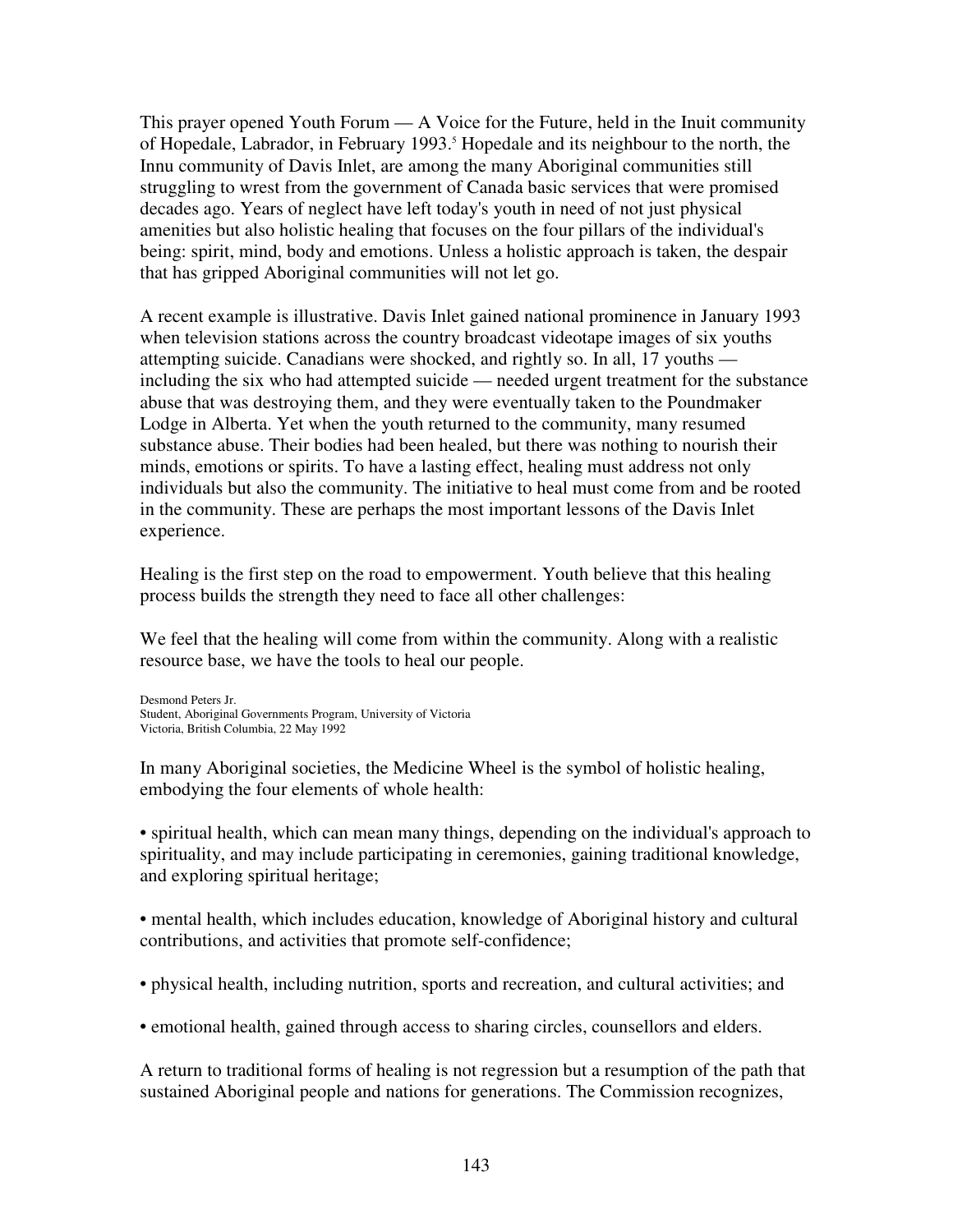This prayer opened Youth Forum — A Voice for the Future, held in the Inuit community of Hopedale, Labrador, in February 1993.[5] Hopedale and its neighbour to the north, the Innu community of Davis Inlet, are among the many Aboriginal communities still struggling to wrest from the government of Canada basic services that were promised decades ago. Years of neglect have left today's youth in need of not just physical amenities but also holistic healing that focuses on the four pillars of the individual's being: spirit, mind, body and emotions. Unless a holistic approach is taken, the despair that has gripped Aboriginal communities will not let go.

A recent example is illustrative. Davis Inlet gained national prominence in January 1993 when television stations across the country broadcast videotape images of six youths attempting suicide. Canadians were shocked, and rightly so. In all, 17 youths — including the six who had attempted suicide — needed urgent treatment for the substance abuse that was destroying them, and they were eventually taken to the Poundmaker Lodge in Alberta. Yet when the youth returned to the community, many resumed substance abuse. Their bodies had been healed, but there was nothing to nourish their minds, emotions or spirits. To have a lasting effect, healing must address not only individuals but also the community. The initiative to heal must come from and be rooted in the community. These are perhaps the most important lessons of the Davis Inlet experience.

Healing is the first step on the road to empowerment. Youth believe that this healing process builds the strength they need to face all other challenges:

We feel that the healing will come from within the community. Along with a realistic resource base, we have the tools to heal our people.

Desmond Peters Jr.
Student, Aboriginal Governments Program, University of Victoria
Victoria, British Columbia, 22 May 1992

In many Aboriginal societies, the Medicine Wheel is the symbol of holistic healing, embodying the four elements of whole health:

- spiritual health, which can mean many things, depending on the individual's approach to spirituality, and may include participating in ceremonies, gaining traditional knowledge, and exploring spiritual heritage;

- mental health, which includes education, knowledge of Aboriginal history and cultural contributions, and activities that promote self-confidence;

- physical health, including nutrition, sports and recreation, and cultural activities; and

- emotional health, gained through access to sharing circles, counsellors and elders.

A return to traditional forms of healing is not regression but a resumption of the path that sustained Aboriginal people and nations for generations. The Commission recognizes,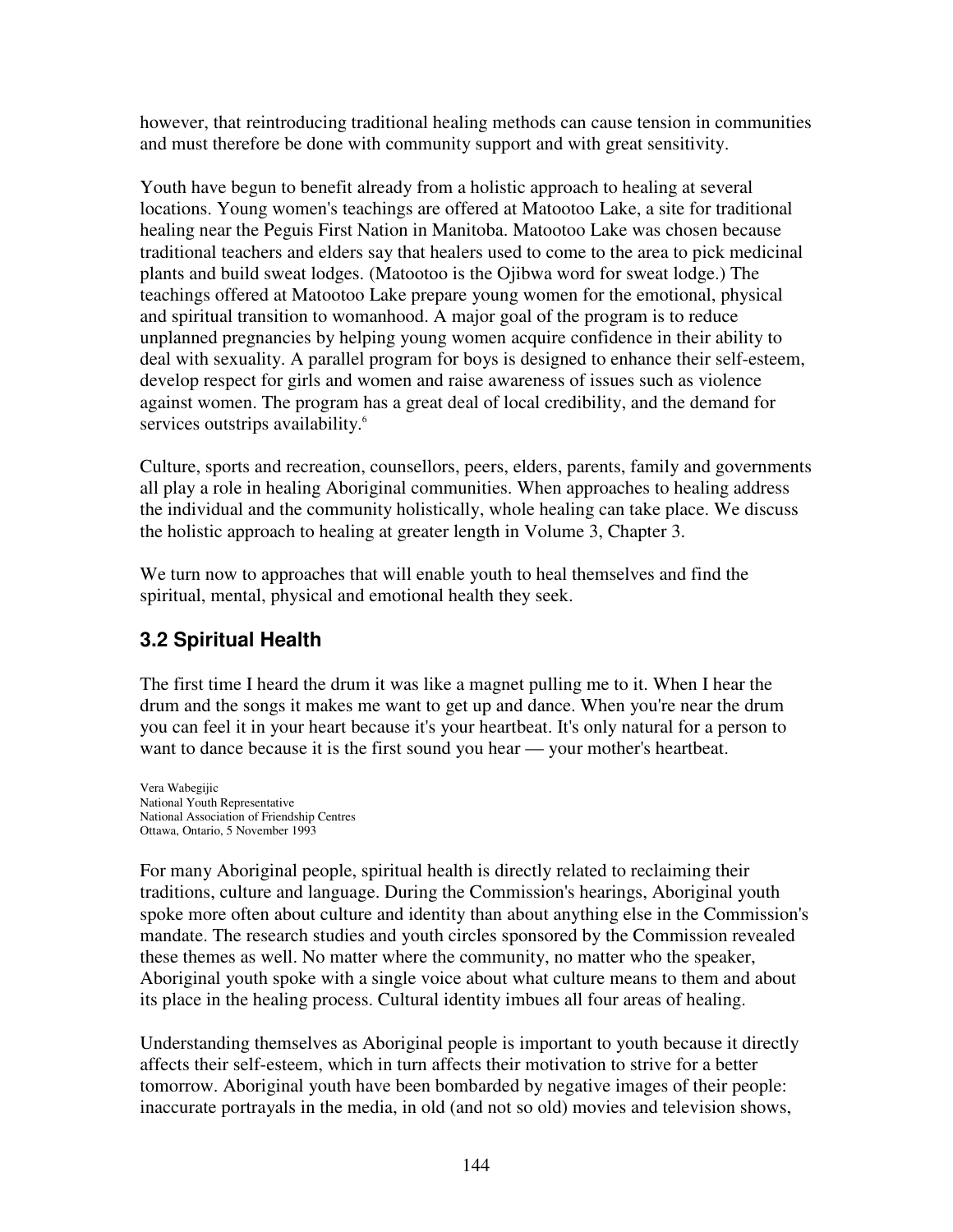however, that reintroducing traditional healing methods can cause tension in communities and must therefore be done with community support and with great sensitivity.

Youth have begun to benefit already from a holistic approach to healing at several locations. Young women's teachings are offered at Matootoo Lake, a site for traditional healing near the Peguis First Nation in Manitoba. Matootoo Lake was chosen because traditional teachers and elders say that healers used to come to the area to pick medicinal plants and build sweat lodges. (Matootoo is the Ojibwa word for sweat lodge.) The teachings offered at Matootoo Lake prepare young women for the emotional, physical and spiritual transition to womanhood. A major goal of the program is to reduce unplanned pregnancies by helping young women acquire confidence in their ability to deal with sexuality. A parallel program for boys is designed to enhance their self-esteem, develop respect for girls and women and raise awareness of issues such as violence against women. The program has a great deal of local credibility, and the demand for services outstrips availability.[6]

Culture, sports and recreation, counsellors, peers, elders, parents, family and governments all play a role in healing Aboriginal communities. When approaches to healing address the individual and the community holistically, whole healing can take place. We discuss the holistic approach to healing at greater length in Volume 3, Chapter 3.

We turn now to approaches that will enable youth to heal themselves and find the spiritual, mental, physical and emotional health they seek.

## 3.2 Spiritual Health

The first time I heard the drum it was like a magnet pulling me to it. When I hear the drum and the songs it makes me want to get up and dance. When you're near the drum you can feel it in your heart because it's your heartbeat. It's only natural for a person to want to dance because it is the first sound you hear — your mother's heartbeat.

Vera Wabegijic
National Youth Representative
National Association of Friendship Centres
Ottawa, Ontario, 5 November 1993

For many Aboriginal people, spiritual health is directly related to reclaiming their traditions, culture and language. During the Commission's hearings, Aboriginal youth spoke more often about culture and identity than about anything else in the Commission's mandate. The research studies and youth circles sponsored by the Commission revealed these themes as well. No matter where the community, no matter who the speaker, Aboriginal youth spoke with a single voice about what culture means to them and about its place in the healing process. Cultural identity imbues all four areas of healing.

Understanding themselves as Aboriginal people is important to youth because it directly affects their self-esteem, which in turn affects their motivation to strive for a better tomorrow. Aboriginal youth have been bombarded by negative images of their people: inaccurate portrayals in the media, in old (and not so old) movies and television shows,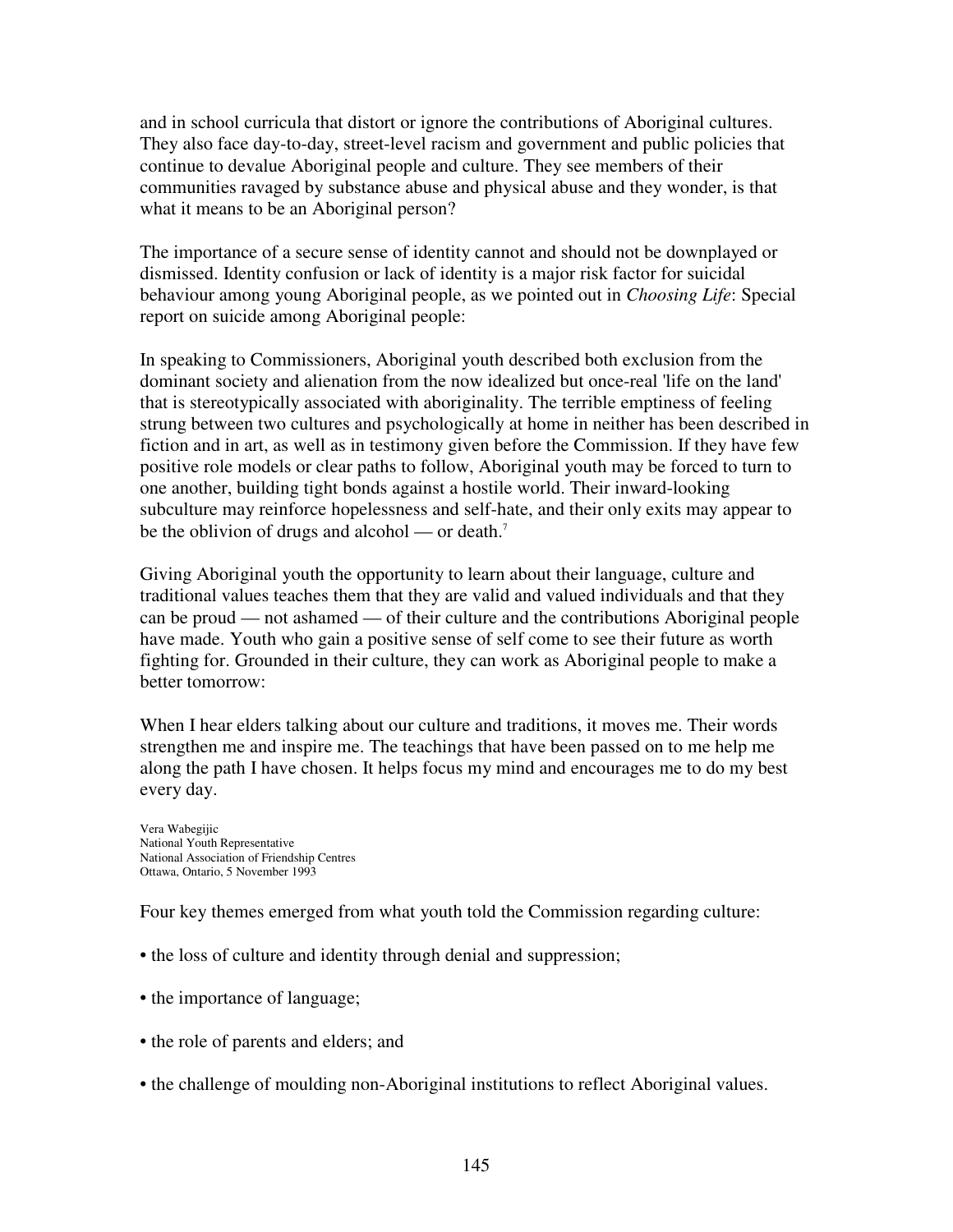and in school curricula that distort or ignore the contributions of Aboriginal cultures. They also face day-to-day, street-level racism and government and public policies that continue to devalue Aboriginal people and culture. They see members of their communities ravaged by substance abuse and physical abuse and they wonder, is that what it means to be an Aboriginal person?

The importance of a secure sense of identity cannot and should not be downplayed or dismissed. Identity confusion or lack of identity is a major risk factor for suicidal behaviour among young Aboriginal people, as we pointed out in *Choosing Life*: Special report on suicide among Aboriginal people:

In speaking to Commissioners, Aboriginal youth described both exclusion from the dominant society and alienation from the now idealized but once-real 'life on the land' that is stereotypically associated with aboriginality. The terrible emptiness of feeling strung between two cultures and psychologically at home in neither has been described in fiction and in art, as well as in testimony given before the Commission. If they have few positive role models or clear paths to follow, Aboriginal youth may be forced to turn to one another, building tight bonds against a hostile world. Their inward-looking subculture may reinforce hopelessness and self-hate, and their only exits may appear to be the oblivion of drugs and alcohol — or death.[7]

Giving Aboriginal youth the opportunity to learn about their language, culture and traditional values teaches them that they are valid and valued individuals and that they can be proud — not ashamed — of their culture and the contributions Aboriginal people have made. Youth who gain a positive sense of self come to see their future as worth fighting for. Grounded in their culture, they can work as Aboriginal people to make a better tomorrow:

When I hear elders talking about our culture and traditions, it moves me. Their words strengthen me and inspire me. The teachings that have been passed on to me help me along the path I have chosen. It helps focus my mind and encourages me to do my best every day.

Vera Wabegijic
National Youth Representative
National Association of Friendship Centres
Ottawa, Ontario, 5 November 1993

Four key themes emerged from what youth told the Commission regarding culture:

- the loss of culture and identity through denial and suppression;
- the importance of language;
- the role of parents and elders; and
- the challenge of moulding non-Aboriginal institutions to reflect Aboriginal values.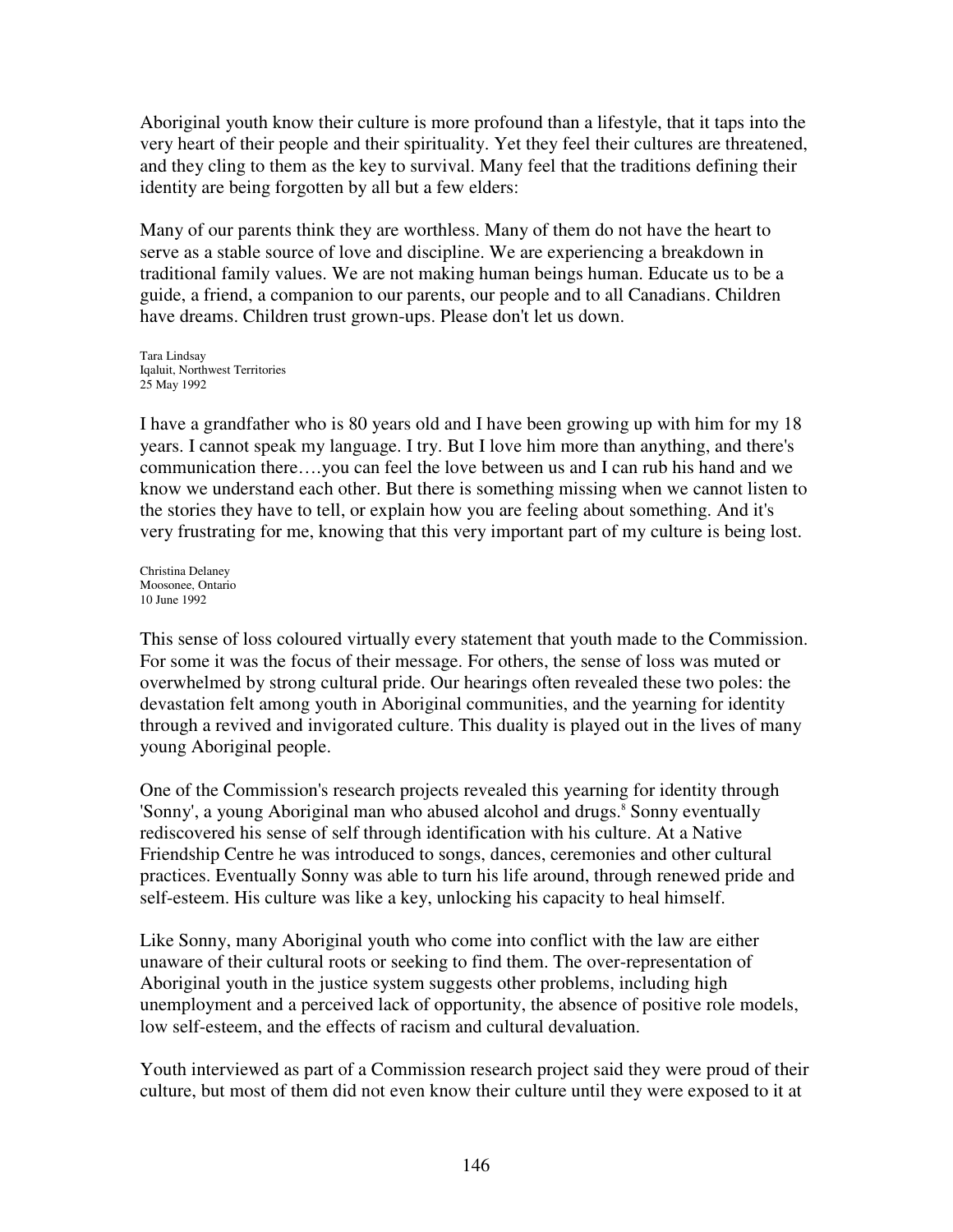Aboriginal youth know their culture is more profound than a lifestyle, that it taps into the very heart of their people and their spirituality. Yet they feel their cultures are threatened, and they cling to them as the key to survival. Many feel that the traditions defining their identity are being forgotten by all but a few elders:

Many of our parents think they are worthless. Many of them do not have the heart to serve as a stable source of love and discipline. We are experiencing a breakdown in traditional family values. We are not making human beings human. Educate us to be a guide, a friend, a companion to our parents, our people and to all Canadians. Children have dreams. Children trust grown-ups. Please don't let us down.

Tara Lindsay
Iqaluit, Northwest Territories
25 May 1992

I have a grandfather who is 80 years old and I have been growing up with him for my 18 years. I cannot speak my language. I try. But I love him more than anything, and there's communication there….you can feel the love between us and I can rub his hand and we know we understand each other. But there is something missing when we cannot listen to the stories they have to tell, or explain how you are feeling about something. And it's very frustrating for me, knowing that this very important part of my culture is being lost.

Christina Delaney
Moosonee, Ontario
10 June 1992

This sense of loss coloured virtually every statement that youth made to the Commission. For some it was the focus of their message. For others, the sense of loss was muted or overwhelmed by strong cultural pride. Our hearings often revealed these two poles: the devastation felt among youth in Aboriginal communities, and the yearning for identity through a revived and invigorated culture. This duality is played out in the lives of many young Aboriginal people.

One of the Commission's research projects revealed this yearning for identity through 'Sonny', a young Aboriginal man who abused alcohol and drugs.[8] Sonny eventually rediscovered his sense of self through identification with his culture. At a Native Friendship Centre he was introduced to songs, dances, ceremonies and other cultural practices. Eventually Sonny was able to turn his life around, through renewed pride and self-esteem. His culture was like a key, unlocking his capacity to heal himself.

Like Sonny, many Aboriginal youth who come into conflict with the law are either unaware of their cultural roots or seeking to find them. The over-representation of Aboriginal youth in the justice system suggests other problems, including high unemployment and a perceived lack of opportunity, the absence of positive role models, low self-esteem, and the effects of racism and cultural devaluation.

Youth interviewed as part of a Commission research project said they were proud of their culture, but most of them did not even know their culture until they were exposed to it at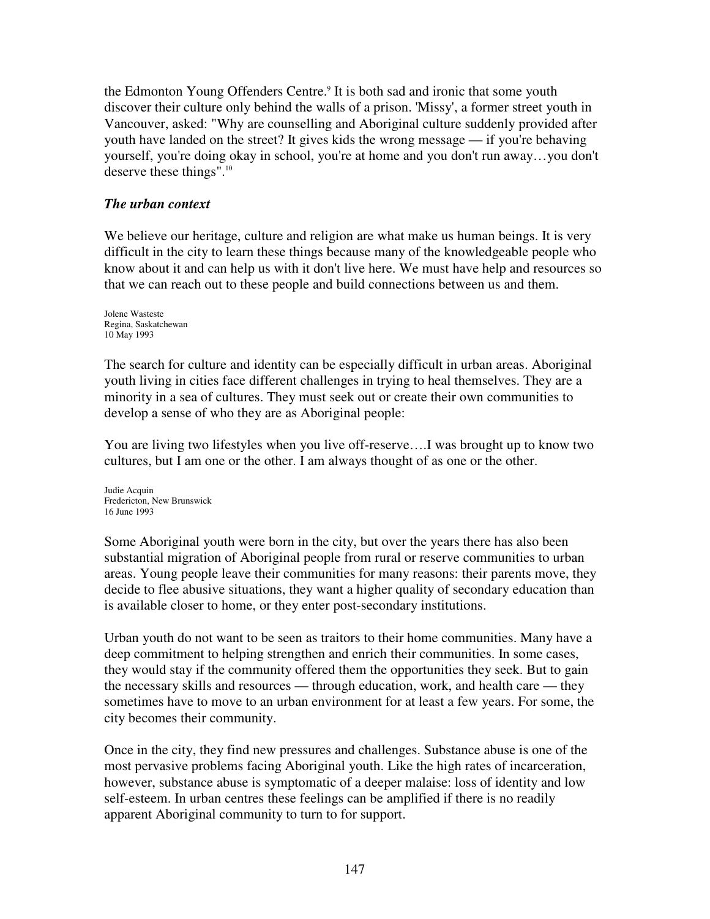the Edmonton Young Offenders Centre.[9] It is both sad and ironic that some youth discover their culture only behind the walls of a prison. 'Missy', a former street youth in Vancouver, asked: "Why are counselling and Aboriginal culture suddenly provided after youth have landed on the street? It gives kids the wrong message — if you're behaving yourself, you're doing okay in school, you're at home and you don't run away…you don't deserve these things".[10]

### *The urban context*

We believe our heritage, culture and religion are what make us human beings. It is very difficult in the city to learn these things because many of the knowledgeable people who know about it and can help us with it don't live here. We must have help and resources so that we can reach out to these people and build connections between us and them.

Jolene Wasteste
Regina, Saskatchewan
10 May 1993

The search for culture and identity can be especially difficult in urban areas. Aboriginal youth living in cities face different challenges in trying to heal themselves. They are a minority in a sea of cultures. They must seek out or create their own communities to develop a sense of who they are as Aboriginal people:

You are living two lifestyles when you live off-reserve….I was brought up to know two cultures, but I am one or the other. I am always thought of as one or the other.

Judie Acquin
Fredericton, New Brunswick
16 June 1993

Some Aboriginal youth were born in the city, but over the years there has also been substantial migration of Aboriginal people from rural or reserve communities to urban areas. Young people leave their communities for many reasons: their parents move, they decide to flee abusive situations, they want a higher quality of secondary education than is available closer to home, or they enter post-secondary institutions.

Urban youth do not want to be seen as traitors to their home communities. Many have a deep commitment to helping strengthen and enrich their communities. In some cases, they would stay if the community offered them the opportunities they seek. But to gain the necessary skills and resources — through education, work, and health care — they sometimes have to move to an urban environment for at least a few years. For some, the city becomes their community.

Once in the city, they find new pressures and challenges. Substance abuse is one of the most pervasive problems facing Aboriginal youth. Like the high rates of incarceration, however, substance abuse is symptomatic of a deeper malaise: loss of identity and low self-esteem. In urban centres these feelings can be amplified if there is no readily apparent Aboriginal community to turn to for support.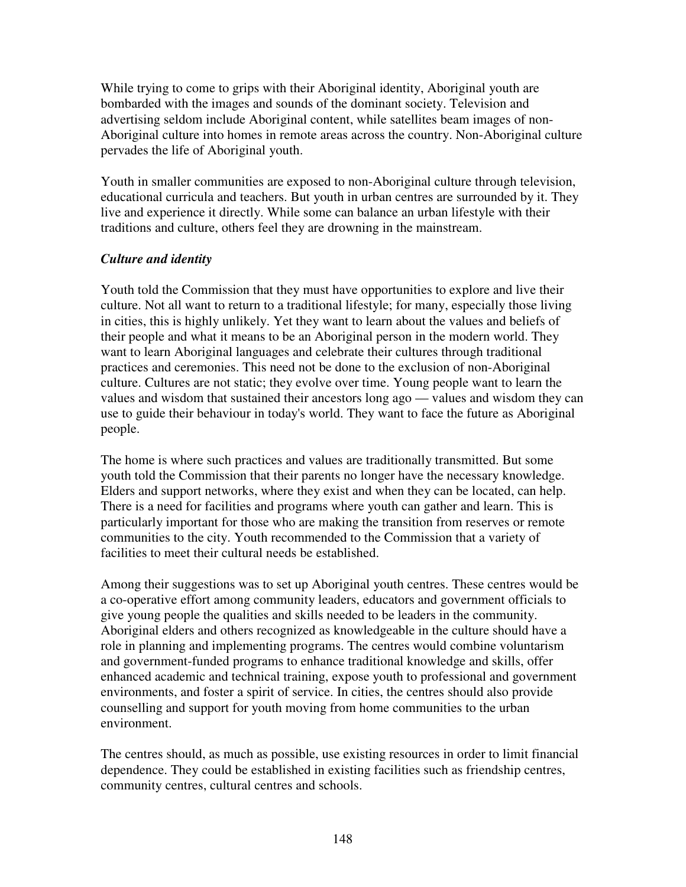While trying to come to grips with their Aboriginal identity, Aboriginal youth are bombarded with the images and sounds of the dominant society. Television and advertising seldom include Aboriginal content, while satellites beam images of non-Aboriginal culture into homes in remote areas across the country. Non-Aboriginal culture pervades the life of Aboriginal youth.

Youth in smaller communities are exposed to non-Aboriginal culture through television, educational curricula and teachers. But youth in urban centres are surrounded by it. They live and experience it directly. While some can balance an urban lifestyle with their traditions and culture, others feel they are drowning in the mainstream.

***Culture and identity***

Youth told the Commission that they must have opportunities to explore and live their culture. Not all want to return to a traditional lifestyle; for many, especially those living in cities, this is highly unlikely. Yet they want to learn about the values and beliefs of their people and what it means to be an Aboriginal person in the modern world. They want to learn Aboriginal languages and celebrate their cultures through traditional practices and ceremonies. This need not be done to the exclusion of non-Aboriginal culture. Cultures are not static; they evolve over time. Young people want to learn the values and wisdom that sustained their ancestors long ago — values and wisdom they can use to guide their behaviour in today's world. They want to face the future as Aboriginal people.

The home is where such practices and values are traditionally transmitted. But some youth told the Commission that their parents no longer have the necessary knowledge. Elders and support networks, where they exist and when they can be located, can help. There is a need for facilities and programs where youth can gather and learn. This is particularly important for those who are making the transition from reserves or remote communities to the city. Youth recommended to the Commission that a variety of facilities to meet their cultural needs be established.

Among their suggestions was to set up Aboriginal youth centres. These centres would be a co-operative effort among community leaders, educators and government officials to give young people the qualities and skills needed to be leaders in the community. Aboriginal elders and others recognized as knowledgeable in the culture should have a role in planning and implementing programs. The centres would combine voluntarism and government-funded programs to enhance traditional knowledge and skills, offer enhanced academic and technical training, expose youth to professional and government environments, and foster a spirit of service. In cities, the centres should also provide counselling and support for youth moving from home communities to the urban environment.

The centres should, as much as possible, use existing resources in order to limit financial dependence. They could be established in existing facilities such as friendship centres, community centres, cultural centres and schools.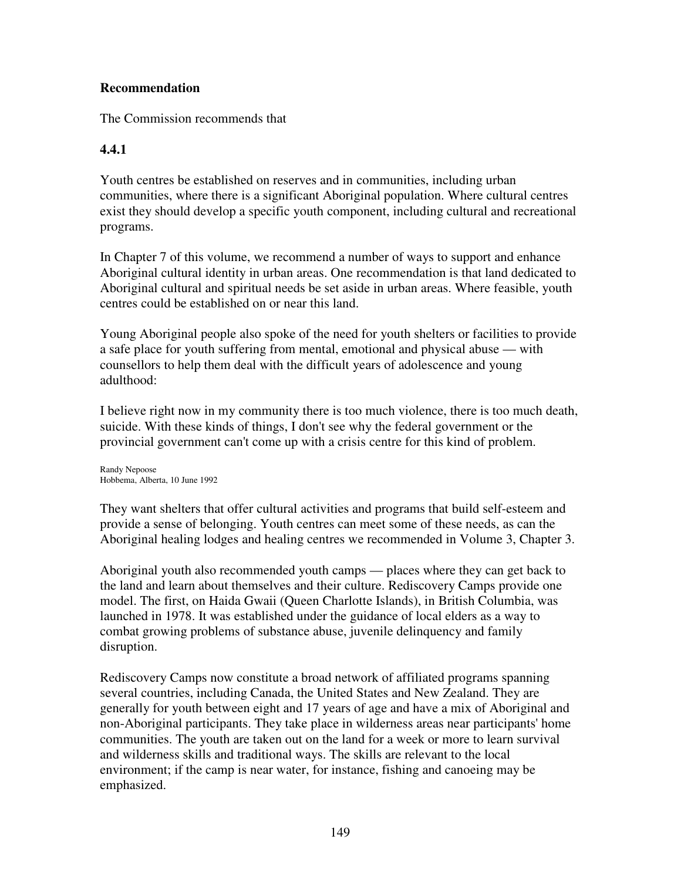**Recommendation**

The Commission recommends that

**4.4.1**

Youth centres be established on reserves and in communities, including urban communities, where there is a significant Aboriginal population. Where cultural centres exist they should develop a specific youth component, including cultural and recreational programs.

In Chapter 7 of this volume, we recommend a number of ways to support and enhance Aboriginal cultural identity in urban areas. One recommendation is that land dedicated to Aboriginal cultural and spiritual needs be set aside in urban areas. Where feasible, youth centres could be established on or near this land.

Young Aboriginal people also spoke of the need for youth shelters or facilities to provide a safe place for youth suffering from mental, emotional and physical abuse — with counsellors to help them deal with the difficult years of adolescence and young adulthood:

I believe right now in my community there is too much violence, there is too much death, suicide. With these kinds of things, I don't see why the federal government or the provincial government can't come up with a crisis centre for this kind of problem.

Randy Nepoose
Hobbema, Alberta, 10 June 1992

They want shelters that offer cultural activities and programs that build self-esteem and provide a sense of belonging. Youth centres can meet some of these needs, as can the Aboriginal healing lodges and healing centres we recommended in Volume 3, Chapter 3.

Aboriginal youth also recommended youth camps — places where they can get back to the land and learn about themselves and their culture. Rediscovery Camps provide one model. The first, on Haida Gwaii (Queen Charlotte Islands), in British Columbia, was launched in 1978. It was established under the guidance of local elders as a way to combat growing problems of substance abuse, juvenile delinquency and family disruption.

Rediscovery Camps now constitute a broad network of affiliated programs spanning several countries, including Canada, the United States and New Zealand. They are generally for youth between eight and 17 years of age and have a mix of Aboriginal and non-Aboriginal participants. They take place in wilderness areas near participants' home communities. The youth are taken out on the land for a week or more to learn survival and wilderness skills and traditional ways. The skills are relevant to the local environment; if the camp is near water, for instance, fishing and canoeing may be emphasized.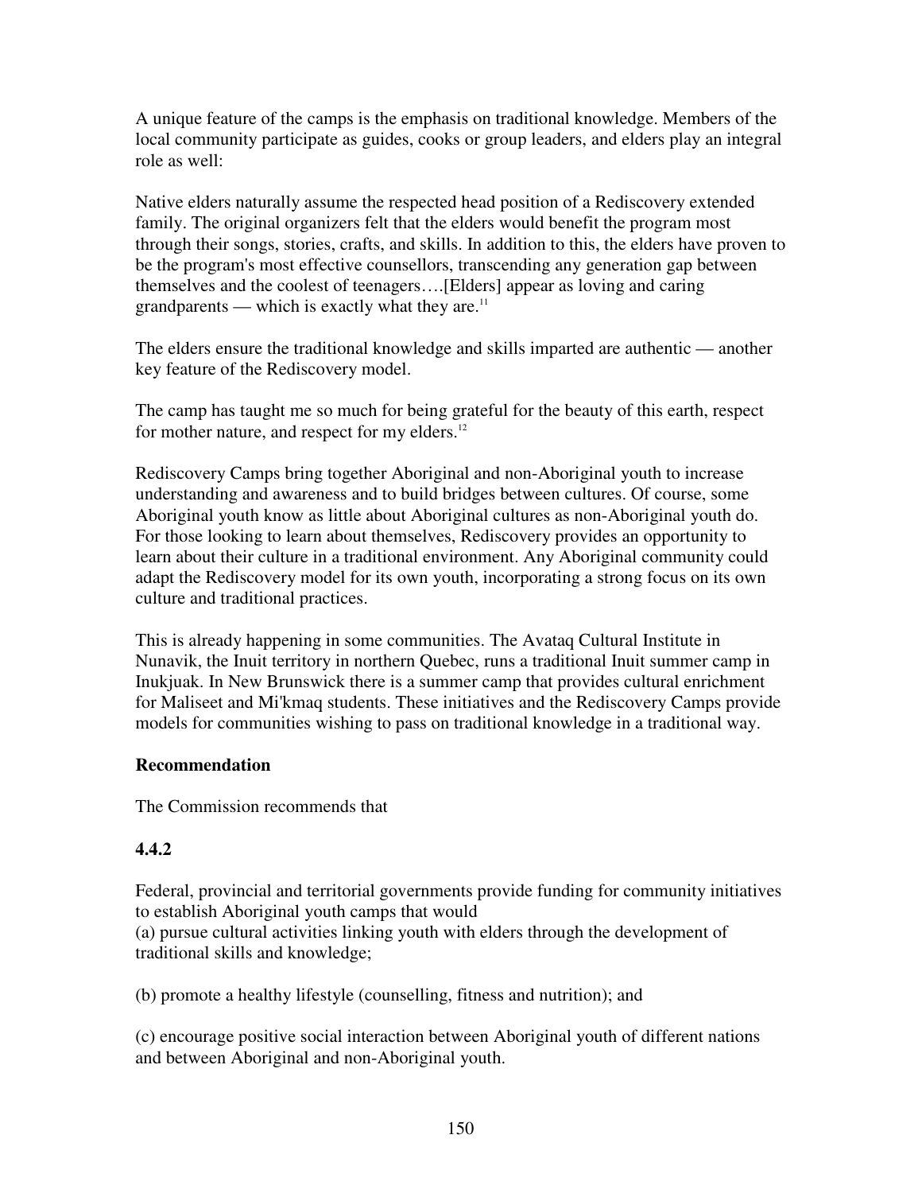A unique feature of the camps is the emphasis on traditional knowledge. Members of the local community participate as guides, cooks or group leaders, and elders play an integral role as well:

Native elders naturally assume the respected head position of a Rediscovery extended family. The original organizers felt that the elders would benefit the program most through their songs, stories, crafts, and skills. In addition to this, the elders have proven to be the program's most effective counsellors, transcending any generation gap between themselves and the coolest of teenagers….[Elders] appear as loving and caring grandparents — which is exactly what they are.[11]

The elders ensure the traditional knowledge and skills imparted are authentic — another key feature of the Rediscovery model.

The camp has taught me so much for being grateful for the beauty of this earth, respect for mother nature, and respect for my elders.[12]

Rediscovery Camps bring together Aboriginal and non-Aboriginal youth to increase understanding and awareness and to build bridges between cultures. Of course, some Aboriginal youth know as little about Aboriginal cultures as non-Aboriginal youth do. For those looking to learn about themselves, Rediscovery provides an opportunity to learn about their culture in a traditional environment. Any Aboriginal community could adapt the Rediscovery model for its own youth, incorporating a strong focus on its own culture and traditional practices.

This is already happening in some communities. The Avataq Cultural Institute in Nunavik, the Inuit territory in northern Quebec, runs a traditional Inuit summer camp in Inukjuak. In New Brunswick there is a summer camp that provides cultural enrichment for Maliseet and Mi'kmaq students. These initiatives and the Rediscovery Camps provide models for communities wishing to pass on traditional knowledge in a traditional way.

**Recommendation**

The Commission recommends that

**4.4.2**

Federal, provincial and territorial governments provide funding for community initiatives to establish Aboriginal youth camps that would
(a) pursue cultural activities linking youth with elders through the development of traditional skills and knowledge;

(b) promote a healthy lifestyle (counselling, fitness and nutrition); and

(c) encourage positive social interaction between Aboriginal youth of different nations and between Aboriginal and non-Aboriginal youth.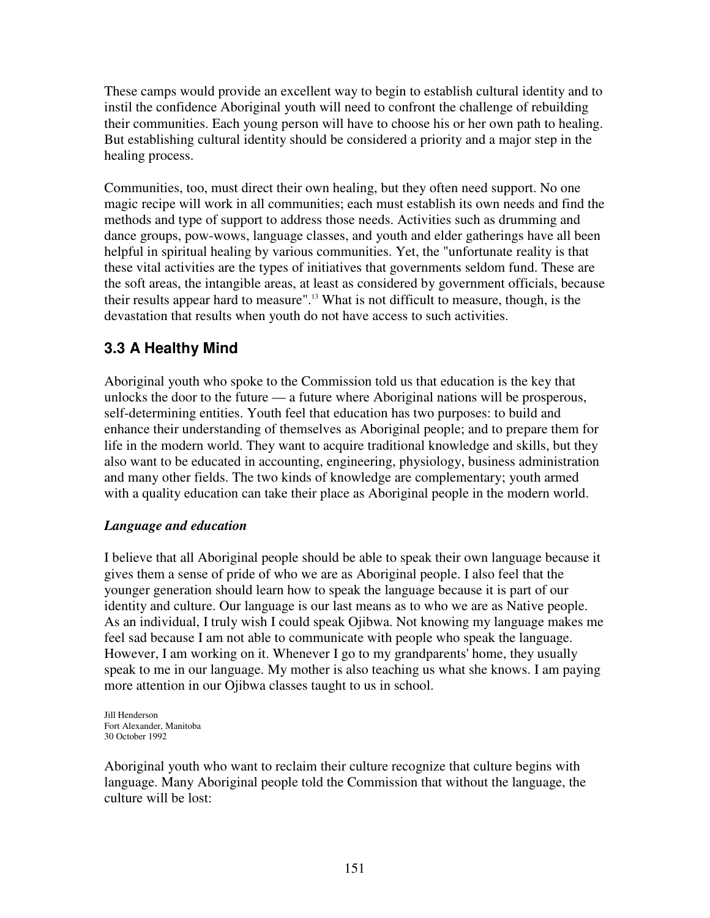These camps would provide an excellent way to begin to establish cultural identity and to instil the confidence Aboriginal youth will need to confront the challenge of rebuilding their communities. Each young person will have to choose his or her own path to healing. But establishing cultural identity should be considered a priority and a major step in the healing process.

Communities, too, must direct their own healing, but they often need support. No one magic recipe will work in all communities; each must establish its own needs and find the methods and type of support to address those needs. Activities such as drumming and dance groups, pow-wows, language classes, and youth and elder gatherings have all been helpful in spiritual healing by various communities. Yet, the "unfortunate reality is that these vital activities are the types of initiatives that governments seldom fund. These are the soft areas, the intangible areas, at least as considered by government officials, because their results appear hard to measure".[13] What is not difficult to measure, though, is the devastation that results when youth do not have access to such activities.

## 3.3 A Healthy Mind

Aboriginal youth who spoke to the Commission told us that education is the key that unlocks the door to the future — a future where Aboriginal nations will be prosperous, self-determining entities. Youth feel that education has two purposes: to build and enhance their understanding of themselves as Aboriginal people; and to prepare them for life in the modern world. They want to acquire traditional knowledge and skills, but they also want to be educated in accounting, engineering, physiology, business administration and many other fields. The two kinds of knowledge are complementary; youth armed with a quality education can take their place as Aboriginal people in the modern world.

### *Language and education*

I believe that all Aboriginal people should be able to speak their own language because it gives them a sense of pride of who we are as Aboriginal people. I also feel that the younger generation should learn how to speak the language because it is part of our identity and culture. Our language is our last means as to who we are as Native people. As an individual, I truly wish I could speak Ojibwa. Not knowing my language makes me feel sad because I am not able to communicate with people who speak the language. However, I am working on it. Whenever I go to my grandparents' home, they usually speak to me in our language. My mother is also teaching us what she knows. I am paying more attention in our Ojibwa classes taught to us in school.

Jill Henderson
Fort Alexander, Manitoba
30 October 1992

Aboriginal youth who want to reclaim their culture recognize that culture begins with language. Many Aboriginal people told the Commission that without the language, the culture will be lost: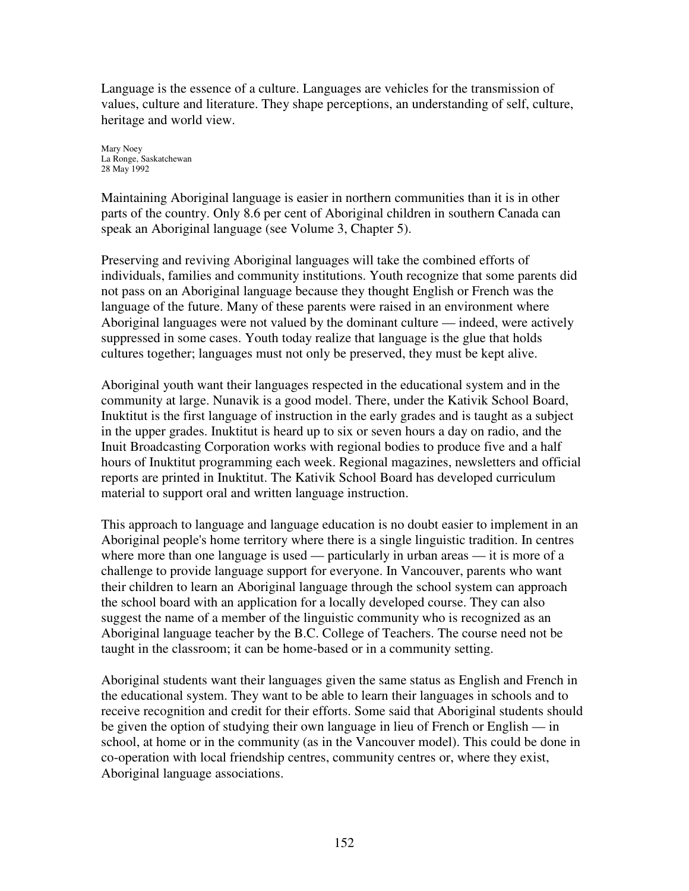Language is the essence of a culture. Languages are vehicles for the transmission of values, culture and literature. They shape perceptions, an understanding of self, culture, heritage and world view.

Mary Noey
La Ronge, Saskatchewan
28 May 1992

Maintaining Aboriginal language is easier in northern communities than it is in other parts of the country. Only 8.6 per cent of Aboriginal children in southern Canada can speak an Aboriginal language (see Volume 3, Chapter 5).

Preserving and reviving Aboriginal languages will take the combined efforts of individuals, families and community institutions. Youth recognize that some parents did not pass on an Aboriginal language because they thought English or French was the language of the future. Many of these parents were raised in an environment where Aboriginal languages were not valued by the dominant culture — indeed, were actively suppressed in some cases. Youth today realize that language is the glue that holds cultures together; languages must not only be preserved, they must be kept alive.

Aboriginal youth want their languages respected in the educational system and in the community at large. Nunavik is a good model. There, under the Kativik School Board, Inuktitut is the first language of instruction in the early grades and is taught as a subject in the upper grades. Inuktitut is heard up to six or seven hours a day on radio, and the Inuit Broadcasting Corporation works with regional bodies to produce five and a half hours of Inuktitut programming each week. Regional magazines, newsletters and official reports are printed in Inuktitut. The Kativik School Board has developed curriculum material to support oral and written language instruction.

This approach to language and language education is no doubt easier to implement in an Aboriginal people's home territory where there is a single linguistic tradition. In centres where more than one language is used — particularly in urban areas — it is more of a challenge to provide language support for everyone. In Vancouver, parents who want their children to learn an Aboriginal language through the school system can approach the school board with an application for a locally developed course. They can also suggest the name of a member of the linguistic community who is recognized as an Aboriginal language teacher by the B.C. College of Teachers. The course need not be taught in the classroom; it can be home-based or in a community setting.

Aboriginal students want their languages given the same status as English and French in the educational system. They want to be able to learn their languages in schools and to receive recognition and credit for their efforts. Some said that Aboriginal students should be given the option of studying their own language in lieu of French or English — in school, at home or in the community (as in the Vancouver model). This could be done in co-operation with local friendship centres, community centres or, where they exist, Aboriginal language associations.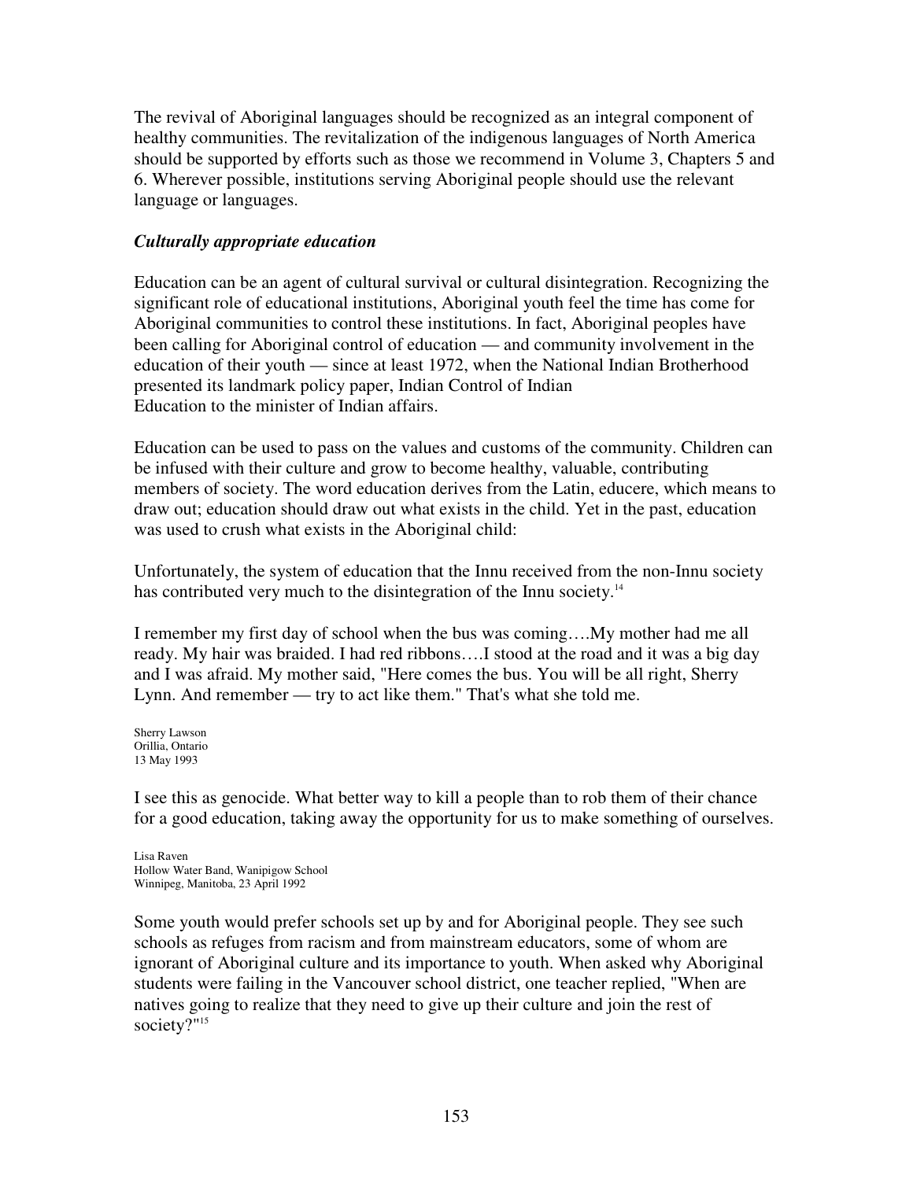The revival of Aboriginal languages should be recognized as an integral component of healthy communities. The revitalization of the indigenous languages of North America should be supported by efforts such as those we recommend in Volume 3, Chapters 5 and 6. Wherever possible, institutions serving Aboriginal people should use the relevant language or languages.

### *Culturally appropriate education*

Education can be an agent of cultural survival or cultural disintegration. Recognizing the significant role of educational institutions, Aboriginal youth feel the time has come for Aboriginal communities to control these institutions. In fact, Aboriginal peoples have been calling for Aboriginal control of education — and community involvement in the education of their youth — since at least 1972, when the National Indian Brotherhood presented its landmark policy paper, Indian Control of Indian Education to the minister of Indian affairs.

Education can be used to pass on the values and customs of the community. Children can be infused with their culture and grow to become healthy, valuable, contributing members of society. The word education derives from the Latin, educere, which means to draw out; education should draw out what exists in the child. Yet in the past, education was used to crush what exists in the Aboriginal child:

Unfortunately, the system of education that the Innu received from the non-Innu society has contributed very much to the disintegration of the Innu society.[14]

I remember my first day of school when the bus was coming….My mother had me all ready. My hair was braided. I had red ribbons….I stood at the road and it was a big day and I was afraid. My mother said, "Here comes the bus. You will be all right, Sherry Lynn. And remember — try to act like them." That's what she told me.

Sherry Lawson
Orillia, Ontario
13 May 1993

I see this as genocide. What better way to kill a people than to rob them of their chance for a good education, taking away the opportunity for us to make something of ourselves.

Lisa Raven
Hollow Water Band, Wanipigow School
Winnipeg, Manitoba, 23 April 1992

Some youth would prefer schools set up by and for Aboriginal people. They see such schools as refuges from racism and from mainstream educators, some of whom are ignorant of Aboriginal culture and its importance to youth. When asked why Aboriginal students were failing in the Vancouver school district, one teacher replied, "When are natives going to realize that they need to give up their culture and join the rest of society?"[15]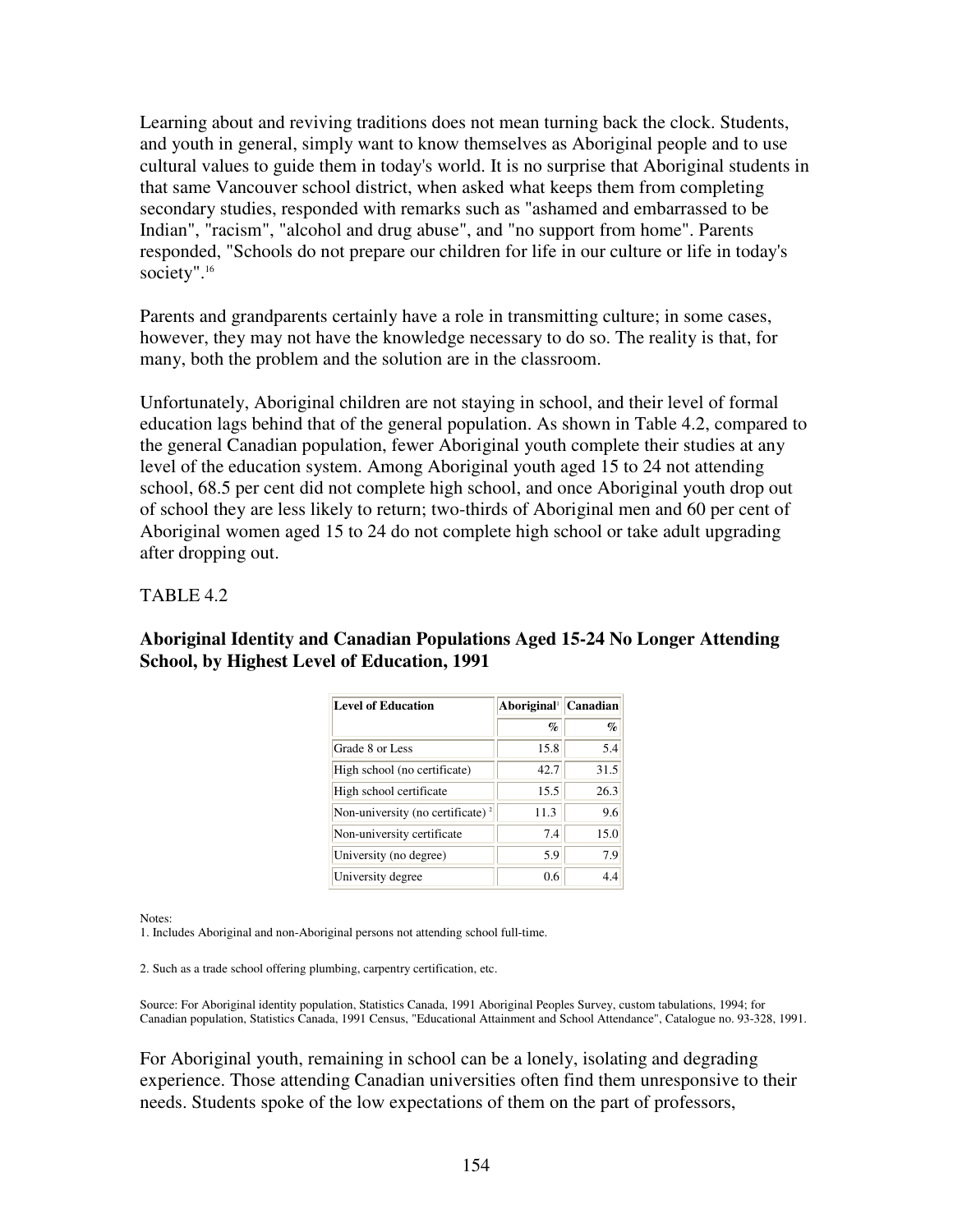Learning about and reviving traditions does not mean turning back the clock. Students, and youth in general, simply want to know themselves as Aboriginal people and to use cultural values to guide them in today's world. It is no surprise that Aboriginal students in that same Vancouver school district, when asked what keeps them from completing secondary studies, responded with remarks such as "ashamed and embarrassed to be Indian", "racism", "alcohol and drug abuse", and "no support from home". Parents responded, "Schools do not prepare our children for life in our culture or life in today's society".[16]

Parents and grandparents certainly have a role in transmitting culture; in some cases, however, they may not have the knowledge necessary to do so. The reality is that, for many, both the problem and the solution are in the classroom.

Unfortunately, Aboriginal children are not staying in school, and their level of formal education lags behind that of the general population. As shown in Table 4.2, compared to the general Canadian population, fewer Aboriginal youth complete their studies at any level of the education system. Among Aboriginal youth aged 15 to 24 not attending school, 68.5 per cent did not complete high school, and once Aboriginal youth drop out of school they are less likely to return; two-thirds of Aboriginal men and 60 per cent of Aboriginal women aged 15 to 24 do not complete high school or take adult upgrading after dropping out.

TABLE 4.2

**Aboriginal Identity and Canadian Populations Aged 15-24 No Longer Attending School, by Highest Level of Education, 1991**

| Level of Education | Aboriginal[1] | Canadian |
|---|---|---|
| | % | % |
| Grade 8 or Less | 15.8 | 5.4 |
| High school (no certificate) | 42.7 | 31.5 |
| High school certificate | 15.5 | 26.3 |
| Non-university (no certificate) [2] | 11.3 | 9.6 |
| Non-university certificate | 7.4 | 15.0 |
| University (no degree) | 5.9 | 7.9 |
| University degree | 0.6 | 4.4 |

Notes:
1. Includes Aboriginal and non-Aboriginal persons not attending school full-time.

2. Such as a trade school offering plumbing, carpentry certification, etc.

Source: For Aboriginal identity population, Statistics Canada, 1991 Aboriginal Peoples Survey, custom tabulations, 1994; for Canadian population, Statistics Canada, 1991 Census, "Educational Attainment and School Attendance", Catalogue no. 93-328, 1991.

For Aboriginal youth, remaining in school can be a lonely, isolating and degrading experience. Those attending Canadian universities often find them unresponsive to their needs. Students spoke of the low expectations of them on the part of professors,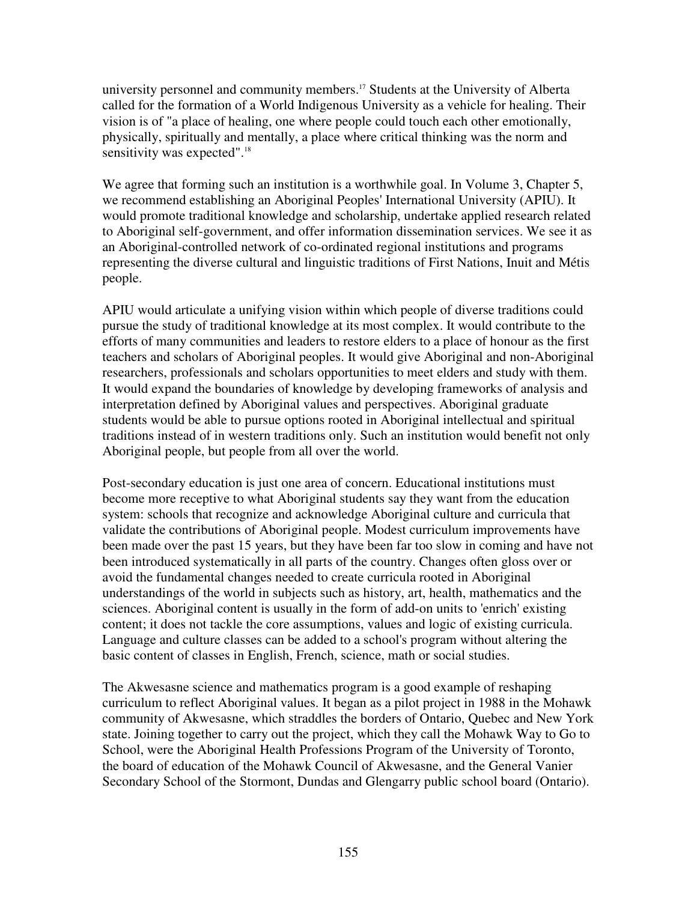university personnel and community members.[17] Students at the University of Alberta called for the formation of a World Indigenous University as a vehicle for healing. Their vision is of "a place of healing, one where people could touch each other emotionally, physically, spiritually and mentally, a place where critical thinking was the norm and sensitivity was expected".[18]

We agree that forming such an institution is a worthwhile goal. In Volume 3, Chapter 5, we recommend establishing an Aboriginal Peoples' International University (APIU). It would promote traditional knowledge and scholarship, undertake applied research related to Aboriginal self-government, and offer information dissemination services. We see it as an Aboriginal-controlled network of co-ordinated regional institutions and programs representing the diverse cultural and linguistic traditions of First Nations, Inuit and Métis people.

APIU would articulate a unifying vision within which people of diverse traditions could pursue the study of traditional knowledge at its most complex. It would contribute to the efforts of many communities and leaders to restore elders to a place of honour as the first teachers and scholars of Aboriginal peoples. It would give Aboriginal and non-Aboriginal researchers, professionals and scholars opportunities to meet elders and study with them. It would expand the boundaries of knowledge by developing frameworks of analysis and interpretation defined by Aboriginal values and perspectives. Aboriginal graduate students would be able to pursue options rooted in Aboriginal intellectual and spiritual traditions instead of in western traditions only. Such an institution would benefit not only Aboriginal people, but people from all over the world.

Post-secondary education is just one area of concern. Educational institutions must become more receptive to what Aboriginal students say they want from the education system: schools that recognize and acknowledge Aboriginal culture and curricula that validate the contributions of Aboriginal people. Modest curriculum improvements have been made over the past 15 years, but they have been far too slow in coming and have not been introduced systematically in all parts of the country. Changes often gloss over or avoid the fundamental changes needed to create curricula rooted in Aboriginal understandings of the world in subjects such as history, art, health, mathematics and the sciences. Aboriginal content is usually in the form of add-on units to 'enrich' existing content; it does not tackle the core assumptions, values and logic of existing curricula. Language and culture classes can be added to a school's program without altering the basic content of classes in English, French, science, math or social studies.

The Akwesasne science and mathematics program is a good example of reshaping curriculum to reflect Aboriginal values. It began as a pilot project in 1988 in the Mohawk community of Akwesasne, which straddles the borders of Ontario, Quebec and New York state. Joining together to carry out the project, which they call the Mohawk Way to Go to School, were the Aboriginal Health Professions Program of the University of Toronto, the board of education of the Mohawk Council of Akwesasne, and the General Vanier Secondary School of the Stormont, Dundas and Glengarry public school board (Ontario).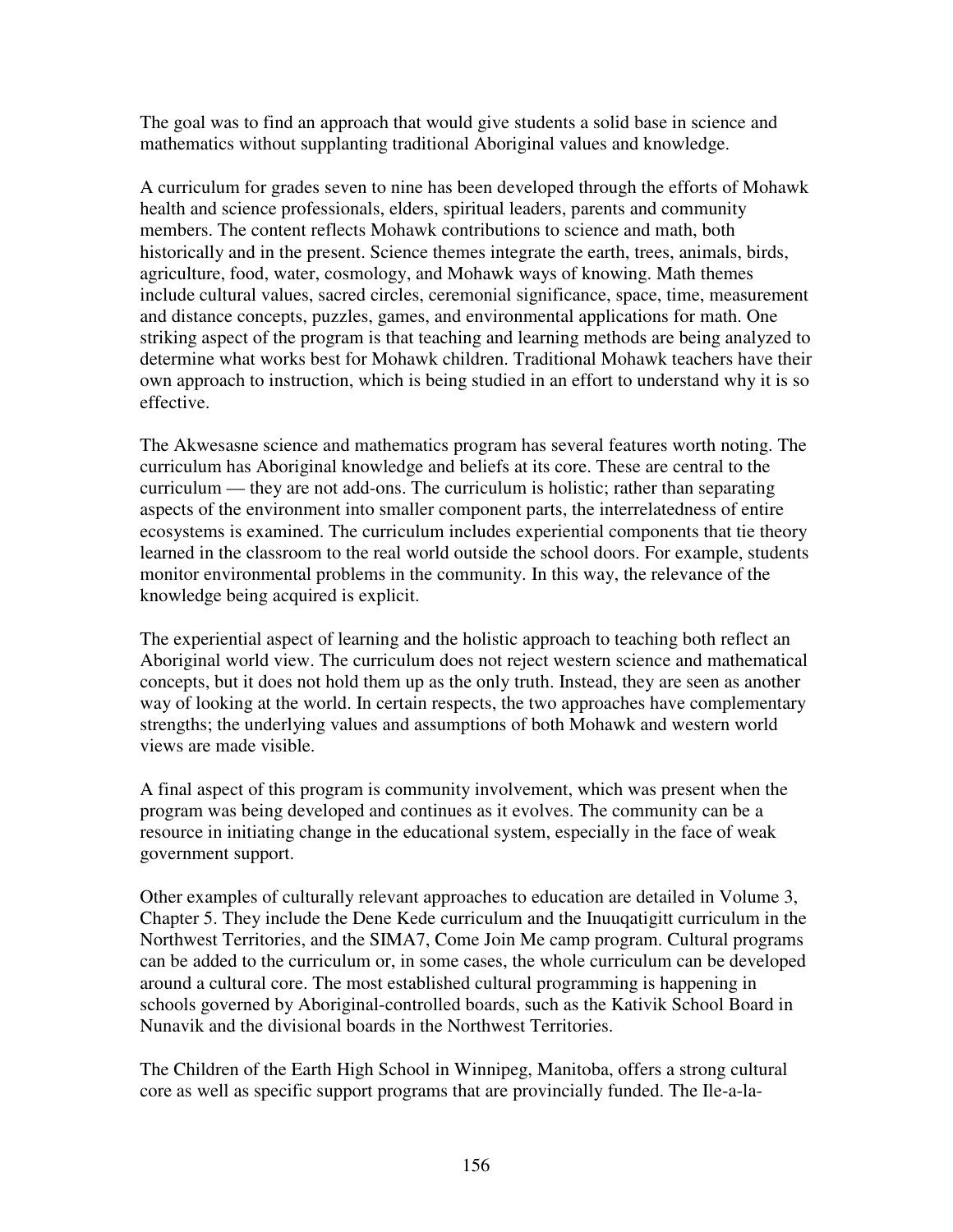The goal was to find an approach that would give students a solid base in science and mathematics without supplanting traditional Aboriginal values and knowledge.

A curriculum for grades seven to nine has been developed through the efforts of Mohawk health and science professionals, elders, spiritual leaders, parents and community members. The content reflects Mohawk contributions to science and math, both historically and in the present. Science themes integrate the earth, trees, animals, birds, agriculture, food, water, cosmology, and Mohawk ways of knowing. Math themes include cultural values, sacred circles, ceremonial significance, space, time, measurement and distance concepts, puzzles, games, and environmental applications for math. One striking aspect of the program is that teaching and learning methods are being analyzed to determine what works best for Mohawk children. Traditional Mohawk teachers have their own approach to instruction, which is being studied in an effort to understand why it is so effective.

The Akwesasne science and mathematics program has several features worth noting. The curriculum has Aboriginal knowledge and beliefs at its core. These are central to the curriculum — they are not add-ons. The curriculum is holistic; rather than separating aspects of the environment into smaller component parts, the interrelatedness of entire ecosystems is examined. The curriculum includes experiential components that tie theory learned in the classroom to the real world outside the school doors. For example, students monitor environmental problems in the community. In this way, the relevance of the knowledge being acquired is explicit.

The experiential aspect of learning and the holistic approach to teaching both reflect an Aboriginal world view. The curriculum does not reject western science and mathematical concepts, but it does not hold them up as the only truth. Instead, they are seen as another way of looking at the world. In certain respects, the two approaches have complementary strengths; the underlying values and assumptions of both Mohawk and western world views are made visible.

A final aspect of this program is community involvement, which was present when the program was being developed and continues as it evolves. The community can be a resource in initiating change in the educational system, especially in the face of weak government support.

Other examples of culturally relevant approaches to education are detailed in Volume 3, Chapter 5. They include the Dene Kede curriculum and the Inuuqatigitt curriculum in the Northwest Territories, and the SIMA7, Come Join Me camp program. Cultural programs can be added to the curriculum or, in some cases, the whole curriculum can be developed around a cultural core. The most established cultural programming is happening in schools governed by Aboriginal-controlled boards, such as the Kativik School Board in Nunavik and the divisional boards in the Northwest Territories.

The Children of the Earth High School in Winnipeg, Manitoba, offers a strong cultural core as well as specific support programs that are provincially funded. The Ile-a-la-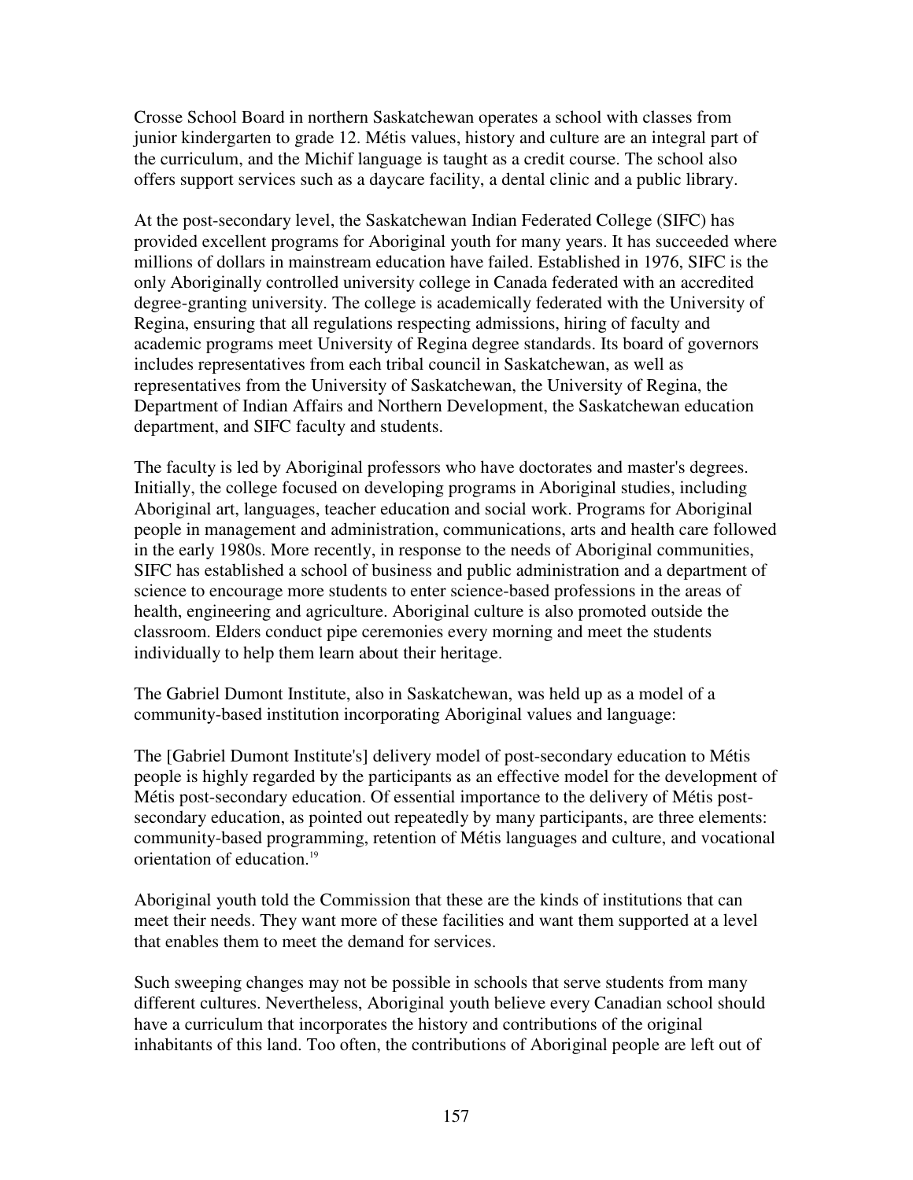Crosse School Board in northern Saskatchewan operates a school with classes from junior kindergarten to grade 12. Métis values, history and culture are an integral part of the curriculum, and the Michif language is taught as a credit course. The school also offers support services such as a daycare facility, a dental clinic and a public library.

At the post-secondary level, the Saskatchewan Indian Federated College (SIFC) has provided excellent programs for Aboriginal youth for many years. It has succeeded where millions of dollars in mainstream education have failed. Established in 1976, SIFC is the only Aboriginally controlled university college in Canada federated with an accredited degree-granting university. The college is academically federated with the University of Regina, ensuring that all regulations respecting admissions, hiring of faculty and academic programs meet University of Regina degree standards. Its board of governors includes representatives from each tribal council in Saskatchewan, as well as representatives from the University of Saskatchewan, the University of Regina, the Department of Indian Affairs and Northern Development, the Saskatchewan education department, and SIFC faculty and students.

The faculty is led by Aboriginal professors who have doctorates and master's degrees. Initially, the college focused on developing programs in Aboriginal studies, including Aboriginal art, languages, teacher education and social work. Programs for Aboriginal people in management and administration, communications, arts and health care followed in the early 1980s. More recently, in response to the needs of Aboriginal communities, SIFC has established a school of business and public administration and a department of science to encourage more students to enter science-based professions in the areas of health, engineering and agriculture. Aboriginal culture is also promoted outside the classroom. Elders conduct pipe ceremonies every morning and meet the students individually to help them learn about their heritage.

The Gabriel Dumont Institute, also in Saskatchewan, was held up as a model of a community-based institution incorporating Aboriginal values and language:

> The [Gabriel Dumont Institute's] delivery model of post-secondary education to Métis people is highly regarded by the participants as an effective model for the development of Métis post-secondary education. Of essential importance to the delivery of Métis post-secondary education, as pointed out repeatedly by many participants, are three elements: community-based programming, retention of Métis languages and culture, and vocational orientation of education.[19]

Aboriginal youth told the Commission that these are the kinds of institutions that can meet their needs. They want more of these facilities and want them supported at a level that enables them to meet the demand for services.

Such sweeping changes may not be possible in schools that serve students from many different cultures. Nevertheless, Aboriginal youth believe every Canadian school should have a curriculum that incorporates the history and contributions of the original inhabitants of this land. Too often, the contributions of Aboriginal people are left out of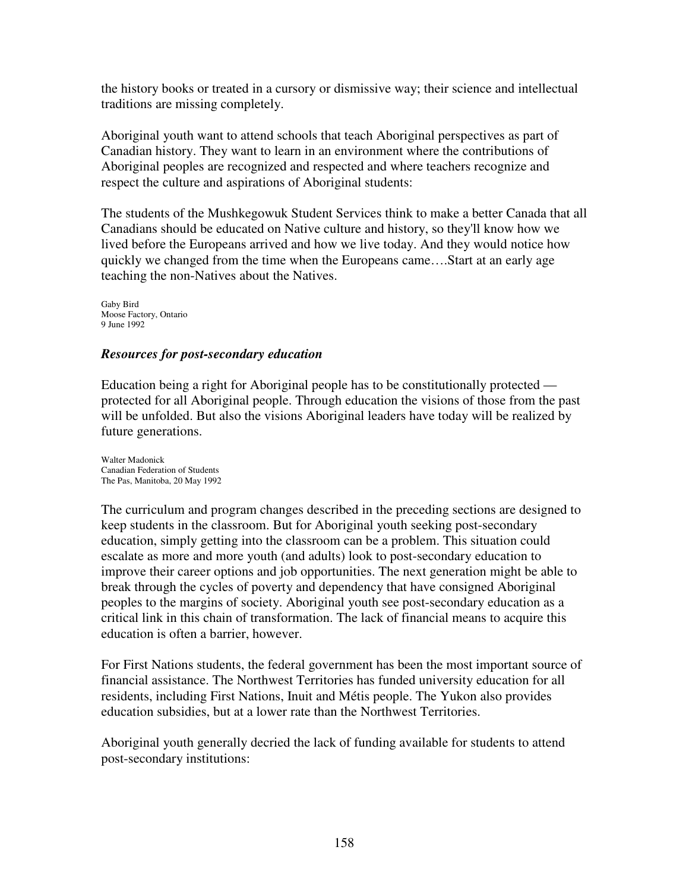the history books or treated in a cursory or dismissive way; their science and intellectual traditions are missing completely.

Aboriginal youth want to attend schools that teach Aboriginal perspectives as part of Canadian history. They want to learn in an environment where the contributions of Aboriginal peoples are recognized and respected and where teachers recognize and respect the culture and aspirations of Aboriginal students:

The students of the Mushkegowuk Student Services think to make a better Canada that all Canadians should be educated on Native culture and history, so they'll know how we lived before the Europeans arrived and how we live today. And they would notice how quickly we changed from the time when the Europeans came….Start at an early age teaching the non-Natives about the Natives.

Gaby Bird
Moose Factory, Ontario
9 June 1992

### *Resources for post-secondary education*

Education being a right for Aboriginal people has to be constitutionally protected — protected for all Aboriginal people. Through education the visions of those from the past will be unfolded. But also the visions Aboriginal leaders have today will be realized by future generations.

Walter Madonick
Canadian Federation of Students
The Pas, Manitoba, 20 May 1992

The curriculum and program changes described in the preceding sections are designed to keep students in the classroom. But for Aboriginal youth seeking post-secondary education, simply getting into the classroom can be a problem. This situation could escalate as more and more youth (and adults) look to post-secondary education to improve their career options and job opportunities. The next generation might be able to break through the cycles of poverty and dependency that have consigned Aboriginal peoples to the margins of society. Aboriginal youth see post-secondary education as a critical link in this chain of transformation. The lack of financial means to acquire this education is often a barrier, however.

For First Nations students, the federal government has been the most important source of financial assistance. The Northwest Territories has funded university education for all residents, including First Nations, Inuit and Métis people. The Yukon also provides education subsidies, but at a lower rate than the Northwest Territories.

Aboriginal youth generally decried the lack of funding available for students to attend post-secondary institutions: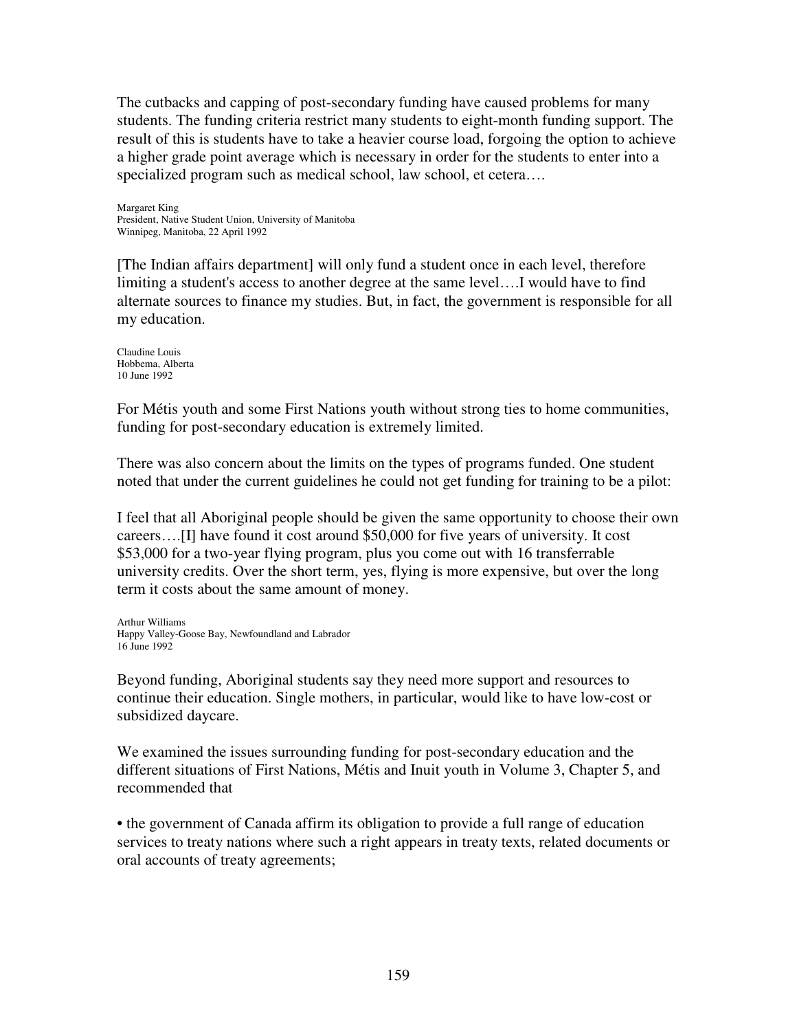The cutbacks and capping of post-secondary funding have caused problems for many students. The funding criteria restrict many students to eight-month funding support. The result of this is students have to take a heavier course load, forgoing the option to achieve a higher grade point average which is necessary in order for the students to enter into a specialized program such as medical school, law school, et cetera….

Margaret King
President, Native Student Union, University of Manitoba
Winnipeg, Manitoba, 22 April 1992

[The Indian affairs department] will only fund a student once in each level, therefore limiting a student's access to another degree at the same level….I would have to find alternate sources to finance my studies. But, in fact, the government is responsible for all my education.

Claudine Louis
Hobbema, Alberta
10 June 1992

For Métis youth and some First Nations youth without strong ties to home communities, funding for post-secondary education is extremely limited.

There was also concern about the limits on the types of programs funded. One student noted that under the current guidelines he could not get funding for training to be a pilot:

I feel that all Aboriginal people should be given the same opportunity to choose their own careers….[I] have found it cost around $50,000 for five years of university. It cost $53,000 for a two-year flying program, plus you come out with 16 transferrable university credits. Over the short term, yes, flying is more expensive, but over the long term it costs about the same amount of money.

Arthur Williams
Happy Valley-Goose Bay, Newfoundland and Labrador
16 June 1992

Beyond funding, Aboriginal students say they need more support and resources to continue their education. Single mothers, in particular, would like to have low-cost or subsidized daycare.

We examined the issues surrounding funding for post-secondary education and the different situations of First Nations, Métis and Inuit youth in Volume 3, Chapter 5, and recommended that

- the government of Canada affirm its obligation to provide a full range of education services to treaty nations where such a right appears in treaty texts, related documents or oral accounts of treaty agreements;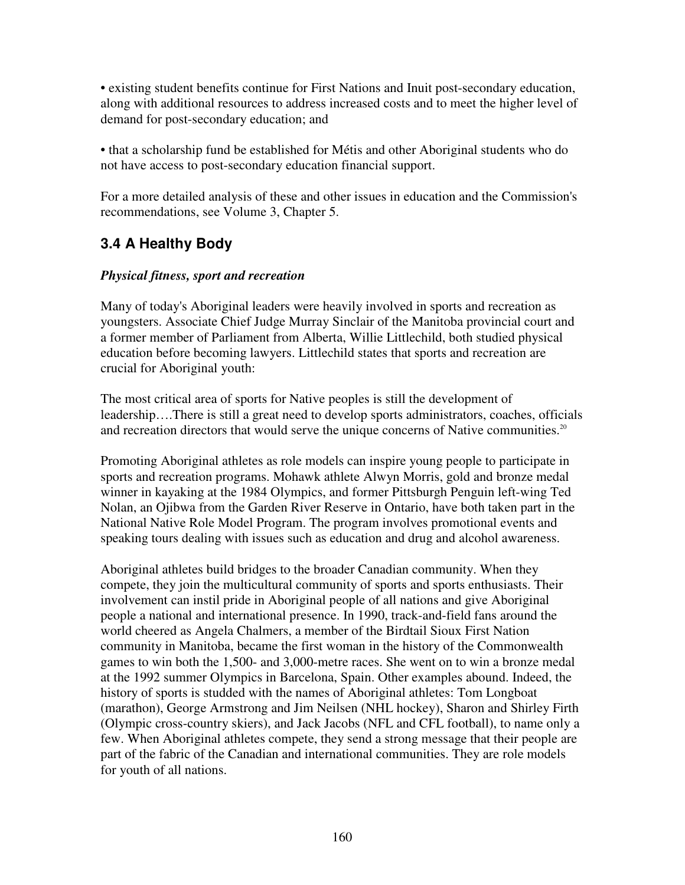- existing student benefits continue for First Nations and Inuit post-secondary education, along with additional resources to address increased costs and to meet the higher level of demand for post-secondary education; and

- that a scholarship fund be established for Métis and other Aboriginal students who do not have access to post-secondary education financial support.

For a more detailed analysis of these and other issues in education and the Commission's recommendations, see Volume 3, Chapter 5.

## 3.4 A Healthy Body

***Physical fitness, sport and recreation***

Many of today's Aboriginal leaders were heavily involved in sports and recreation as youngsters. Associate Chief Judge Murray Sinclair of the Manitoba provincial court and a former member of Parliament from Alberta, Willie Littlechild, both studied physical education before becoming lawyers. Littlechild states that sports and recreation are crucial for Aboriginal youth:

The most critical area of sports for Native peoples is still the development of leadership….There is still a great need to develop sports administrators, coaches, officials and recreation directors that would serve the unique concerns of Native communities.[20]

Promoting Aboriginal athletes as role models can inspire young people to participate in sports and recreation programs. Mohawk athlete Alwyn Morris, gold and bronze medal winner in kayaking at the 1984 Olympics, and former Pittsburgh Penguin left-wing Ted Nolan, an Ojibwa from the Garden River Reserve in Ontario, have both taken part in the National Native Role Model Program. The program involves promotional events and speaking tours dealing with issues such as education and drug and alcohol awareness.

Aboriginal athletes build bridges to the broader Canadian community. When they compete, they join the multicultural community of sports and sports enthusiasts. Their involvement can instil pride in Aboriginal people of all nations and give Aboriginal people a national and international presence. In 1990, track-and-field fans around the world cheered as Angela Chalmers, a member of the Birdtail Sioux First Nation community in Manitoba, became the first woman in the history of the Commonwealth games to win both the 1,500- and 3,000-metre races. She went on to win a bronze medal at the 1992 summer Olympics in Barcelona, Spain. Other examples abound. Indeed, the history of sports is studded with the names of Aboriginal athletes: Tom Longboat (marathon), George Armstrong and Jim Neilsen (NHL hockey), Sharon and Shirley Firth (Olympic cross-country skiers), and Jack Jacobs (NFL and CFL football), to name only a few. When Aboriginal athletes compete, they send a strong message that their people are part of the fabric of the Canadian and international communities. They are role models for youth of all nations.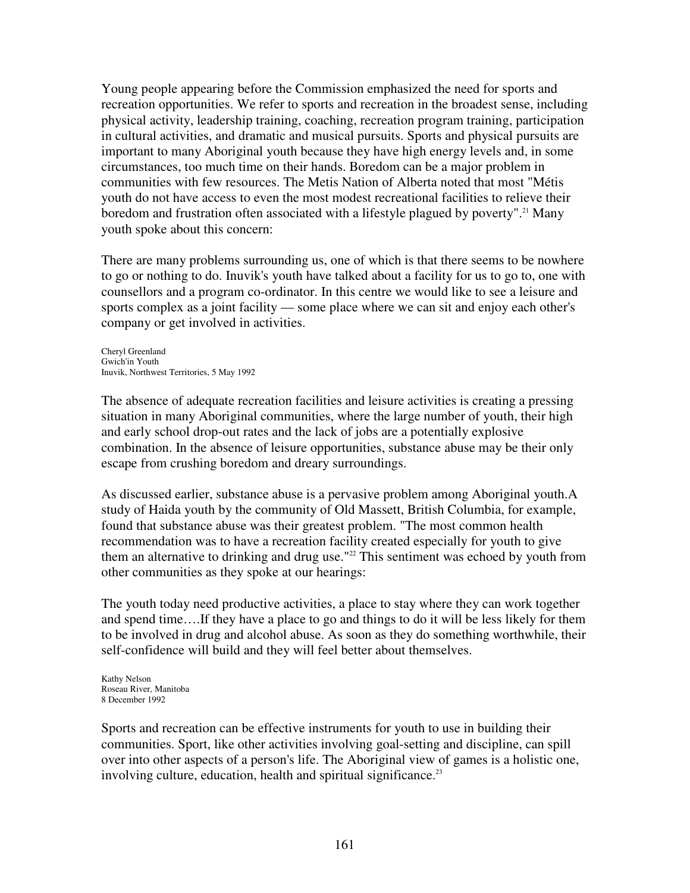Young people appearing before the Commission emphasized the need for sports and recreation opportunities. We refer to sports and recreation in the broadest sense, including physical activity, leadership training, coaching, recreation program training, participation in cultural activities, and dramatic and musical pursuits. Sports and physical pursuits are important to many Aboriginal youth because they have high energy levels and, in some circumstances, too much time on their hands. Boredom can be a major problem in communities with few resources. The Metis Nation of Alberta noted that most "Métis youth do not have access to even the most modest recreational facilities to relieve their boredom and frustration often associated with a lifestyle plagued by poverty".[21] Many youth spoke about this concern:

There are many problems surrounding us, one of which is that there seems to be nowhere to go or nothing to do. Inuvik's youth have talked about a facility for us to go to, one with counsellors and a program co-ordinator. In this centre we would like to see a leisure and sports complex as a joint facility — some place where we can sit and enjoy each other's company or get involved in activities.

Cheryl Greenland
Gwich'in Youth
Inuvik, Northwest Territories, 5 May 1992

The absence of adequate recreation facilities and leisure activities is creating a pressing situation in many Aboriginal communities, where the large number of youth, their high and early school drop-out rates and the lack of jobs are a potentially explosive combination. In the absence of leisure opportunities, substance abuse may be their only escape from crushing boredom and dreary surroundings.

As discussed earlier, substance abuse is a pervasive problem among Aboriginal youth.A study of Haida youth by the community of Old Massett, British Columbia, for example, found that substance abuse was their greatest problem. "The most common health recommendation was to have a recreation facility created especially for youth to give them an alternative to drinking and drug use."[22] This sentiment was echoed by youth from other communities as they spoke at our hearings:

The youth today need productive activities, a place to stay where they can work together and spend time….If they have a place to go and things to do it will be less likely for them to be involved in drug and alcohol abuse. As soon as they do something worthwhile, their self-confidence will build and they will feel better about themselves.

Kathy Nelson
Roseau River, Manitoba
8 December 1992

Sports and recreation can be effective instruments for youth to use in building their communities. Sport, like other activities involving goal-setting and discipline, can spill over into other aspects of a person's life. The Aboriginal view of games is a holistic one, involving culture, education, health and spiritual significance.[23]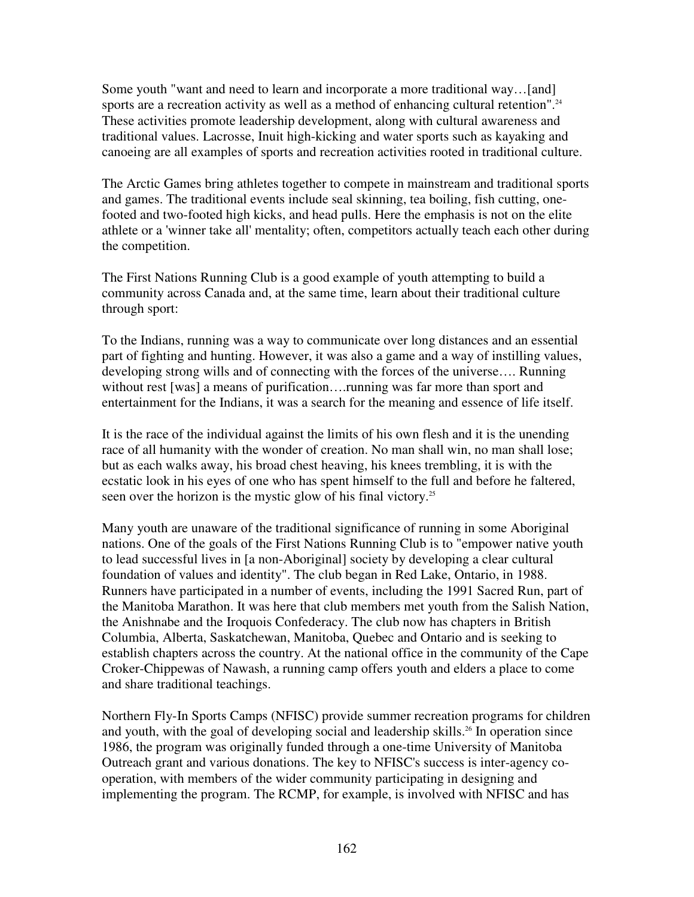Some youth "want and need to learn and incorporate a more traditional way…[and] sports are a recreation activity as well as a method of enhancing cultural retention".[24] These activities promote leadership development, along with cultural awareness and traditional values. Lacrosse, Inuit high-kicking and water sports such as kayaking and canoeing are all examples of sports and recreation activities rooted in traditional culture.

The Arctic Games bring athletes together to compete in mainstream and traditional sports and games. The traditional events include seal skinning, tea boiling, fish cutting, one-footed and two-footed high kicks, and head pulls. Here the emphasis is not on the elite athlete or a 'winner take all' mentality; often, competitors actually teach each other during the competition.

The First Nations Running Club is a good example of youth attempting to build a community across Canada and, at the same time, learn about their traditional culture through sport:

To the Indians, running was a way to communicate over long distances and an essential part of fighting and hunting. However, it was also a game and a way of instilling values, developing strong wills and of connecting with the forces of the universe…. Running without rest [was] a means of purification….running was far more than sport and entertainment for the Indians, it was a search for the meaning and essence of life itself.

It is the race of the individual against the limits of his own flesh and it is the unending race of all humanity with the wonder of creation. No man shall win, no man shall lose; but as each walks away, his broad chest heaving, his knees trembling, it is with the ecstatic look in his eyes of one who has spent himself to the full and before he faltered, seen over the horizon is the mystic glow of his final victory.[25]

Many youth are unaware of the traditional significance of running in some Aboriginal nations. One of the goals of the First Nations Running Club is to "empower native youth to lead successful lives in [a non-Aboriginal] society by developing a clear cultural foundation of values and identity". The club began in Red Lake, Ontario, in 1988. Runners have participated in a number of events, including the 1991 Sacred Run, part of the Manitoba Marathon. It was here that club members met youth from the Salish Nation, the Anishnabe and the Iroquois Confederacy. The club now has chapters in British Columbia, Alberta, Saskatchewan, Manitoba, Quebec and Ontario and is seeking to establish chapters across the country. At the national office in the community of the Cape Croker-Chippewas of Nawash, a running camp offers youth and elders a place to come and share traditional teachings.

Northern Fly-In Sports Camps (NFISC) provide summer recreation programs for children and youth, with the goal of developing social and leadership skills.[26] In operation since 1986, the program was originally funded through a one-time University of Manitoba Outreach grant and various donations. The key to NFISC's success is inter-agency co-operation, with members of the wider community participating in designing and implementing the program. The RCMP, for example, is involved with NFISC and has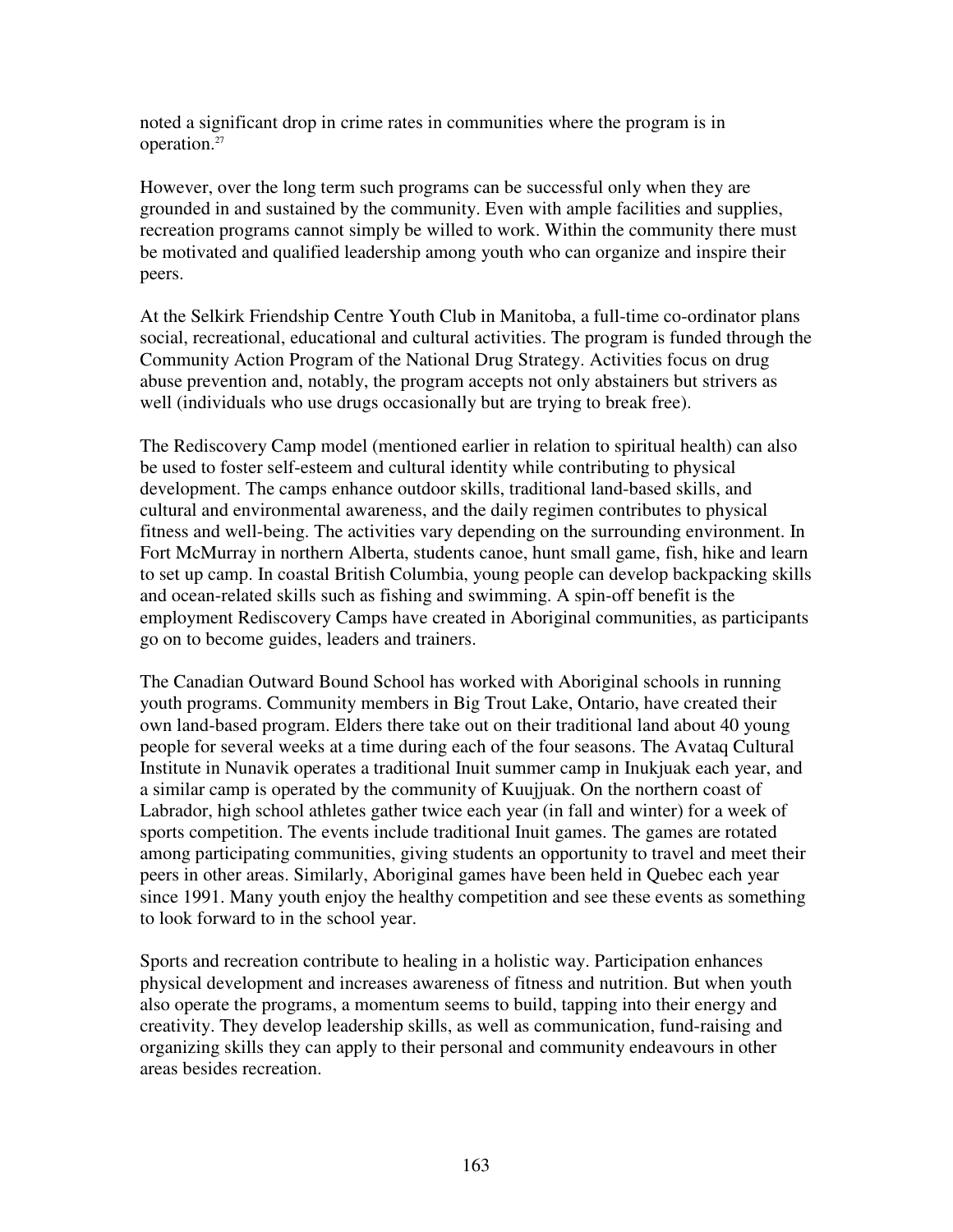noted a significant drop in crime rates in communities where the program is in operation.[27]

However, over the long term such programs can be successful only when they are grounded in and sustained by the community. Even with ample facilities and supplies, recreation programs cannot simply be willed to work. Within the community there must be motivated and qualified leadership among youth who can organize and inspire their peers.

At the Selkirk Friendship Centre Youth Club in Manitoba, a full-time co-ordinator plans social, recreational, educational and cultural activities. The program is funded through the Community Action Program of the National Drug Strategy. Activities focus on drug abuse prevention and, notably, the program accepts not only abstainers but strivers as well (individuals who use drugs occasionally but are trying to break free).

The Rediscovery Camp model (mentioned earlier in relation to spiritual health) can also be used to foster self-esteem and cultural identity while contributing to physical development. The camps enhance outdoor skills, traditional land-based skills, and cultural and environmental awareness, and the daily regimen contributes to physical fitness and well-being. The activities vary depending on the surrounding environment. In Fort McMurray in northern Alberta, students canoe, hunt small game, fish, hike and learn to set up camp. In coastal British Columbia, young people can develop backpacking skills and ocean-related skills such as fishing and swimming. A spin-off benefit is the employment Rediscovery Camps have created in Aboriginal communities, as participants go on to become guides, leaders and trainers.

The Canadian Outward Bound School has worked with Aboriginal schools in running youth programs. Community members in Big Trout Lake, Ontario, have created their own land-based program. Elders there take out on their traditional land about 40 young people for several weeks at a time during each of the four seasons. The Avataq Cultural Institute in Nunavik operates a traditional Inuit summer camp in Inukjuak each year, and a similar camp is operated by the community of Kuujjuak. On the northern coast of Labrador, high school athletes gather twice each year (in fall and winter) for a week of sports competition. The events include traditional Inuit games. The games are rotated among participating communities, giving students an opportunity to travel and meet their peers in other areas. Similarly, Aboriginal games have been held in Quebec each year since 1991. Many youth enjoy the healthy competition and see these events as something to look forward to in the school year.

Sports and recreation contribute to healing in a holistic way. Participation enhances physical development and increases awareness of fitness and nutrition. But when youth also operate the programs, a momentum seems to build, tapping into their energy and creativity. They develop leadership skills, as well as communication, fund-raising and organizing skills they can apply to their personal and community endeavours in other areas besides recreation.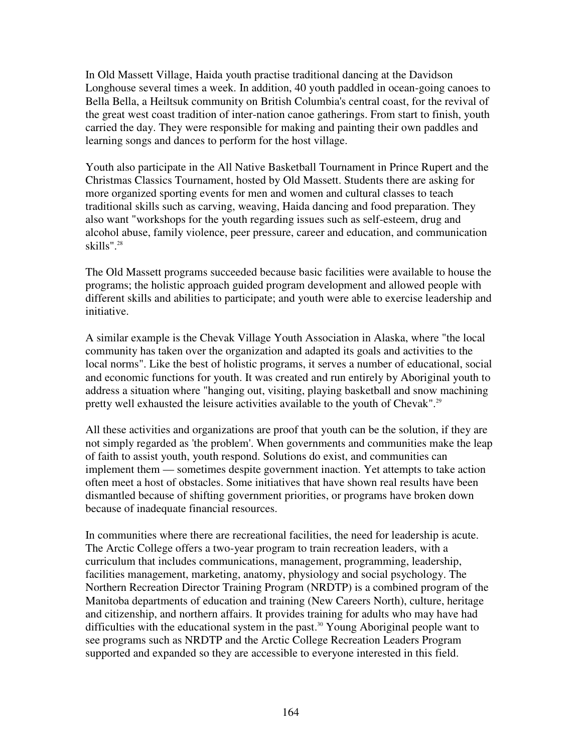In Old Massett Village, Haida youth practise traditional dancing at the Davidson Longhouse several times a week. In addition, 40 youth paddled in ocean-going canoes to Bella Bella, a Heiltsuk community on British Columbia's central coast, for the revival of the great west coast tradition of inter-nation canoe gatherings. From start to finish, youth carried the day. They were responsible for making and painting their own paddles and learning songs and dances to perform for the host village.

Youth also participate in the All Native Basketball Tournament in Prince Rupert and the Christmas Classics Tournament, hosted by Old Massett. Students there are asking for more organized sporting events for men and women and cultural classes to teach traditional skills such as carving, weaving, Haida dancing and food preparation. They also want "workshops for the youth regarding issues such as self-esteem, drug and alcohol abuse, family violence, peer pressure, career and education, and communication skills".[28]

The Old Massett programs succeeded because basic facilities were available to house the programs; the holistic approach guided program development and allowed people with different skills and abilities to participate; and youth were able to exercise leadership and initiative.

A similar example is the Chevak Village Youth Association in Alaska, where "the local community has taken over the organization and adapted its goals and activities to the local norms". Like the best of holistic programs, it serves a number of educational, social and economic functions for youth. It was created and run entirely by Aboriginal youth to address a situation where "hanging out, visiting, playing basketball and snow machining pretty well exhausted the leisure activities available to the youth of Chevak".[29]

All these activities and organizations are proof that youth can be the solution, if they are not simply regarded as 'the problem'. When governments and communities make the leap of faith to assist youth, youth respond. Solutions do exist, and communities can implement them — sometimes despite government inaction. Yet attempts to take action often meet a host of obstacles. Some initiatives that have shown real results have been dismantled because of shifting government priorities, or programs have broken down because of inadequate financial resources.

In communities where there are recreational facilities, the need for leadership is acute. The Arctic College offers a two-year program to train recreation leaders, with a curriculum that includes communications, management, programming, leadership, facilities management, marketing, anatomy, physiology and social psychology. The Northern Recreation Director Training Program (NRDTP) is a combined program of the Manitoba departments of education and training (New Careers North), culture, heritage and citizenship, and northern affairs. It provides training for adults who may have had difficulties with the educational system in the past.[30] Young Aboriginal people want to see programs such as NRDTP and the Arctic College Recreation Leaders Program supported and expanded so they are accessible to everyone interested in this field.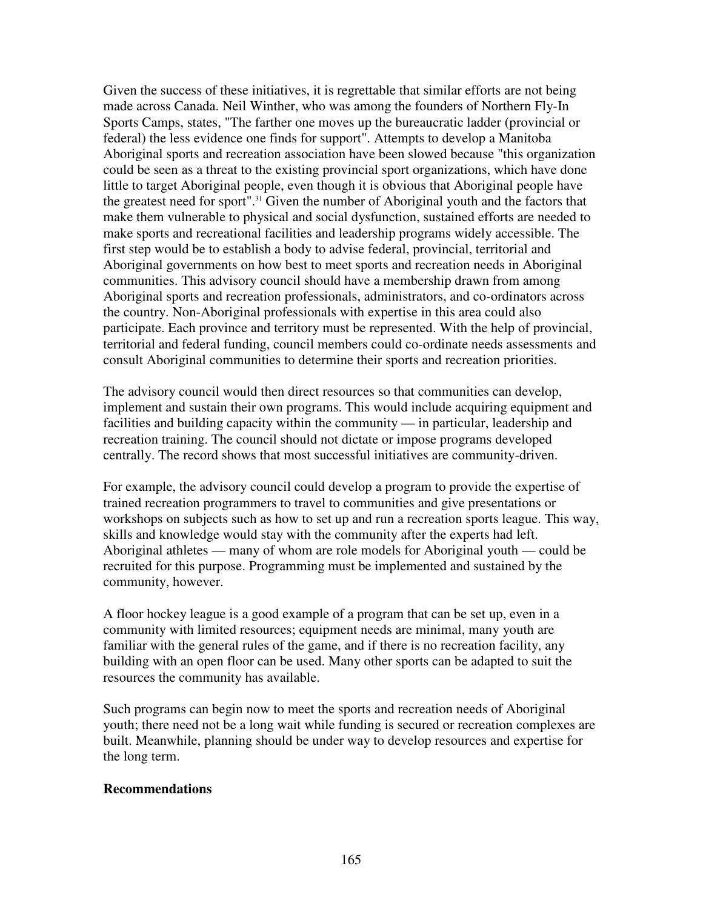Given the success of these initiatives, it is regrettable that similar efforts are not being made across Canada. Neil Winther, who was among the founders of Northern Fly-In Sports Camps, states, "The farther one moves up the bureaucratic ladder (provincial or federal) the less evidence one finds for support". Attempts to develop a Manitoba Aboriginal sports and recreation association have been slowed because "this organization could be seen as a threat to the existing provincial sport organizations, which have done little to target Aboriginal people, even though it is obvious that Aboriginal people have the greatest need for sport".[31] Given the number of Aboriginal youth and the factors that make them vulnerable to physical and social dysfunction, sustained efforts are needed to make sports and recreational facilities and leadership programs widely accessible. The first step would be to establish a body to advise federal, provincial, territorial and Aboriginal governments on how best to meet sports and recreation needs in Aboriginal communities. This advisory council should have a membership drawn from among Aboriginal sports and recreation professionals, administrators, and co-ordinators across the country. Non-Aboriginal professionals with expertise in this area could also participate. Each province and territory must be represented. With the help of provincial, territorial and federal funding, council members could co-ordinate needs assessments and consult Aboriginal communities to determine their sports and recreation priorities.

The advisory council would then direct resources so that communities can develop, implement and sustain their own programs. This would include acquiring equipment and facilities and building capacity within the community — in particular, leadership and recreation training. The council should not dictate or impose programs developed centrally. The record shows that most successful initiatives are community-driven.

For example, the advisory council could develop a program to provide the expertise of trained recreation programmers to travel to communities and give presentations or workshops on subjects such as how to set up and run a recreation sports league. This way, skills and knowledge would stay with the community after the experts had left. Aboriginal athletes — many of whom are role models for Aboriginal youth — could be recruited for this purpose. Programming must be implemented and sustained by the community, however.

A floor hockey league is a good example of a program that can be set up, even in a community with limited resources; equipment needs are minimal, many youth are familiar with the general rules of the game, and if there is no recreation facility, any building with an open floor can be used. Many other sports can be adapted to suit the resources the community has available.

Such programs can begin now to meet the sports and recreation needs of Aboriginal youth; there need not be a long wait while funding is secured or recreation complexes are built. Meanwhile, planning should be under way to develop resources and expertise for the long term.

**Recommendations**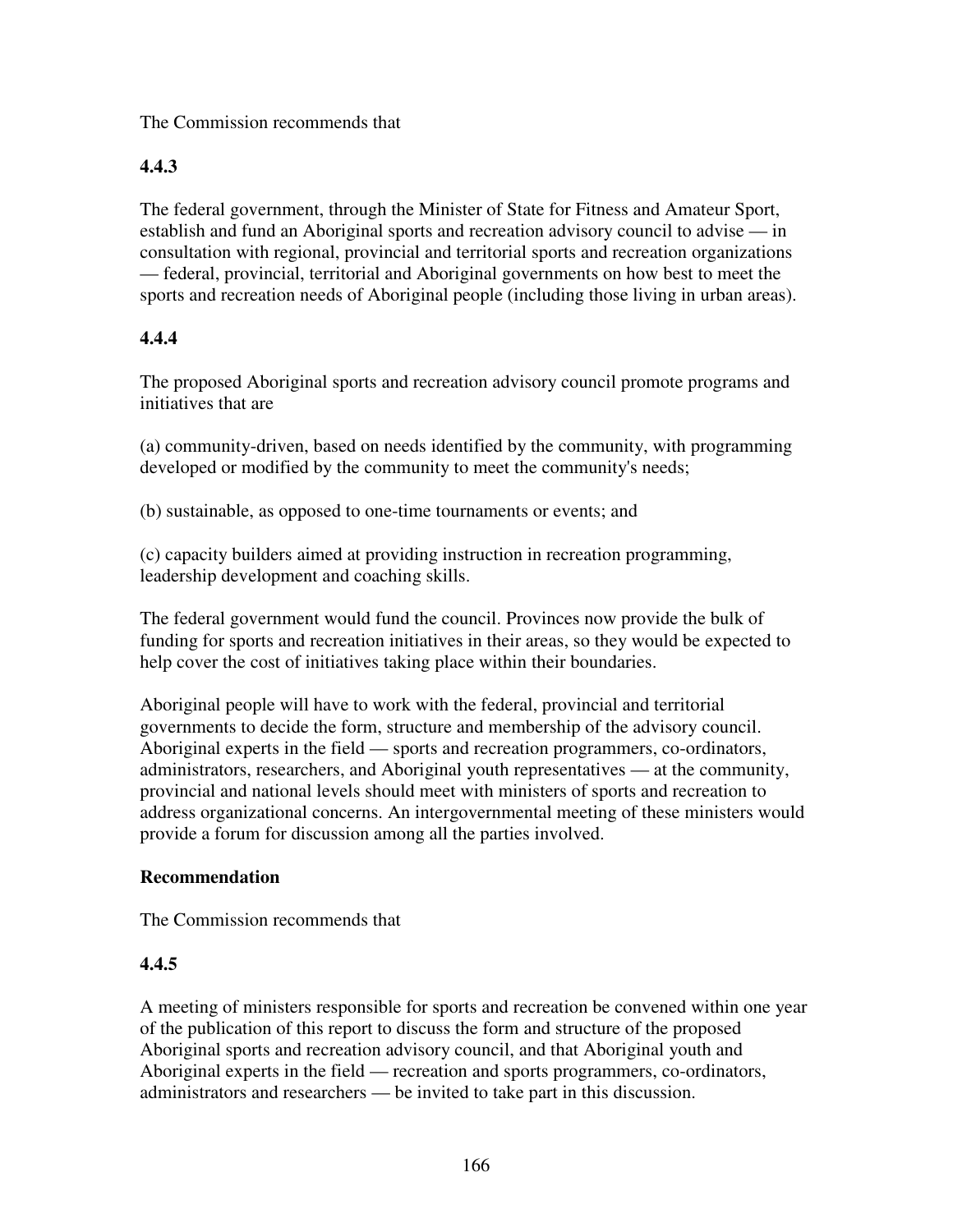The Commission recommends that

**4.4.3**

The federal government, through the Minister of State for Fitness and Amateur Sport, establish and fund an Aboriginal sports and recreation advisory council to advise — in consultation with regional, provincial and territorial sports and recreation organizations — federal, provincial, territorial and Aboriginal governments on how best to meet the sports and recreation needs of Aboriginal people (including those living in urban areas).

**4.4.4**

The proposed Aboriginal sports and recreation advisory council promote programs and initiatives that are

(a) community-driven, based on needs identified by the community, with programming developed or modified by the community to meet the community's needs;

(b) sustainable, as opposed to one-time tournaments or events; and

(c) capacity builders aimed at providing instruction in recreation programming, leadership development and coaching skills.

The federal government would fund the council. Provinces now provide the bulk of funding for sports and recreation initiatives in their areas, so they would be expected to help cover the cost of initiatives taking place within their boundaries.

Aboriginal people will have to work with the federal, provincial and territorial governments to decide the form, structure and membership of the advisory council. Aboriginal experts in the field — sports and recreation programmers, co-ordinators, administrators, researchers, and Aboriginal youth representatives — at the community, provincial and national levels should meet with ministers of sports and recreation to address organizational concerns. An intergovernmental meeting of these ministers would provide a forum for discussion among all the parties involved.

**Recommendation**

The Commission recommends that

**4.4.5**

A meeting of ministers responsible for sports and recreation be convened within one year of the publication of this report to discuss the form and structure of the proposed Aboriginal sports and recreation advisory council, and that Aboriginal youth and Aboriginal experts in the field — recreation and sports programmers, co-ordinators, administrators and researchers — be invited to take part in this discussion.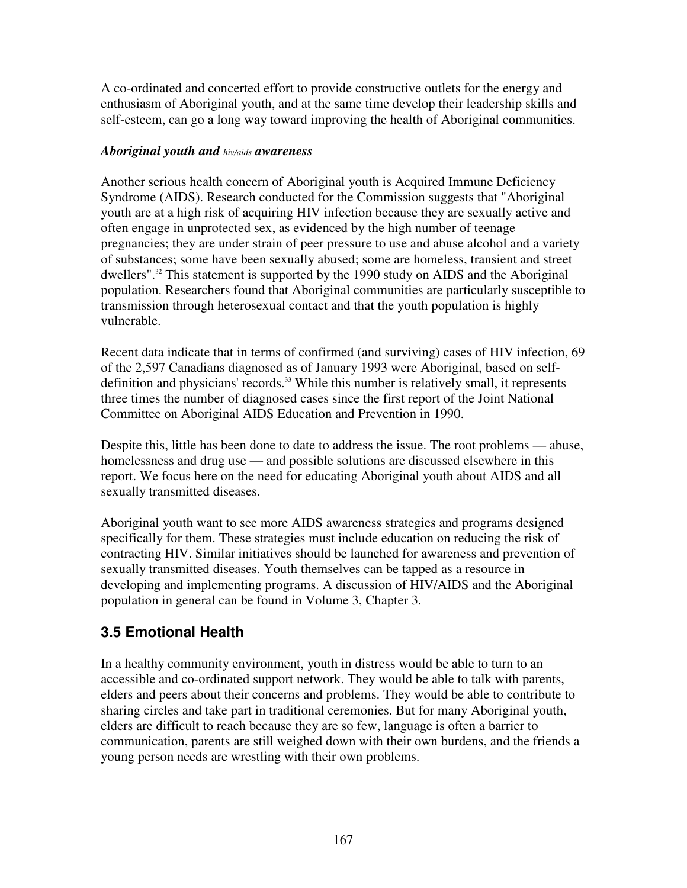A co-ordinated and concerted effort to provide constructive outlets for the energy and enthusiasm of Aboriginal youth, and at the same time develop their leadership skills and self-esteem, can go a long way toward improving the health of Aboriginal communities.

***Aboriginal youth and hiv/aids awareness***

Another serious health concern of Aboriginal youth is Acquired Immune Deficiency Syndrome (AIDS). Research conducted for the Commission suggests that "Aboriginal youth are at a high risk of acquiring HIV infection because they are sexually active and often engage in unprotected sex, as evidenced by the high number of teenage pregnancies; they are under strain of peer pressure to use and abuse alcohol and a variety of substances; some have been sexually abused; some are homeless, transient and street dwellers".[32] This statement is supported by the 1990 study on AIDS and the Aboriginal population. Researchers found that Aboriginal communities are particularly susceptible to transmission through heterosexual contact and that the youth population is highly vulnerable.

Recent data indicate that in terms of confirmed (and surviving) cases of HIV infection, 69 of the 2,597 Canadians diagnosed as of January 1993 were Aboriginal, based on self-definition and physicians' records.[33] While this number is relatively small, it represents three times the number of diagnosed cases since the first report of the Joint National Committee on Aboriginal AIDS Education and Prevention in 1990.

Despite this, little has been done to date to address the issue. The root problems — abuse, homelessness and drug use — and possible solutions are discussed elsewhere in this report. We focus here on the need for educating Aboriginal youth about AIDS and all sexually transmitted diseases.

Aboriginal youth want to see more AIDS awareness strategies and programs designed specifically for them. These strategies must include education on reducing the risk of contracting HIV. Similar initiatives should be launched for awareness and prevention of sexually transmitted diseases. Youth themselves can be tapped as a resource in developing and implementing programs. A discussion of HIV/AIDS and the Aboriginal population in general can be found in Volume 3, Chapter 3.

## 3.5 Emotional Health

In a healthy community environment, youth in distress would be able to turn to an accessible and co-ordinated support network. They would be able to talk with parents, elders and peers about their concerns and problems. They would be able to contribute to sharing circles and take part in traditional ceremonies. But for many Aboriginal youth, elders are difficult to reach because they are so few, language is often a barrier to communication, parents are still weighed down with their own burdens, and the friends a young person needs are wrestling with their own problems.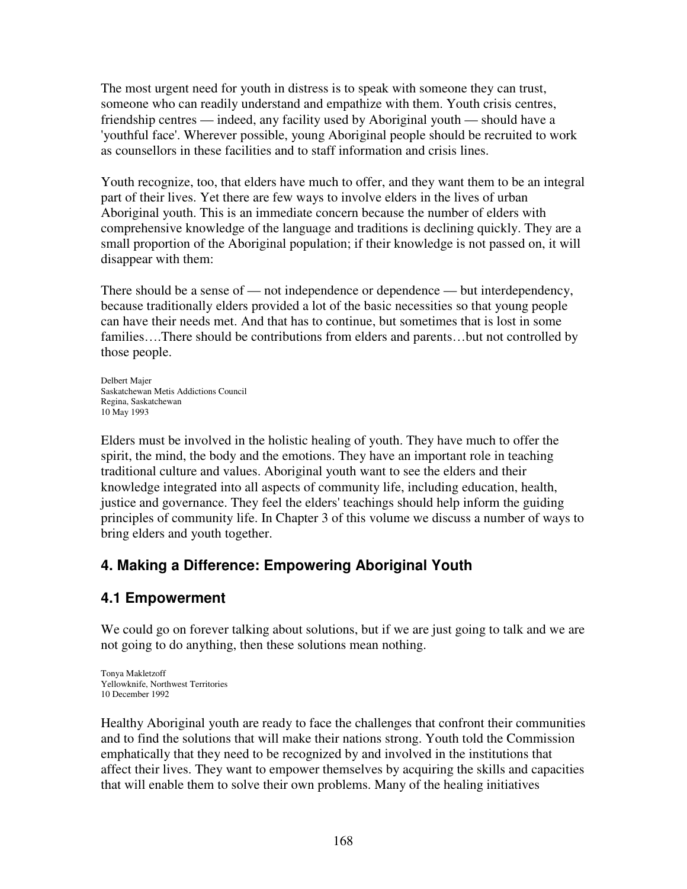The most urgent need for youth in distress is to speak with someone they can trust, someone who can readily understand and empathize with them. Youth crisis centres, friendship centres — indeed, any facility used by Aboriginal youth — should have a 'youthful face'. Wherever possible, young Aboriginal people should be recruited to work as counsellors in these facilities and to staff information and crisis lines.

Youth recognize, too, that elders have much to offer, and they want them to be an integral part of their lives. Yet there are few ways to involve elders in the lives of urban Aboriginal youth. This is an immediate concern because the number of elders with comprehensive knowledge of the language and traditions is declining quickly. They are a small proportion of the Aboriginal population; if their knowledge is not passed on, it will disappear with them:

There should be a sense of — not independence or dependence — but interdependency, because traditionally elders provided a lot of the basic necessities so that young people can have their needs met. And that has to continue, but sometimes that is lost in some families….There should be contributions from elders and parents…but not controlled by those people.

Delbert Majer
Saskatchewan Metis Addictions Council
Regina, Saskatchewan
10 May 1993

Elders must be involved in the holistic healing of youth. They have much to offer the spirit, the mind, the body and the emotions. They have an important role in teaching traditional culture and values. Aboriginal youth want to see the elders and their knowledge integrated into all aspects of community life, including education, health, justice and governance. They feel the elders' teachings should help inform the guiding principles of community life. In Chapter 3 of this volume we discuss a number of ways to bring elders and youth together.

## 4. Making a Difference: Empowering Aboriginal Youth

### 4.1 Empowerment

We could go on forever talking about solutions, but if we are just going to talk and we are not going to do anything, then these solutions mean nothing.

Tonya Makletzoff
Yellowknife, Northwest Territories
10 December 1992

Healthy Aboriginal youth are ready to face the challenges that confront their communities and to find the solutions that will make their nations strong. Youth told the Commission emphatically that they need to be recognized by and involved in the institutions that affect their lives. They want to empower themselves by acquiring the skills and capacities that will enable them to solve their own problems. Many of the healing initiatives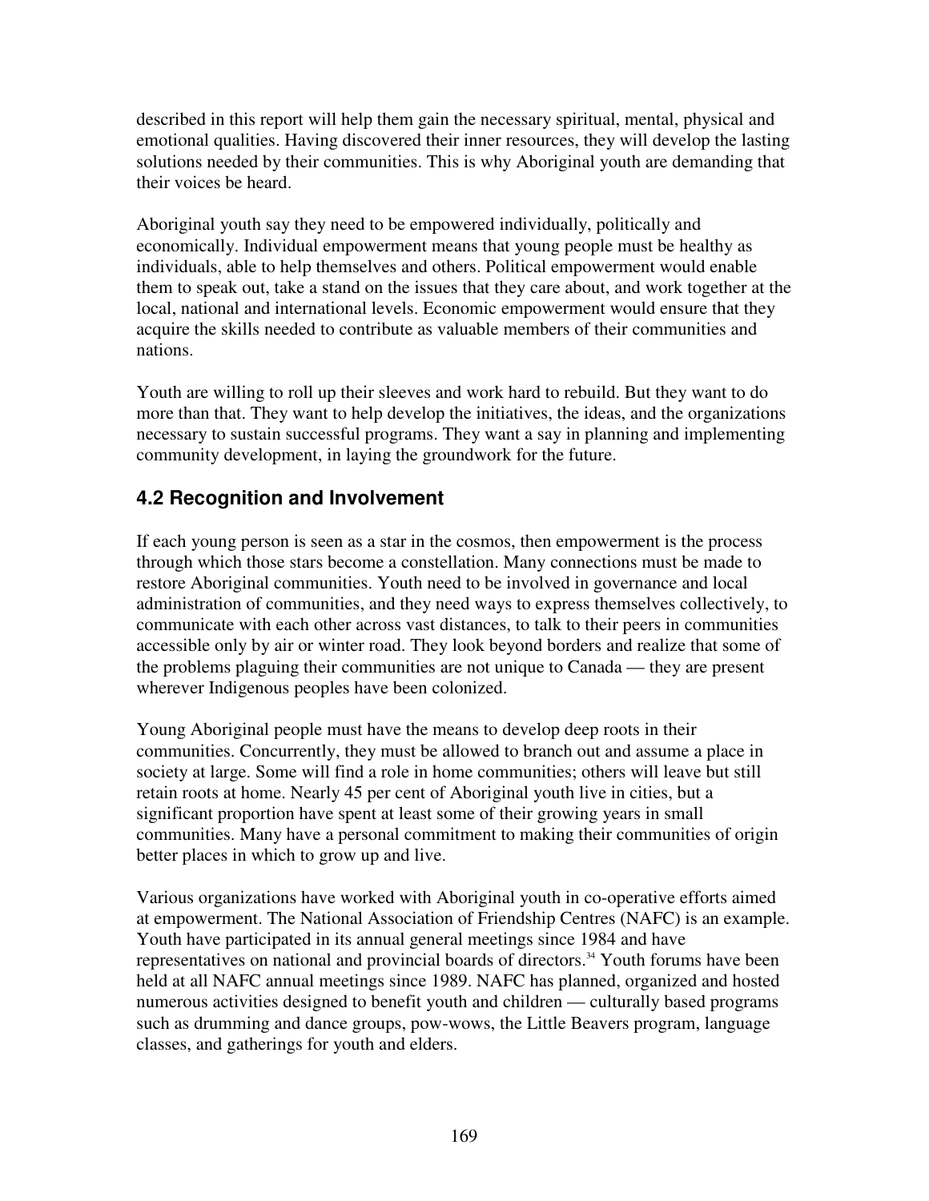described in this report will help them gain the necessary spiritual, mental, physical and emotional qualities. Having discovered their inner resources, they will develop the lasting solutions needed by their communities. This is why Aboriginal youth are demanding that their voices be heard.

Aboriginal youth say they need to be empowered individually, politically and economically. Individual empowerment means that young people must be healthy as individuals, able to help themselves and others. Political empowerment would enable them to speak out, take a stand on the issues that they care about, and work together at the local, national and international levels. Economic empowerment would ensure that they acquire the skills needed to contribute as valuable members of their communities and nations.

Youth are willing to roll up their sleeves and work hard to rebuild. But they want to do more than that. They want to help develop the initiatives, the ideas, and the organizations necessary to sustain successful programs. They want a say in planning and implementing community development, in laying the groundwork for the future.

## 4.2 Recognition and Involvement

If each young person is seen as a star in the cosmos, then empowerment is the process through which those stars become a constellation. Many connections must be made to restore Aboriginal communities. Youth need to be involved in governance and local administration of communities, and they need ways to express themselves collectively, to communicate with each other across vast distances, to talk to their peers in communities accessible only by air or winter road. They look beyond borders and realize that some of the problems plaguing their communities are not unique to Canada — they are present wherever Indigenous peoples have been colonized.

Young Aboriginal people must have the means to develop deep roots in their communities. Concurrently, they must be allowed to branch out and assume a place in society at large. Some will find a role in home communities; others will leave but still retain roots at home. Nearly 45 per cent of Aboriginal youth live in cities, but a significant proportion have spent at least some of their growing years in small communities. Many have a personal commitment to making their communities of origin better places in which to grow up and live.

Various organizations have worked with Aboriginal youth in co-operative efforts aimed at empowerment. The National Association of Friendship Centres (NAFC) is an example. Youth have participated in its annual general meetings since 1984 and have representatives on national and provincial boards of directors.[34] Youth forums have been held at all NAFC annual meetings since 1989. NAFC has planned, organized and hosted numerous activities designed to benefit youth and children — culturally based programs such as drumming and dance groups, pow-wows, the Little Beavers program, language classes, and gatherings for youth and elders.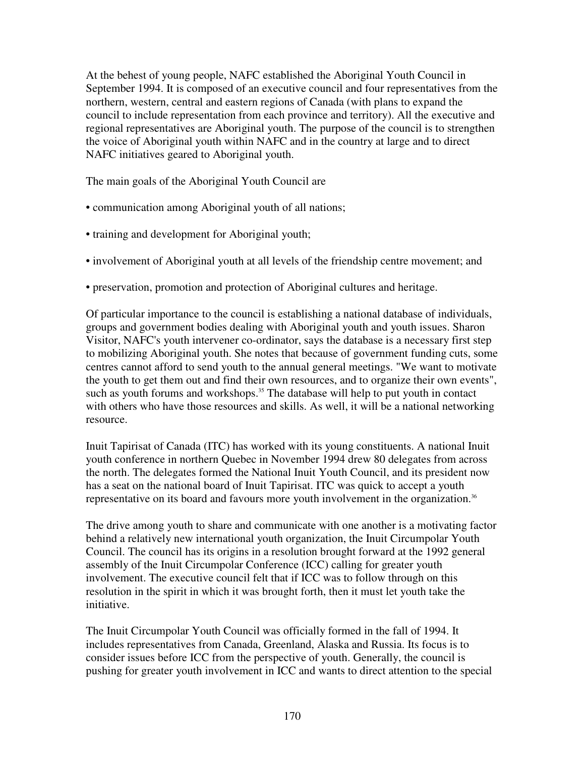At the behest of young people, NAFC established the Aboriginal Youth Council in September 1994. It is composed of an executive council and four representatives from the northern, western, central and eastern regions of Canada (with plans to expand the council to include representation from each province and territory). All the executive and regional representatives are Aboriginal youth. The purpose of the council is to strengthen the voice of Aboriginal youth within NAFC and in the country at large and to direct NAFC initiatives geared to Aboriginal youth.

The main goals of the Aboriginal Youth Council are

- communication among Aboriginal youth of all nations;
- training and development for Aboriginal youth;
- involvement of Aboriginal youth at all levels of the friendship centre movement; and
- preservation, promotion and protection of Aboriginal cultures and heritage.

Of particular importance to the council is establishing a national database of individuals, groups and government bodies dealing with Aboriginal youth and youth issues. Sharon Visitor, NAFC's youth intervener co-ordinator, says the database is a necessary first step to mobilizing Aboriginal youth. She notes that because of government funding cuts, some centres cannot afford to send youth to the annual general meetings. "We want to motivate the youth to get them out and find their own resources, and to organize their own events", such as youth forums and workshops.[35] The database will help to put youth in contact with others who have those resources and skills. As well, it will be a national networking resource.

Inuit Tapirisat of Canada (ITC) has worked with its young constituents. A national Inuit youth conference in northern Quebec in November 1994 drew 80 delegates from across the north. The delegates formed the National Inuit Youth Council, and its president now has a seat on the national board of Inuit Tapirisat. ITC was quick to accept a youth representative on its board and favours more youth involvement in the organization.[36]

The drive among youth to share and communicate with one another is a motivating factor behind a relatively new international youth organization, the Inuit Circumpolar Youth Council. The council has its origins in a resolution brought forward at the 1992 general assembly of the Inuit Circumpolar Conference (ICC) calling for greater youth involvement. The executive council felt that if ICC was to follow through on this resolution in the spirit in which it was brought forth, then it must let youth take the initiative.

The Inuit Circumpolar Youth Council was officially formed in the fall of 1994. It includes representatives from Canada, Greenland, Alaska and Russia. Its focus is to consider issues before ICC from the perspective of youth. Generally, the council is pushing for greater youth involvement in ICC and wants to direct attention to the special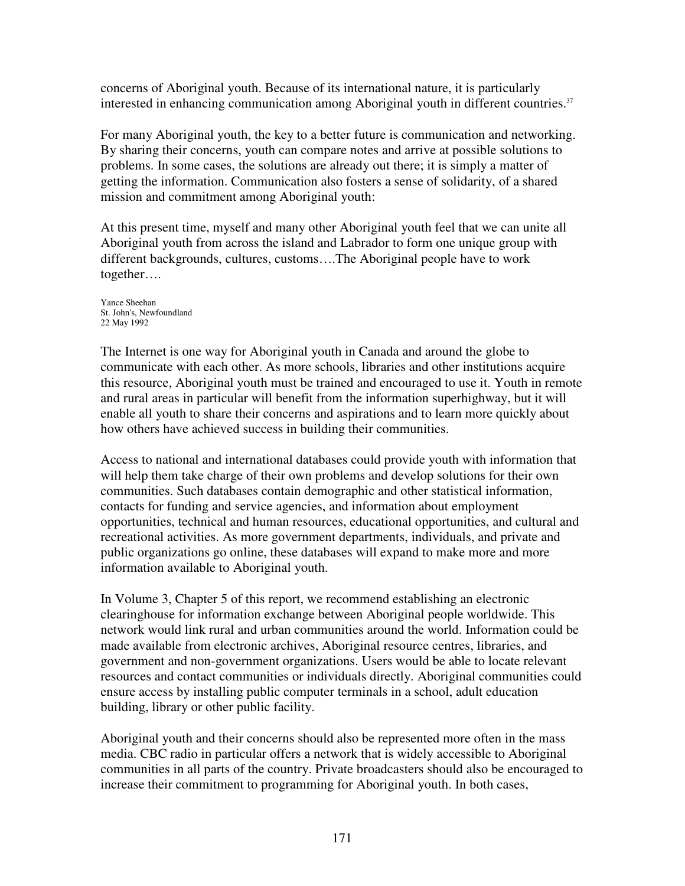concerns of Aboriginal youth. Because of its international nature, it is particularly interested in enhancing communication among Aboriginal youth in different countries.[37]

For many Aboriginal youth, the key to a better future is communication and networking. By sharing their concerns, youth can compare notes and arrive at possible solutions to problems. In some cases, the solutions are already out there; it is simply a matter of getting the information. Communication also fosters a sense of solidarity, of a shared mission and commitment among Aboriginal youth:

At this present time, myself and many other Aboriginal youth feel that we can unite all Aboriginal youth from across the island and Labrador to form one unique group with different backgrounds, cultures, customs….The Aboriginal people have to work together….

Yance Sheehan
St. John's, Newfoundland
22 May 1992

The Internet is one way for Aboriginal youth in Canada and around the globe to communicate with each other. As more schools, libraries and other institutions acquire this resource, Aboriginal youth must be trained and encouraged to use it. Youth in remote and rural areas in particular will benefit from the information superhighway, but it will enable all youth to share their concerns and aspirations and to learn more quickly about how others have achieved success in building their communities.

Access to national and international databases could provide youth with information that will help them take charge of their own problems and develop solutions for their own communities. Such databases contain demographic and other statistical information, contacts for funding and service agencies, and information about employment opportunities, technical and human resources, educational opportunities, and cultural and recreational activities. As more government departments, individuals, and private and public organizations go online, these databases will expand to make more and more information available to Aboriginal youth.

In Volume 3, Chapter 5 of this report, we recommend establishing an electronic clearinghouse for information exchange between Aboriginal people worldwide. This network would link rural and urban communities around the world. Information could be made available from electronic archives, Aboriginal resource centres, libraries, and government and non-government organizations. Users would be able to locate relevant resources and contact communities or individuals directly. Aboriginal communities could ensure access by installing public computer terminals in a school, adult education building, library or other public facility.

Aboriginal youth and their concerns should also be represented more often in the mass media. CBC radio in particular offers a network that is widely accessible to Aboriginal communities in all parts of the country. Private broadcasters should also be encouraged to increase their commitment to programming for Aboriginal youth. In both cases,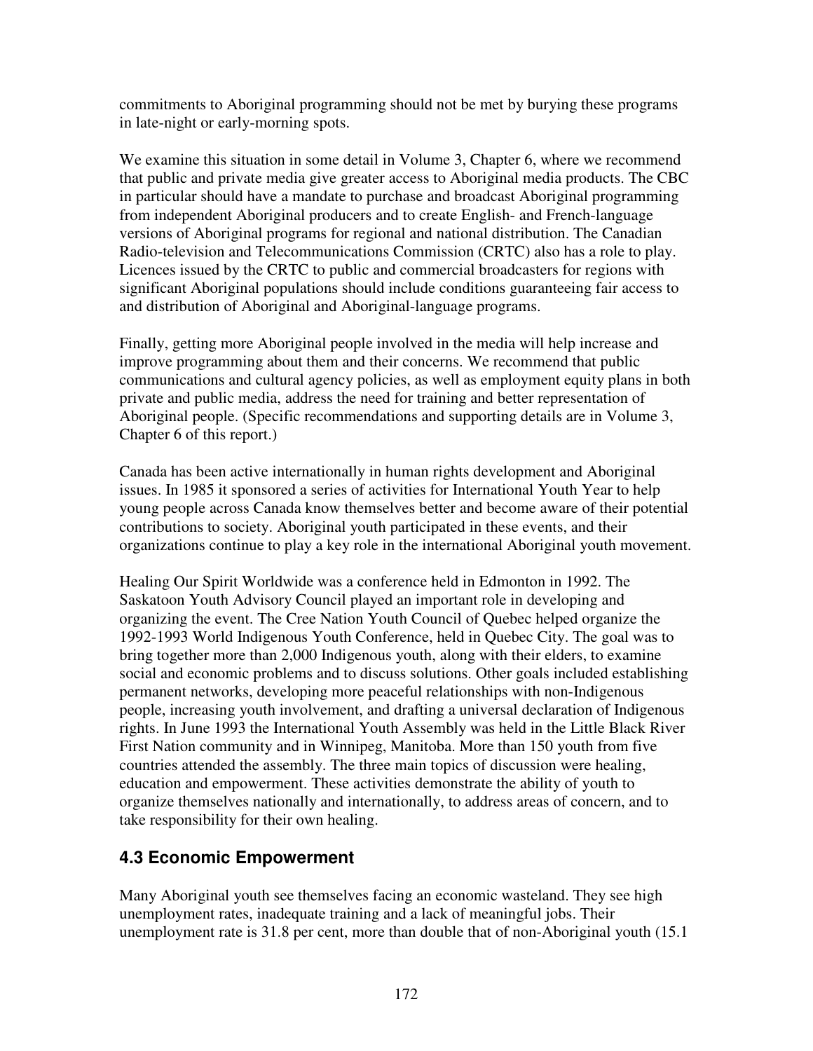commitments to Aboriginal programming should not be met by burying these programs in late-night or early-morning spots.

We examine this situation in some detail in Volume 3, Chapter 6, where we recommend that public and private media give greater access to Aboriginal media products. The CBC in particular should have a mandate to purchase and broadcast Aboriginal programming from independent Aboriginal producers and to create English- and French-language versions of Aboriginal programs for regional and national distribution. The Canadian Radio-television and Telecommunications Commission (CRTC) also has a role to play. Licences issued by the CRTC to public and commercial broadcasters for regions with significant Aboriginal populations should include conditions guaranteeing fair access to and distribution of Aboriginal and Aboriginal-language programs.

Finally, getting more Aboriginal people involved in the media will help increase and improve programming about them and their concerns. We recommend that public communications and cultural agency policies, as well as employment equity plans in both private and public media, address the need for training and better representation of Aboriginal people. (Specific recommendations and supporting details are in Volume 3, Chapter 6 of this report.)

Canada has been active internationally in human rights development and Aboriginal issues. In 1985 it sponsored a series of activities for International Youth Year to help young people across Canada know themselves better and become aware of their potential contributions to society. Aboriginal youth participated in these events, and their organizations continue to play a key role in the international Aboriginal youth movement.

Healing Our Spirit Worldwide was a conference held in Edmonton in 1992. The Saskatoon Youth Advisory Council played an important role in developing and organizing the event. The Cree Nation Youth Council of Quebec helped organize the 1992-1993 World Indigenous Youth Conference, held in Quebec City. The goal was to bring together more than 2,000 Indigenous youth, along with their elders, to examine social and economic problems and to discuss solutions. Other goals included establishing permanent networks, developing more peaceful relationships with non-Indigenous people, increasing youth involvement, and drafting a universal declaration of Indigenous rights. In June 1993 the International Youth Assembly was held in the Little Black River First Nation community and in Winnipeg, Manitoba. More than 150 youth from five countries attended the assembly. The three main topics of discussion were healing, education and empowerment. These activities demonstrate the ability of youth to organize themselves nationally and internationally, to address areas of concern, and to take responsibility for their own healing.

## 4.3 Economic Empowerment

Many Aboriginal youth see themselves facing an economic wasteland. They see high unemployment rates, inadequate training and a lack of meaningful jobs. Their unemployment rate is 31.8 per cent, more than double that of non-Aboriginal youth (15.1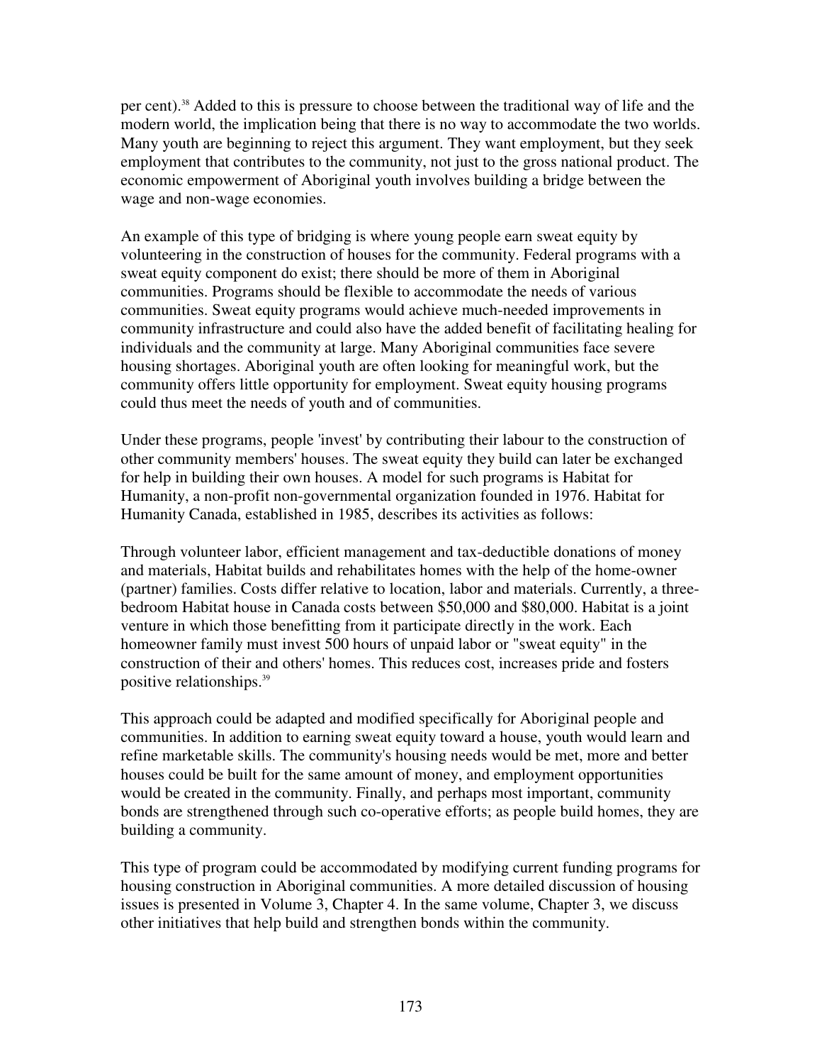per cent).[38] Added to this is pressure to choose between the traditional way of life and the modern world, the implication being that there is no way to accommodate the two worlds. Many youth are beginning to reject this argument. They want employment, but they seek employment that contributes to the community, not just to the gross national product. The economic empowerment of Aboriginal youth involves building a bridge between the wage and non-wage economies.

An example of this type of bridging is where young people earn sweat equity by volunteering in the construction of houses for the community. Federal programs with a sweat equity component do exist; there should be more of them in Aboriginal communities. Programs should be flexible to accommodate the needs of various communities. Sweat equity programs would achieve much-needed improvements in community infrastructure and could also have the added benefit of facilitating healing for individuals and the community at large. Many Aboriginal communities face severe housing shortages. Aboriginal youth are often looking for meaningful work, but the community offers little opportunity for employment. Sweat equity housing programs could thus meet the needs of youth and of communities.

Under these programs, people 'invest' by contributing their labour to the construction of other community members' houses. The sweat equity they build can later be exchanged for help in building their own houses. A model for such programs is Habitat for Humanity, a non-profit non-governmental organization founded in 1976. Habitat for Humanity Canada, established in 1985, describes its activities as follows:

Through volunteer labor, efficient management and tax-deductible donations of money and materials, Habitat builds and rehabilitates homes with the help of the home-owner (partner) families. Costs differ relative to location, labor and materials. Currently, a three-bedroom Habitat house in Canada costs between $50,000 and $80,000. Habitat is a joint venture in which those benefitting from it participate directly in the work. Each homeowner family must invest 500 hours of unpaid labor or "sweat equity" in the construction of their and others' homes. This reduces cost, increases pride and fosters positive relationships.[39]

This approach could be adapted and modified specifically for Aboriginal people and communities. In addition to earning sweat equity toward a house, youth would learn and refine marketable skills. The community's housing needs would be met, more and better houses could be built for the same amount of money, and employment opportunities would be created in the community. Finally, and perhaps most important, community bonds are strengthened through such co-operative efforts; as people build homes, they are building a community.

This type of program could be accommodated by modifying current funding programs for housing construction in Aboriginal communities. A more detailed discussion of housing issues is presented in Volume 3, Chapter 4. In the same volume, Chapter 3, we discuss other initiatives that help build and strengthen bonds within the community.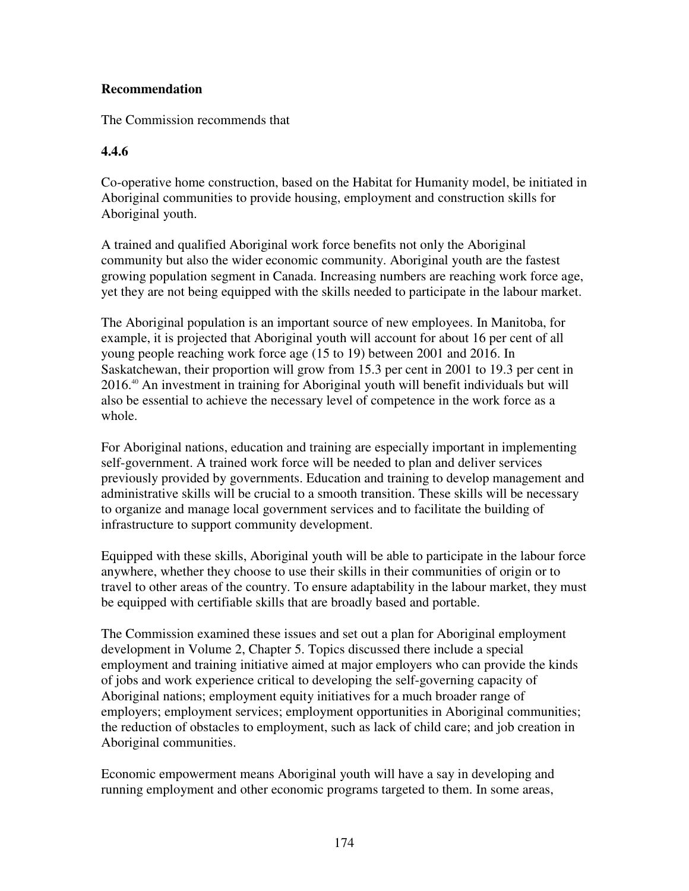**Recommendation**

The Commission recommends that

**4.4.6**

Co-operative home construction, based on the Habitat for Humanity model, be initiated in Aboriginal communities to provide housing, employment and construction skills for Aboriginal youth.

A trained and qualified Aboriginal work force benefits not only the Aboriginal community but also the wider economic community. Aboriginal youth are the fastest growing population segment in Canada. Increasing numbers are reaching work force age, yet they are not being equipped with the skills needed to participate in the labour market.

The Aboriginal population is an important source of new employees. In Manitoba, for example, it is projected that Aboriginal youth will account for about 16 per cent of all young people reaching work force age (15 to 19) between 2001 and 2016. In Saskatchewan, their proportion will grow from 15.3 per cent in 2001 to 19.3 per cent in 2016.[40] An investment in training for Aboriginal youth will benefit individuals but will also be essential to achieve the necessary level of competence in the work force as a whole.

For Aboriginal nations, education and training are especially important in implementing self-government. A trained work force will be needed to plan and deliver services previously provided by governments. Education and training to develop management and administrative skills will be crucial to a smooth transition. These skills will be necessary to organize and manage local government services and to facilitate the building of infrastructure to support community development.

Equipped with these skills, Aboriginal youth will be able to participate in the labour force anywhere, whether they choose to use their skills in their communities of origin or to travel to other areas of the country. To ensure adaptability in the labour market, they must be equipped with certifiable skills that are broadly based and portable.

The Commission examined these issues and set out a plan for Aboriginal employment development in Volume 2, Chapter 5. Topics discussed there include a special employment and training initiative aimed at major employers who can provide the kinds of jobs and work experience critical to developing the self-governing capacity of Aboriginal nations; employment equity initiatives for a much broader range of employers; employment services; employment opportunities in Aboriginal communities; the reduction of obstacles to employment, such as lack of child care; and job creation in Aboriginal communities.

Economic empowerment means Aboriginal youth will have a say in developing and running employment and other economic programs targeted to them. In some areas,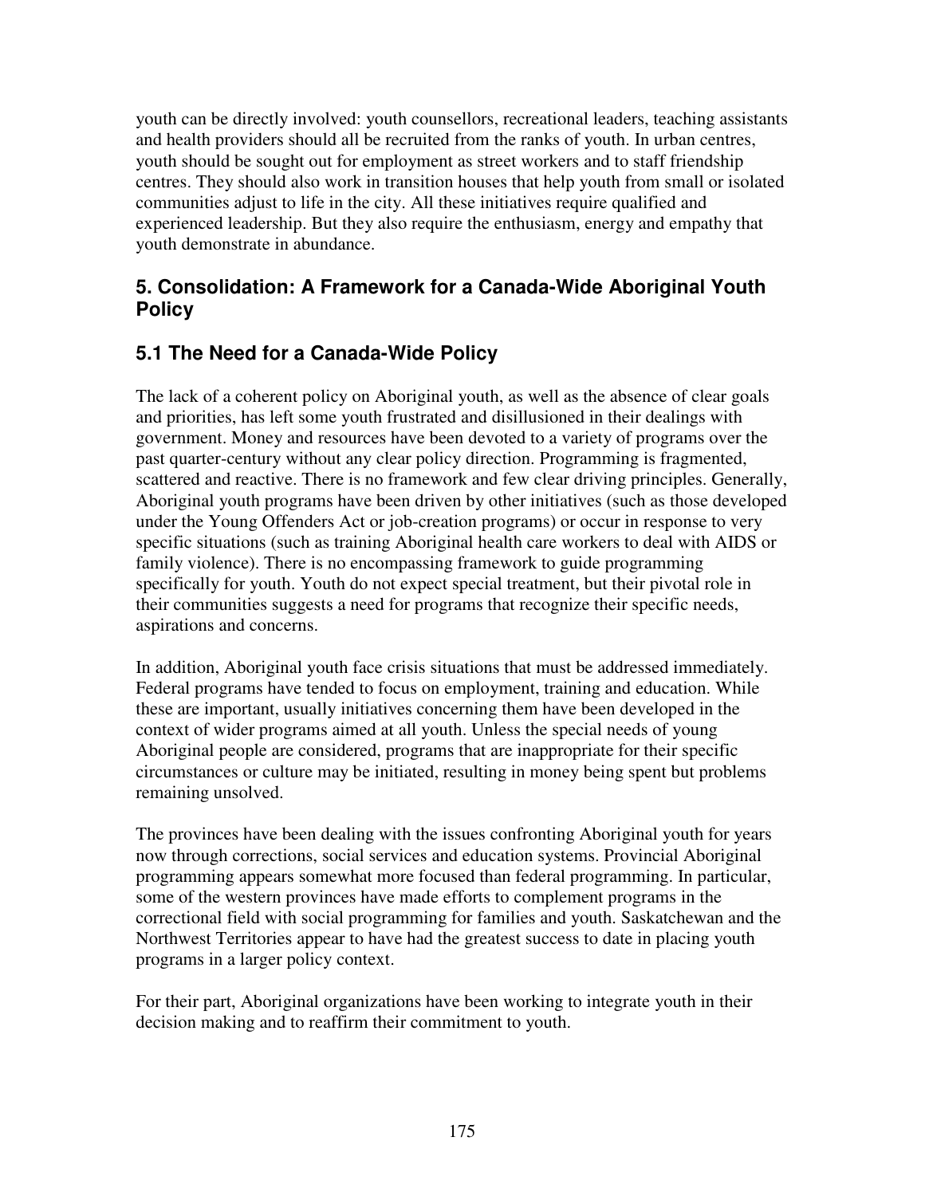youth can be directly involved: youth counsellors, recreational leaders, teaching assistants and health providers should all be recruited from the ranks of youth. In urban centres, youth should be sought out for employment as street workers and to staff friendship centres. They should also work in transition houses that help youth from small or isolated communities adjust to life in the city. All these initiatives require qualified and experienced leadership. But they also require the enthusiasm, energy and empathy that youth demonstrate in abundance.

## 5. Consolidation: A Framework for a Canada-Wide Aboriginal Youth Policy

### 5.1 The Need for a Canada-Wide Policy

The lack of a coherent policy on Aboriginal youth, as well as the absence of clear goals and priorities, has left some youth frustrated and disillusioned in their dealings with government. Money and resources have been devoted to a variety of programs over the past quarter-century without any clear policy direction. Programming is fragmented, scattered and reactive. There is no framework and few clear driving principles. Generally, Aboriginal youth programs have been driven by other initiatives (such as those developed under the Young Offenders Act or job-creation programs) or occur in response to very specific situations (such as training Aboriginal health care workers to deal with AIDS or family violence). There is no encompassing framework to guide programming specifically for youth. Youth do not expect special treatment, but their pivotal role in their communities suggests a need for programs that recognize their specific needs, aspirations and concerns.

In addition, Aboriginal youth face crisis situations that must be addressed immediately. Federal programs have tended to focus on employment, training and education. While these are important, usually initiatives concerning them have been developed in the context of wider programs aimed at all youth. Unless the special needs of young Aboriginal people are considered, programs that are inappropriate for their specific circumstances or culture may be initiated, resulting in money being spent but problems remaining unsolved.

The provinces have been dealing with the issues confronting Aboriginal youth for years now through corrections, social services and education systems. Provincial Aboriginal programming appears somewhat more focused than federal programming. In particular, some of the western provinces have made efforts to complement programs in the correctional field with social programming for families and youth. Saskatchewan and the Northwest Territories appear to have had the greatest success to date in placing youth programs in a larger policy context.

For their part, Aboriginal organizations have been working to integrate youth in their decision making and to reaffirm their commitment to youth.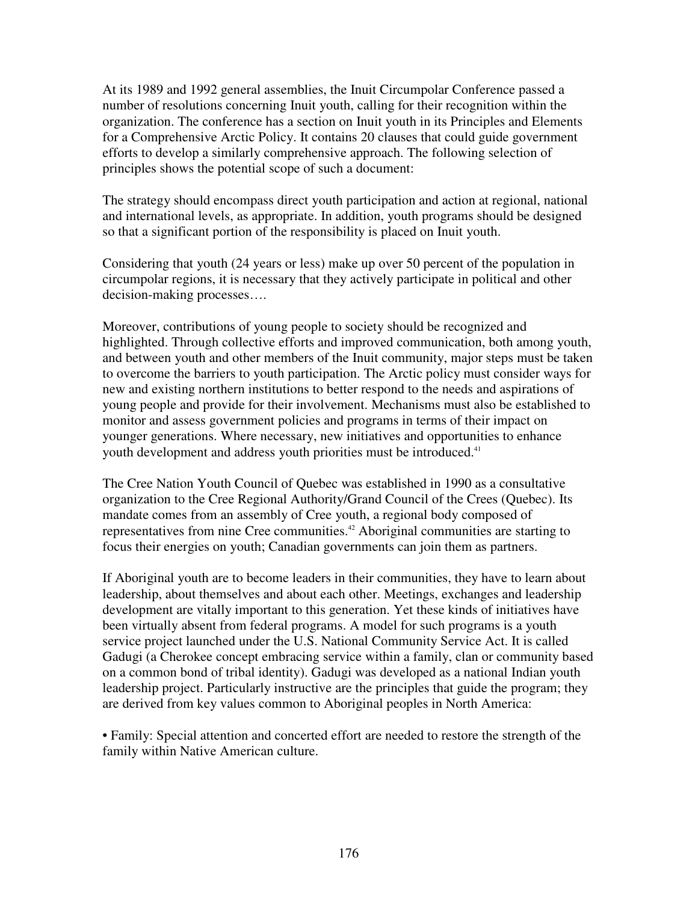At its 1989 and 1992 general assemblies, the Inuit Circumpolar Conference passed a number of resolutions concerning Inuit youth, calling for their recognition within the organization. The conference has a section on Inuit youth in its Principles and Elements for a Comprehensive Arctic Policy. It contains 20 clauses that could guide government efforts to develop a similarly comprehensive approach. The following selection of principles shows the potential scope of such a document:

The strategy should encompass direct youth participation and action at regional, national and international levels, as appropriate. In addition, youth programs should be designed so that a significant portion of the responsibility is placed on Inuit youth.

Considering that youth (24 years or less) make up over 50 percent of the population in circumpolar regions, it is necessary that they actively participate in political and other decision-making processes….

Moreover, contributions of young people to society should be recognized and highlighted. Through collective efforts and improved communication, both among youth, and between youth and other members of the Inuit community, major steps must be taken to overcome the barriers to youth participation. The Arctic policy must consider ways for new and existing northern institutions to better respond to the needs and aspirations of young people and provide for their involvement. Mechanisms must also be established to monitor and assess government policies and programs in terms of their impact on younger generations. Where necessary, new initiatives and opportunities to enhance youth development and address youth priorities must be introduced.[41]

The Cree Nation Youth Council of Quebec was established in 1990 as a consultative organization to the Cree Regional Authority/Grand Council of the Crees (Quebec). Its mandate comes from an assembly of Cree youth, a regional body composed of representatives from nine Cree communities.[42] Aboriginal communities are starting to focus their energies on youth; Canadian governments can join them as partners.

If Aboriginal youth are to become leaders in their communities, they have to learn about leadership, about themselves and about each other. Meetings, exchanges and leadership development are vitally important to this generation. Yet these kinds of initiatives have been virtually absent from federal programs. A model for such programs is a youth service project launched under the U.S. National Community Service Act. It is called Gadugi (a Cherokee concept embracing service within a family, clan or community based on a common bond of tribal identity). Gadugi was developed as a national Indian youth leadership project. Particularly instructive are the principles that guide the program; they are derived from key values common to Aboriginal peoples in North America:

- Family: Special attention and concerted effort are needed to restore the strength of the family within Native American culture.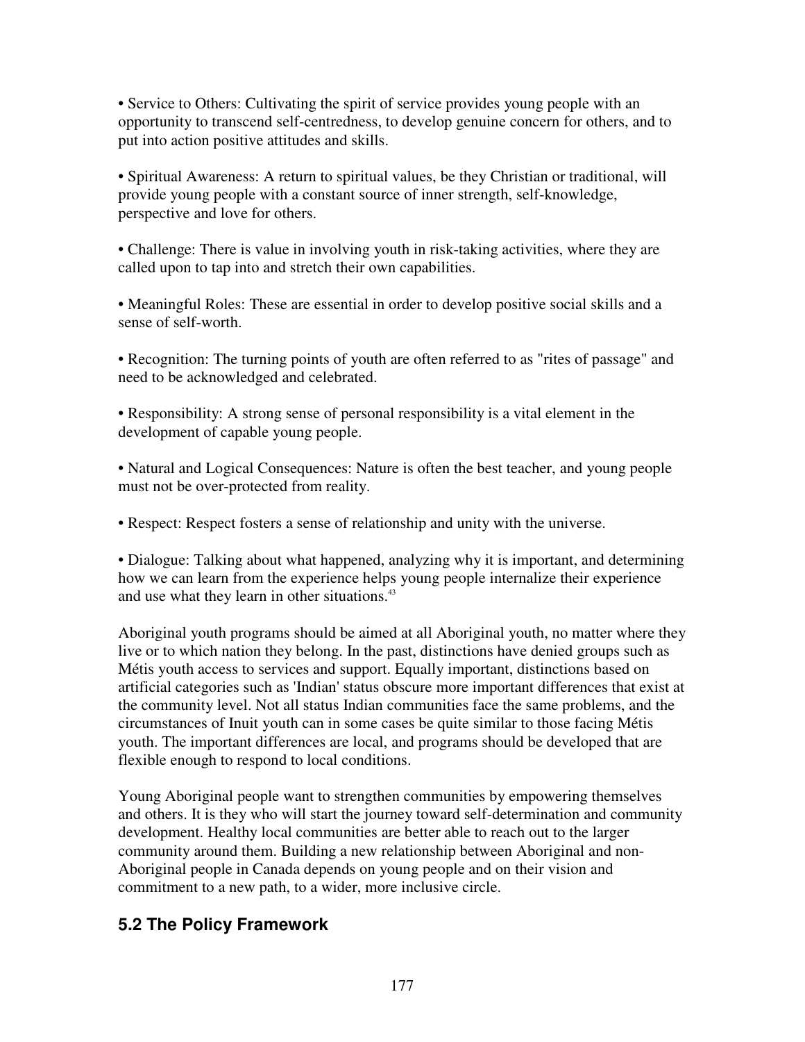- Service to Others: Cultivating the spirit of service provides young people with an opportunity to transcend self-centredness, to develop genuine concern for others, and to put into action positive attitudes and skills.

- Spiritual Awareness: A return to spiritual values, be they Christian or traditional, will provide young people with a constant source of inner strength, self-knowledge, perspective and love for others.

- Challenge: There is value in involving youth in risk-taking activities, where they are called upon to tap into and stretch their own capabilities.

- Meaningful Roles: These are essential in order to develop positive social skills and a sense of self-worth.

- Recognition: The turning points of youth are often referred to as "rites of passage" and need to be acknowledged and celebrated.

- Responsibility: A strong sense of personal responsibility is a vital element in the development of capable young people.

- Natural and Logical Consequences: Nature is often the best teacher, and young people must not be over-protected from reality.

- Respect: Respect fosters a sense of relationship and unity with the universe.

- Dialogue: Talking about what happened, analyzing why it is important, and determining how we can learn from the experience helps young people internalize their experience and use what they learn in other situations.[43]

Aboriginal youth programs should be aimed at all Aboriginal youth, no matter where they live or to which nation they belong. In the past, distinctions have denied groups such as Métis youth access to services and support. Equally important, distinctions based on artificial categories such as 'Indian' status obscure more important differences that exist at the community level. Not all status Indian communities face the same problems, and the circumstances of Inuit youth can in some cases be quite similar to those facing Métis youth. The important differences are local, and programs should be developed that are flexible enough to respond to local conditions.

Young Aboriginal people want to strengthen communities by empowering themselves and others. It is they who will start the journey toward self-determination and community development. Healthy local communities are better able to reach out to the larger community around them. Building a new relationship between Aboriginal and non-Aboriginal people in Canada depends on young people and on their vision and commitment to a new path, to a wider, more inclusive circle.

## 5.2 The Policy Framework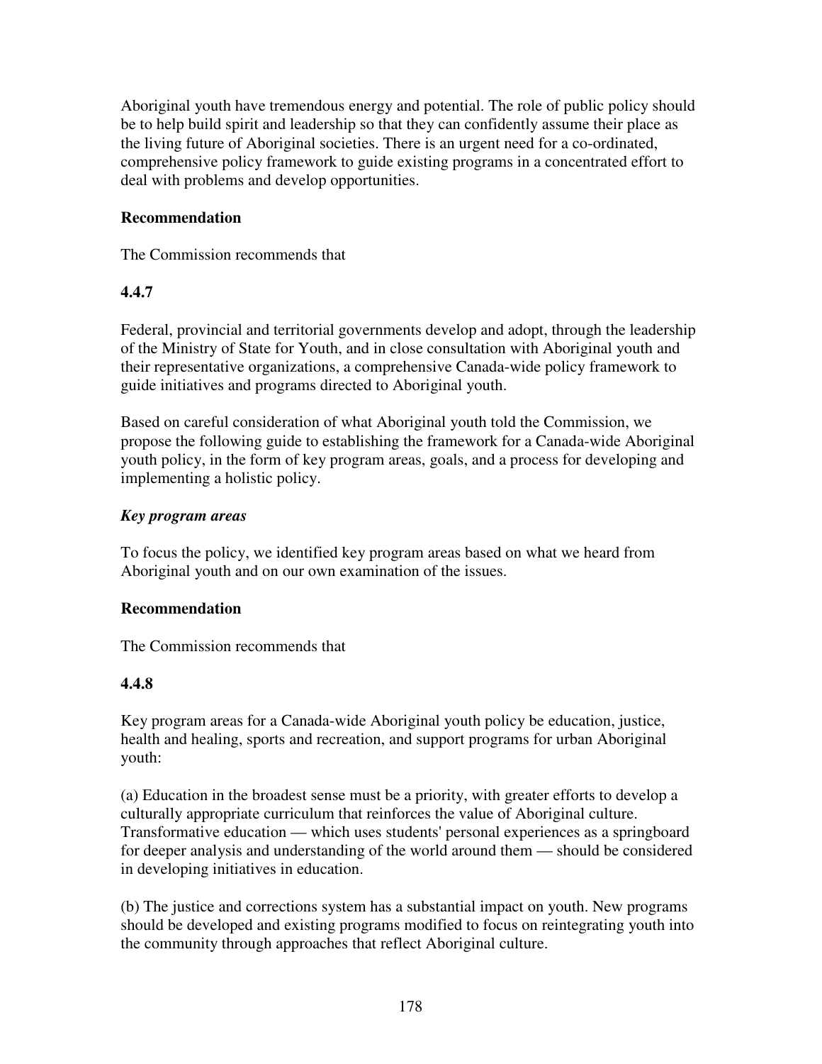Aboriginal youth have tremendous energy and potential. The role of public policy should be to help build spirit and leadership so that they can confidently assume their place as the living future of Aboriginal societies. There is an urgent need for a co-ordinated, comprehensive policy framework to guide existing programs in a concentrated effort to deal with problems and develop opportunities.

**Recommendation**

The Commission recommends that

**4.4.7**

Federal, provincial and territorial governments develop and adopt, through the leadership of the Ministry of State for Youth, and in close consultation with Aboriginal youth and their representative organizations, a comprehensive Canada-wide policy framework to guide initiatives and programs directed to Aboriginal youth.

Based on careful consideration of what Aboriginal youth told the Commission, we propose the following guide to establishing the framework for a Canada-wide Aboriginal youth policy, in the form of key program areas, goals, and a process for developing and implementing a holistic policy.

***Key program areas***

To focus the policy, we identified key program areas based on what we heard from Aboriginal youth and on our own examination of the issues.

**Recommendation**

The Commission recommends that

**4.4.8**

Key program areas for a Canada-wide Aboriginal youth policy be education, justice, health and healing, sports and recreation, and support programs for urban Aboriginal youth:

(a) Education in the broadest sense must be a priority, with greater efforts to develop a culturally appropriate curriculum that reinforces the value of Aboriginal culture. Transformative education — which uses students' personal experiences as a springboard for deeper analysis and understanding of the world around them — should be considered in developing initiatives in education.

(b) The justice and corrections system has a substantial impact on youth. New programs should be developed and existing programs modified to focus on reintegrating youth into the community through approaches that reflect Aboriginal culture.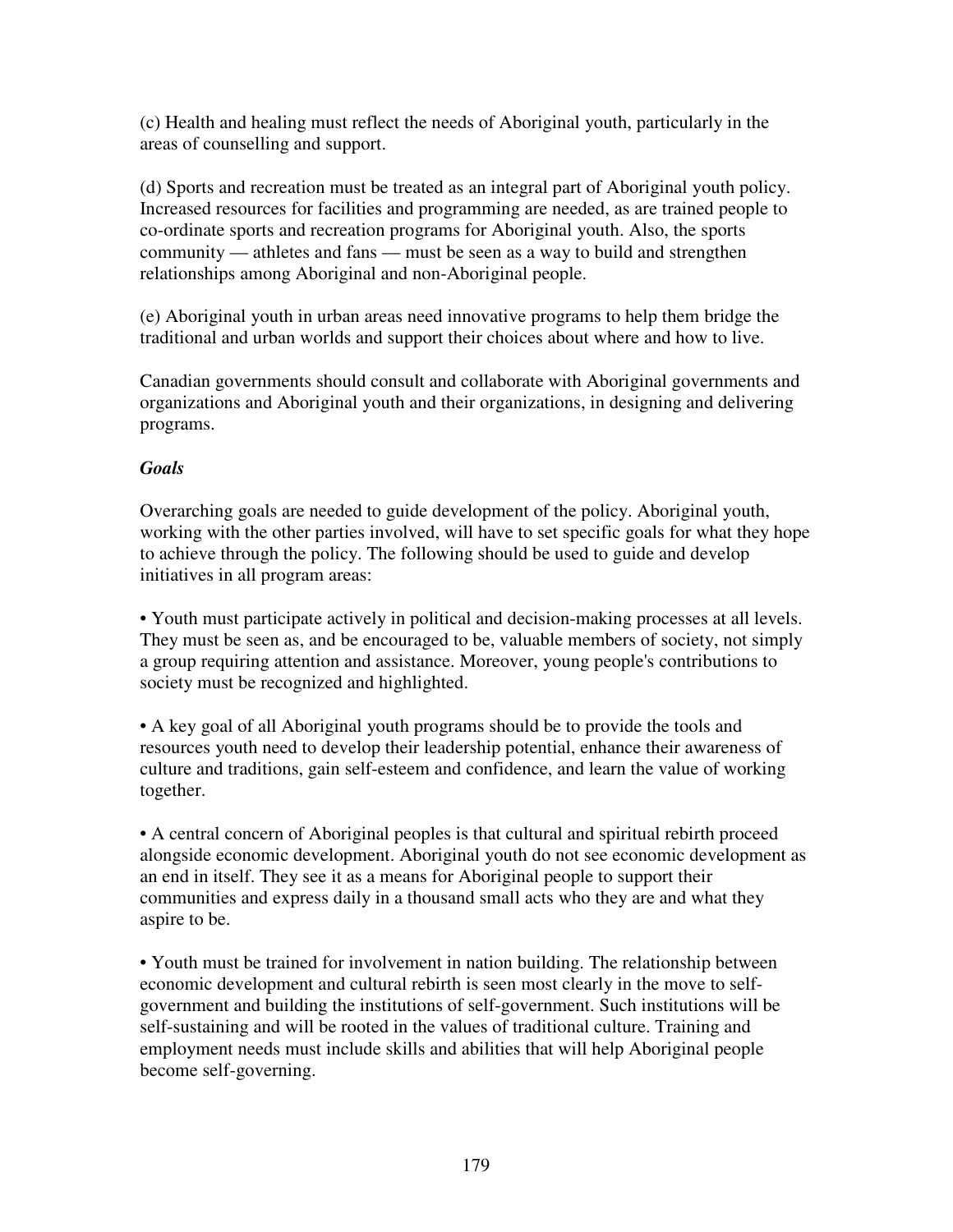(c) Health and healing must reflect the needs of Aboriginal youth, particularly in the areas of counselling and support.

(d) Sports and recreation must be treated as an integral part of Aboriginal youth policy. Increased resources for facilities and programming are needed, as are trained people to co-ordinate sports and recreation programs for Aboriginal youth. Also, the sports community — athletes and fans — must be seen as a way to build and strengthen relationships among Aboriginal and non-Aboriginal people.

(e) Aboriginal youth in urban areas need innovative programs to help them bridge the traditional and urban worlds and support their choices about where and how to live.

Canadian governments should consult and collaborate with Aboriginal governments and organizations and Aboriginal youth and their organizations, in designing and delivering programs.

***Goals***

Overarching goals are needed to guide development of the policy. Aboriginal youth, working with the other parties involved, will have to set specific goals for what they hope to achieve through the policy. The following should be used to guide and develop initiatives in all program areas:

- Youth must participate actively in political and decision-making processes at all levels. They must be seen as, and be encouraged to be, valuable members of society, not simply a group requiring attention and assistance. Moreover, young people's contributions to society must be recognized and highlighted.

- A key goal of all Aboriginal youth programs should be to provide the tools and resources youth need to develop their leadership potential, enhance their awareness of culture and traditions, gain self-esteem and confidence, and learn the value of working together.

- A central concern of Aboriginal peoples is that cultural and spiritual rebirth proceed alongside economic development. Aboriginal youth do not see economic development as an end in itself. They see it as a means for Aboriginal people to support their communities and express daily in a thousand small acts who they are and what they aspire to be.

- Youth must be trained for involvement in nation building. The relationship between economic development and cultural rebirth is seen most clearly in the move to self-government and building the institutions of self-government. Such institutions will be self-sustaining and will be rooted in the values of traditional culture. Training and employment needs must include skills and abilities that will help Aboriginal people become self-governing.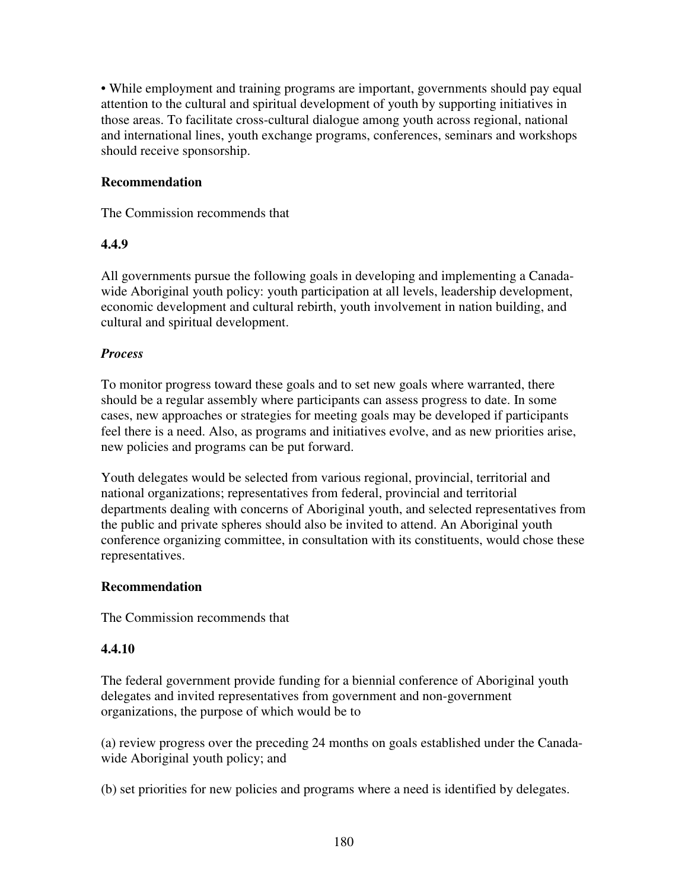• While employment and training programs are important, governments should pay equal attention to the cultural and spiritual development of youth by supporting initiatives in those areas. To facilitate cross-cultural dialogue among youth across regional, national and international lines, youth exchange programs, conferences, seminars and workshops should receive sponsorship.

**Recommendation**

The Commission recommends that

**4.4.9**

All governments pursue the following goals in developing and implementing a Canada-wide Aboriginal youth policy: youth participation at all levels, leadership development, economic development and cultural rebirth, youth involvement in nation building, and cultural and spiritual development.

***Process***

To monitor progress toward these goals and to set new goals where warranted, there should be a regular assembly where participants can assess progress to date. In some cases, new approaches or strategies for meeting goals may be developed if participants feel there is a need. Also, as programs and initiatives evolve, and as new priorities arise, new policies and programs can be put forward.

Youth delegates would be selected from various regional, provincial, territorial and national organizations; representatives from federal, provincial and territorial departments dealing with concerns of Aboriginal youth, and selected representatives from the public and private spheres should also be invited to attend. An Aboriginal youth conference organizing committee, in consultation with its constituents, would chose these representatives.

**Recommendation**

The Commission recommends that

**4.4.10**

The federal government provide funding for a biennial conference of Aboriginal youth delegates and invited representatives from government and non-government organizations, the purpose of which would be to

(a) review progress over the preceding 24 months on goals established under the Canada-wide Aboriginal youth policy; and

(b) set priorities for new policies and programs where a need is identified by delegates.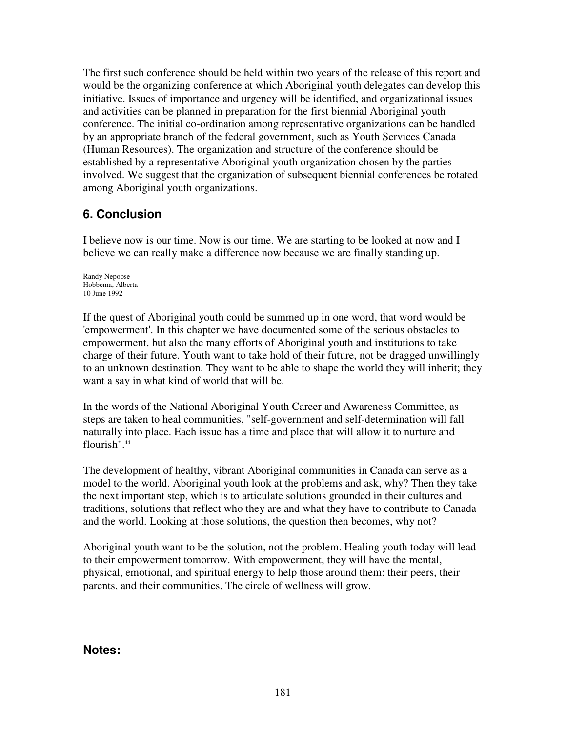The first such conference should be held within two years of the release of this report and would be the organizing conference at which Aboriginal youth delegates can develop this initiative. Issues of importance and urgency will be identified, and organizational issues and activities can be planned in preparation for the first biennial Aboriginal youth conference. The initial co-ordination among representative organizations can be handled by an appropriate branch of the federal government, such as Youth Services Canada (Human Resources). The organization and structure of the conference should be established by a representative Aboriginal youth organization chosen by the parties involved. We suggest that the organization of subsequent biennial conferences be rotated among Aboriginal youth organizations.

## 6. Conclusion

I believe now is our time. Now is our time. We are starting to be looked at now and I believe we can really make a difference now because we are finally standing up.

Randy Nepoose
Hobbema, Alberta
10 June 1992

If the quest of Aboriginal youth could be summed up in one word, that word would be 'empowerment'. In this chapter we have documented some of the serious obstacles to empowerment, but also the many efforts of Aboriginal youth and institutions to take charge of their future. Youth want to take hold of their future, not be dragged unwillingly to an unknown destination. They want to be able to shape the world they will inherit; they want a say in what kind of world that will be.

In the words of the National Aboriginal Youth Career and Awareness Committee, as steps are taken to heal communities, "self-government and self-determination will fall naturally into place. Each issue has a time and place that will allow it to nurture and flourish".[44]

The development of healthy, vibrant Aboriginal communities in Canada can serve as a model to the world. Aboriginal youth look at the problems and ask, why? Then they take the next important step, which is to articulate solutions grounded in their cultures and traditions, solutions that reflect who they are and what they have to contribute to Canada and the world. Looking at those solutions, the question then becomes, why not?

Aboriginal youth want to be the solution, not the problem. Healing youth today will lead to their empowerment tomorrow. With empowerment, they will have the mental, physical, emotional, and spiritual energy to help those around them: their peers, their parents, and their communities. The circle of wellness will grow.

## Notes: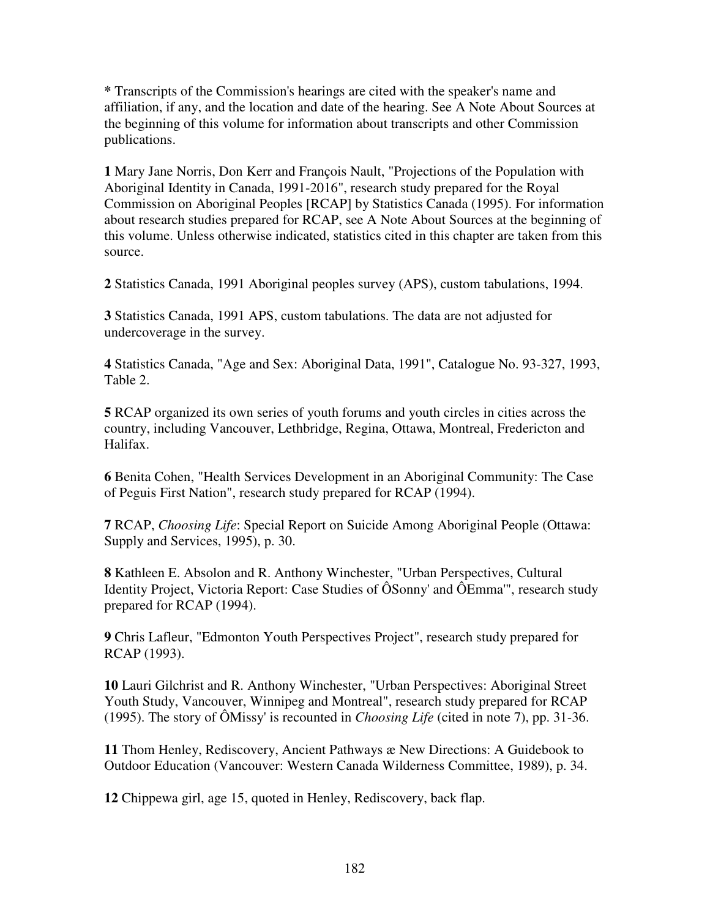**\*** Transcripts of the Commission's hearings are cited with the speaker's name and affiliation, if any, and the location and date of the hearing. See A Note About Sources at the beginning of this volume for information about transcripts and other Commission publications.

**1** Mary Jane Norris, Don Kerr and François Nault, "Projections of the Population with Aboriginal Identity in Canada, 1991-2016", research study prepared for the Royal Commission on Aboriginal Peoples [RCAP] by Statistics Canada (1995). For information about research studies prepared for RCAP, see A Note About Sources at the beginning of this volume. Unless otherwise indicated, statistics cited in this chapter are taken from this source.

**2** Statistics Canada, 1991 Aboriginal peoples survey (APS), custom tabulations, 1994.

**3** Statistics Canada, 1991 APS, custom tabulations. The data are not adjusted for undercoverage in the survey.

**4** Statistics Canada, "Age and Sex: Aboriginal Data, 1991", Catalogue No. 93-327, 1993, Table 2.

**5** RCAP organized its own series of youth forums and youth circles in cities across the country, including Vancouver, Lethbridge, Regina, Ottawa, Montreal, Fredericton and Halifax.

**6** Benita Cohen, "Health Services Development in an Aboriginal Community: The Case of Peguis First Nation", research study prepared for RCAP (1994).

**7** RCAP, *Choosing Life*: Special Report on Suicide Among Aboriginal People (Ottawa: Supply and Services, 1995), p. 30.

**8** Kathleen E. Absolon and R. Anthony Winchester, "Urban Perspectives, Cultural Identity Project, Victoria Report: Case Studies of ÔSonny' and ÔEmma'", research study prepared for RCAP (1994).

**9** Chris Lafleur, "Edmonton Youth Perspectives Project", research study prepared for RCAP (1993).

**10** Lauri Gilchrist and R. Anthony Winchester, "Urban Perspectives: Aboriginal Street Youth Study, Vancouver, Winnipeg and Montreal", research study prepared for RCAP (1995). The story of ÔMissy' is recounted in *Choosing Life* (cited in note 7), pp. 31-36.

**11** Thom Henley, Rediscovery, Ancient Pathways æ New Directions: A Guidebook to Outdoor Education (Vancouver: Western Canada Wilderness Committee, 1989), p. 34.

**12** Chippewa girl, age 15, quoted in Henley, Rediscovery, back flap.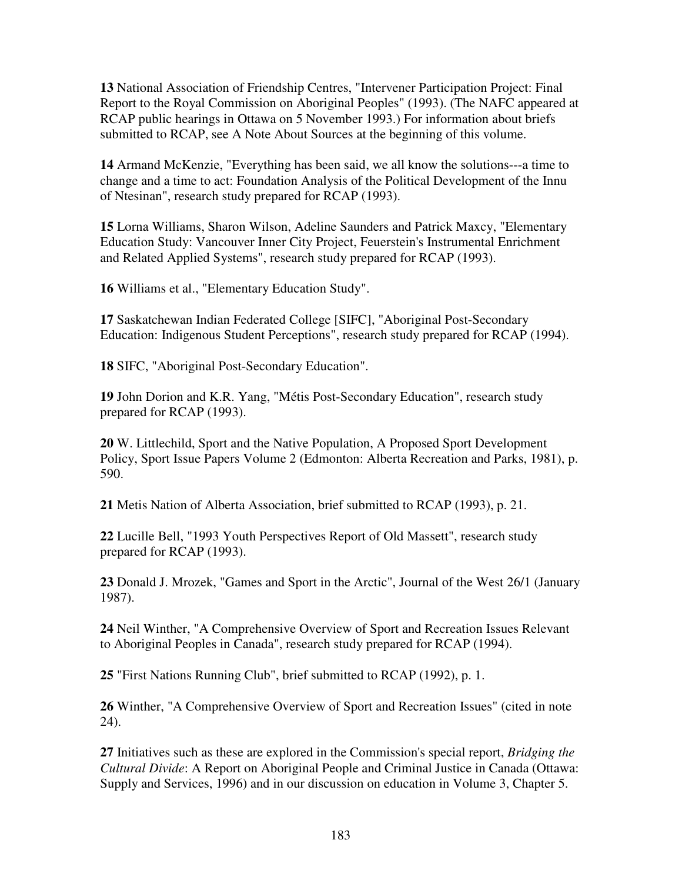**13** National Association of Friendship Centres, "Intervener Participation Project: Final Report to the Royal Commission on Aboriginal Peoples" (1993). (The NAFC appeared at RCAP public hearings in Ottawa on 5 November 1993.) For information about briefs submitted to RCAP, see A Note About Sources at the beginning of this volume.

**14** Armand McKenzie, "Everything has been said, we all know the solutions---a time to change and a time to act: Foundation Analysis of the Political Development of the Innu of Ntesinan", research study prepared for RCAP (1993).

**15** Lorna Williams, Sharon Wilson, Adeline Saunders and Patrick Maxcy, "Elementary Education Study: Vancouver Inner City Project, Feuerstein's Instrumental Enrichment and Related Applied Systems", research study prepared for RCAP (1993).

**16** Williams et al., "Elementary Education Study".

**17** Saskatchewan Indian Federated College [SIFC], "Aboriginal Post-Secondary Education: Indigenous Student Perceptions", research study prepared for RCAP (1994).

**18** SIFC, "Aboriginal Post-Secondary Education".

**19** John Dorion and K.R. Yang, "Métis Post-Secondary Education", research study prepared for RCAP (1993).

**20** W. Littlechild, Sport and the Native Population, A Proposed Sport Development Policy, Sport Issue Papers Volume 2 (Edmonton: Alberta Recreation and Parks, 1981), p. 590.

**21** Metis Nation of Alberta Association, brief submitted to RCAP (1993), p. 21.

**22** Lucille Bell, "1993 Youth Perspectives Report of Old Massett", research study prepared for RCAP (1993).

**23** Donald J. Mrozek, "Games and Sport in the Arctic", Journal of the West 26/1 (January 1987).

**24** Neil Winther, "A Comprehensive Overview of Sport and Recreation Issues Relevant to Aboriginal Peoples in Canada", research study prepared for RCAP (1994).

**25** "First Nations Running Club", brief submitted to RCAP (1992), p. 1.

**26** Winther, "A Comprehensive Overview of Sport and Recreation Issues" (cited in note 24).

**27** Initiatives such as these are explored in the Commission's special report, *Bridging the Cultural Divide*: A Report on Aboriginal People and Criminal Justice in Canada (Ottawa: Supply and Services, 1996) and in our discussion on education in Volume 3, Chapter 5.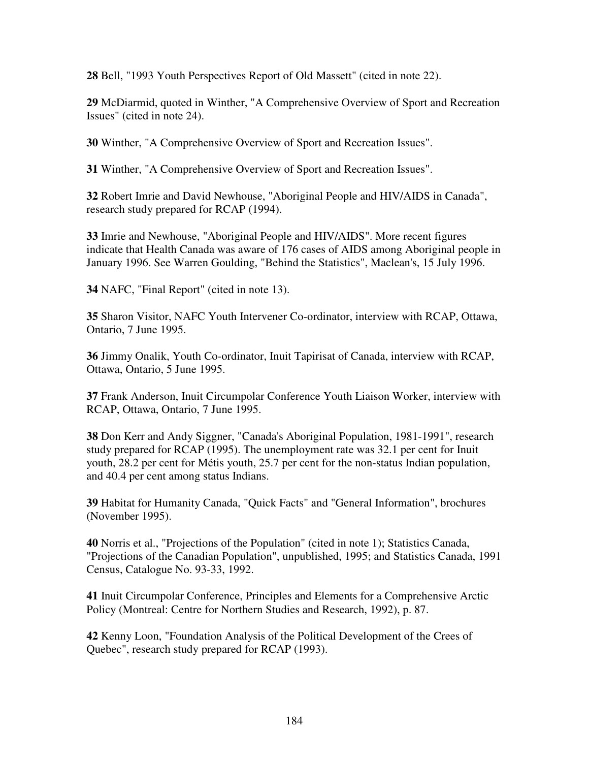**28** Bell, "1993 Youth Perspectives Report of Old Massett" (cited in note 22).

**29** McDiarmid, quoted in Winther, "A Comprehensive Overview of Sport and Recreation Issues" (cited in note 24).

**30** Winther, "A Comprehensive Overview of Sport and Recreation Issues".

**31** Winther, "A Comprehensive Overview of Sport and Recreation Issues".

**32** Robert Imrie and David Newhouse, "Aboriginal People and HIV/AIDS in Canada", research study prepared for RCAP (1994).

**33** Imrie and Newhouse, "Aboriginal People and HIV/AIDS". More recent figures indicate that Health Canada was aware of 176 cases of AIDS among Aboriginal people in January 1996. See Warren Goulding, "Behind the Statistics", Maclean's, 15 July 1996.

**34** NAFC, "Final Report" (cited in note 13).

**35** Sharon Visitor, NAFC Youth Intervener Co-ordinator, interview with RCAP, Ottawa, Ontario, 7 June 1995.

**36** Jimmy Onalik, Youth Co-ordinator, Inuit Tapirisat of Canada, interview with RCAP, Ottawa, Ontario, 5 June 1995.

**37** Frank Anderson, Inuit Circumpolar Conference Youth Liaison Worker, interview with RCAP, Ottawa, Ontario, 7 June 1995.

**38** Don Kerr and Andy Siggner, "Canada's Aboriginal Population, 1981-1991", research study prepared for RCAP (1995). The unemployment rate was 32.1 per cent for Inuit youth, 28.2 per cent for Métis youth, 25.7 per cent for the non-status Indian population, and 40.4 per cent among status Indians.

**39** Habitat for Humanity Canada, "Quick Facts" and "General Information", brochures (November 1995).

**40** Norris et al., "Projections of the Population" (cited in note 1); Statistics Canada, "Projections of the Canadian Population", unpublished, 1995; and Statistics Canada, 1991 Census, Catalogue No. 93-33, 1992.

**41** Inuit Circumpolar Conference, Principles and Elements for a Comprehensive Arctic Policy (Montreal: Centre for Northern Studies and Research, 1992), p. 87.

**42** Kenny Loon, "Foundation Analysis of the Political Development of the Crees of Quebec", research study prepared for RCAP (1993).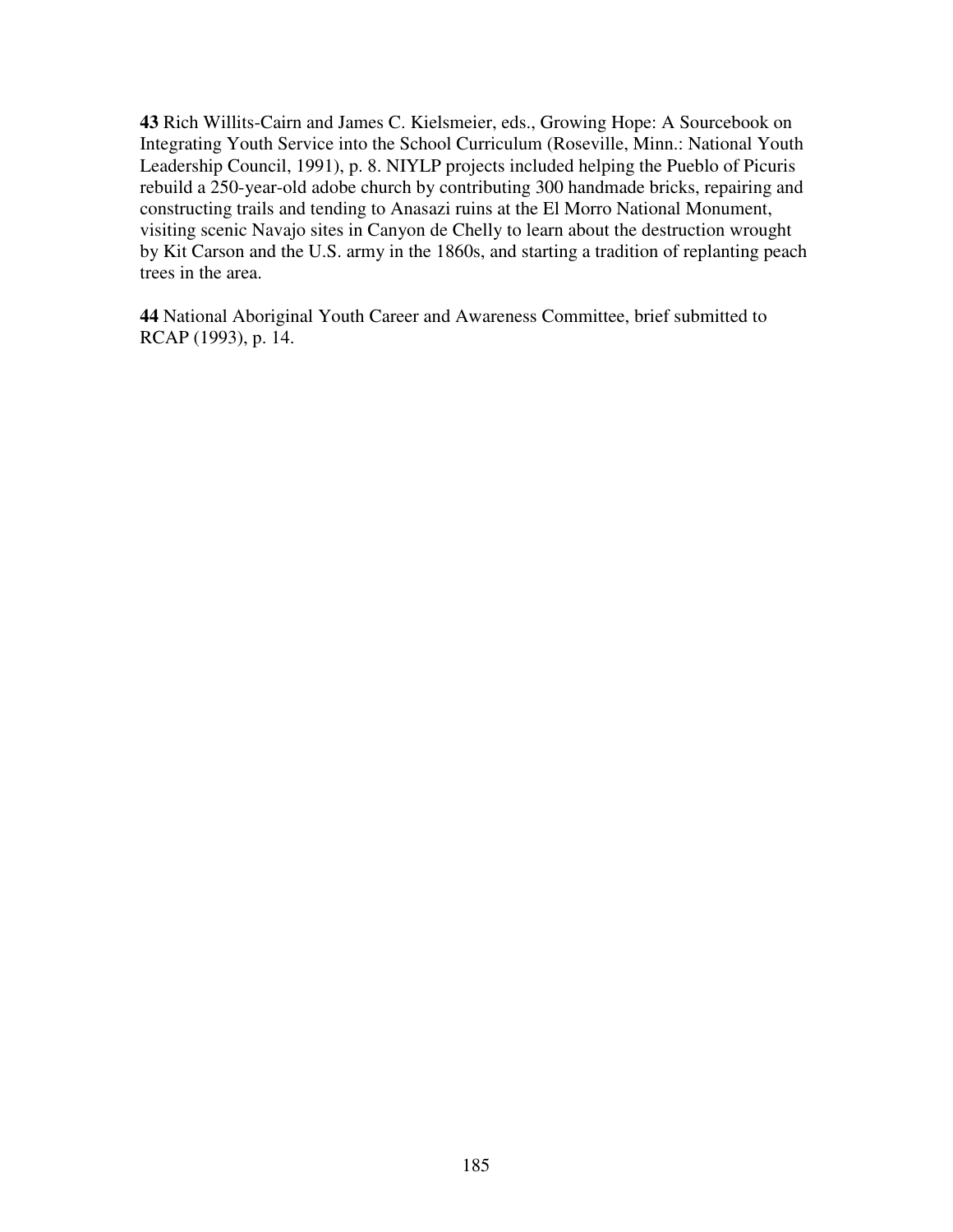**43** Rich Willits-Cairn and James C. Kielsmeier, eds., Growing Hope: A Sourcebook on Integrating Youth Service into the School Curriculum (Roseville, Minn.: National Youth Leadership Council, 1991), p. 8. NIYLP projects included helping the Pueblo of Picuris rebuild a 250-year-old adobe church by contributing 300 handmade bricks, repairing and constructing trails and tending to Anasazi ruins at the El Morro National Monument, visiting scenic Navajo sites in Canyon de Chelly to learn about the destruction wrought by Kit Carson and the U.S. army in the 1860s, and starting a tradition of replanting peach trees in the area.

**44** National Aboriginal Youth Career and Awareness Committee, brief submitted to RCAP (1993), p. 14.